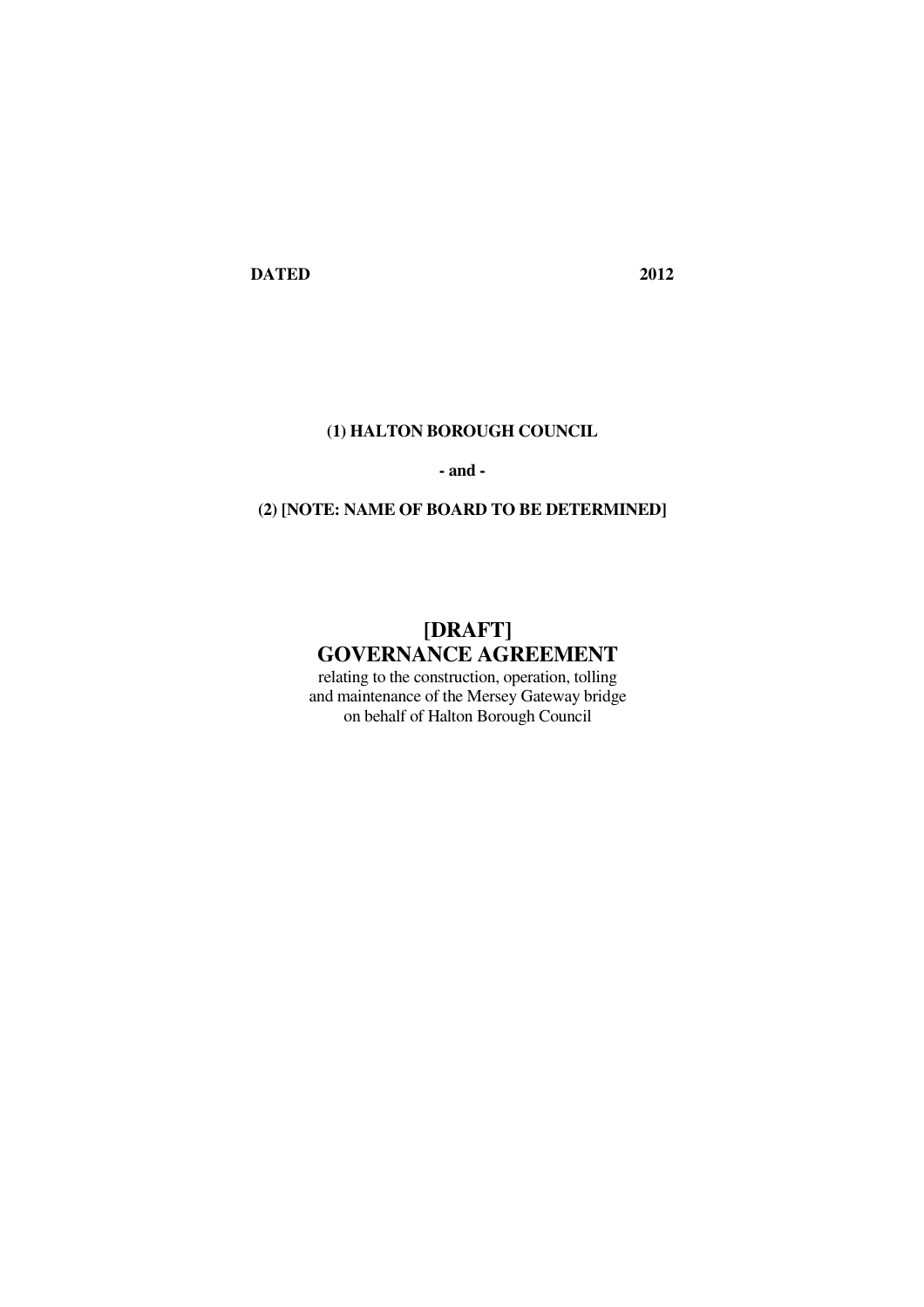**DATED 2012**

**(1) HALTON BOROUGH COUNCIL**

**- and -**

**(2) [NOTE: NAME OF BOARD TO BE DETERMINED]**

# [DRAFT] GOVERNANCE AGREEMENT

relating to the construction, operation, tolling and maintenance of the Mersey Gateway bridge on behalf of Halton Borough Council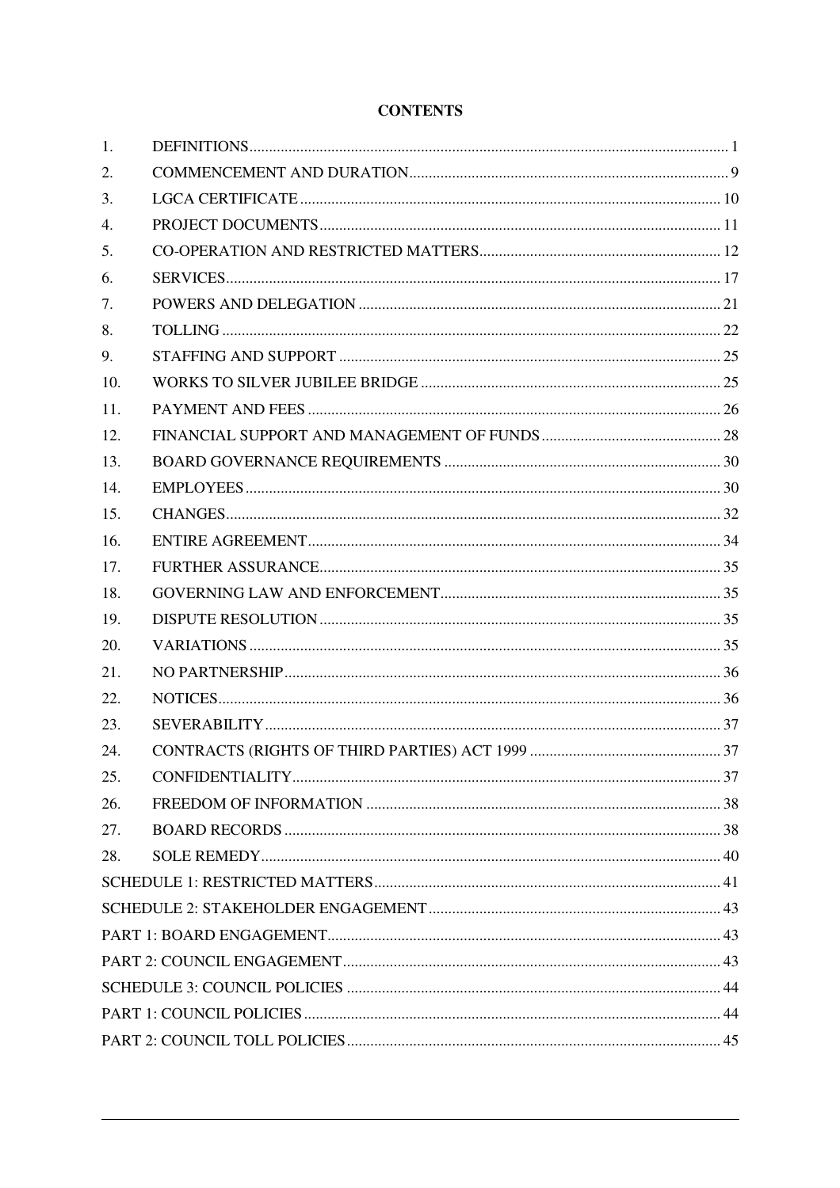# CONTENTS

| | | |
|---|---|---|
| 1. | DEFINITIONS | 1 |
| 2. | COMMENCEMENT AND DURATION | 9 |
| 3. | LGCA CERTIFICATE | 10 |
| 4. | PROJECT DOCUMENTS | 11 |
| 5. | CO-OPERATION AND RESTRICTED MATTERS | 12 |
| 6. | SERVICES | 17 |
| 7. | POWERS AND DELEGATION | 21 |
| 8. | TOLLING | 22 |
| 9. | STAFFING AND SUPPORT | 25 |
| 10. | WORKS TO SILVER JUBILEE BRIDGE | 25 |
| 11. | PAYMENT AND FEES | 26 |
| 12. | FINANCIAL SUPPORT AND MANAGEMENT OF FUNDS | 28 |
| 13. | BOARD GOVERNANCE REQUIREMENTS | 30 |
| 14. | EMPLOYEES | 30 |
| 15. | CHANGES | 32 |
| 16. | ENTIRE AGREEMENT | 34 |
| 17. | FURTHER ASSURANCE | 35 |
| 18. | GOVERNING LAW AND ENFORCEMENT | 35 |
| 19. | DISPUTE RESOLUTION | 35 |
| 20. | VARIATIONS | 35 |
| 21. | NO PARTNERSHIP | 36 |
| 22. | NOTICES | 36 |
| 23. | SEVERABILITY | 37 |
| 24. | CONTRACTS (RIGHTS OF THIRD PARTIES) ACT 1999 | 37 |
| 25. | CONFIDENTIALITY | 37 |
| 26. | FREEDOM OF INFORMATION | 38 |
| 27. | BOARD RECORDS | 38 |
| 28. | SOLE REMEDY | 40 |
| | SCHEDULE 1: RESTRICTED MATTERS | 41 |
| | SCHEDULE 2: STAKEHOLDER ENGAGEMENT | 43 |
| | PART 1: BOARD ENGAGEMENT | 43 |
| | PART 2: COUNCIL ENGAGEMENT | 43 |
| | SCHEDULE 3: COUNCIL POLICIES | 44 |
| | PART 1: COUNCIL POLICIES | 44 |
| | PART 2: COUNCIL TOLL POLICIES | 45 |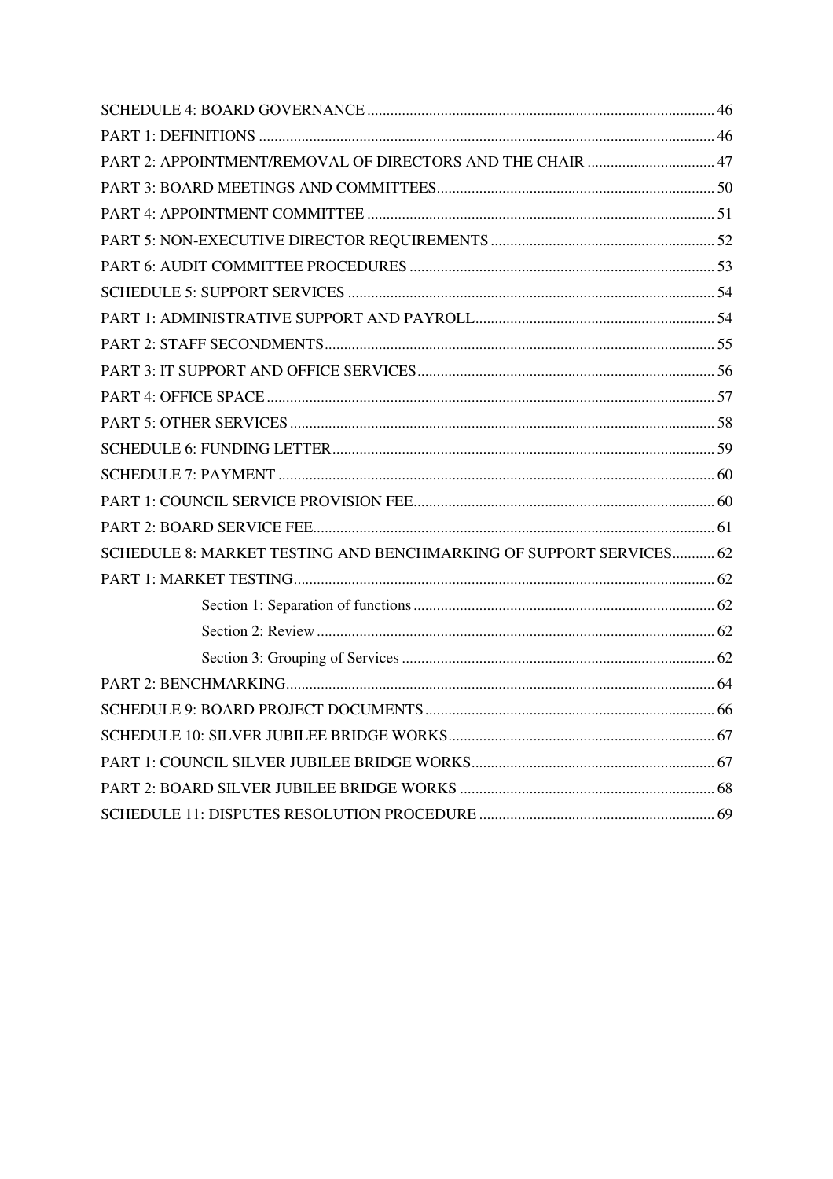SCHEDULE 4: BOARD GOVERNANCE ........................................................................................ 46

PART 1: DEFINITIONS .................................................................................................................. 46

PART 2: APPOINTMENT/REMOVAL OF DIRECTORS AND THE CHAIR ................................ 47

PART 3: BOARD MEETINGS AND COMMITTEES...................................................................... 50

PART 4: APPOINTMENT COMMITTEE ......................................................................................... 51

PART 5: NON-EXECUTIVE DIRECTOR REQUIREMENTS .......................................................... 52

PART 6: AUDIT COMMITTEE PROCEDURES .............................................................................. 53

SCHEDULE 5: SUPPORT SERVICES .............................................................................................. 54

PART 1: ADMINISTRATIVE SUPPORT AND PAYROLL............................................................. 54

PART 2: STAFF SECONDMENTS.................................................................................................... 55

PART 3: IT SUPPORT AND OFFICE SERVICES............................................................................ 56

PART 4: OFFICE SPACE................................................................................................................... 57

PART 5: OTHER SERVICES............................................................................................................. 58

SCHEDULE 6: FUNDING LETTER.................................................................................................. 59

SCHEDULE 7: PAYMENT ................................................................................................................ 60

PART 1: COUNCIL SERVICE PROVISION FEE............................................................................. 60

PART 2: BOARD SERVICE FEE....................................................................................................... 61

SCHEDULE 8: MARKET TESTING AND BENCHMARKING OF SUPPORT SERVICES........... 62

PART 1: MARKET TESTING............................................................................................................ 62

- Section 1: Separation of functions ............................................................................ 62
- Section 2: Review ...................................................................................................... 62
- Section 3: Grouping of Services ................................................................................ 62

PART 2: BENCHMARKING.............................................................................................................. 64

SCHEDULE 9: BOARD PROJECT DOCUMENTS........................................................................... 66

SCHEDULE 10: SILVER JUBILEE BRIDGE WORKS..................................................................... 67

PART 1: COUNCIL SILVER JUBILEE BRIDGE WORKS............................................................... 67

PART 2: BOARD SILVER JUBILEE BRIDGE WORKS .................................................................. 68

SCHEDULE 11: DISPUTES RESOLUTION PROCEDURE ............................................................. 69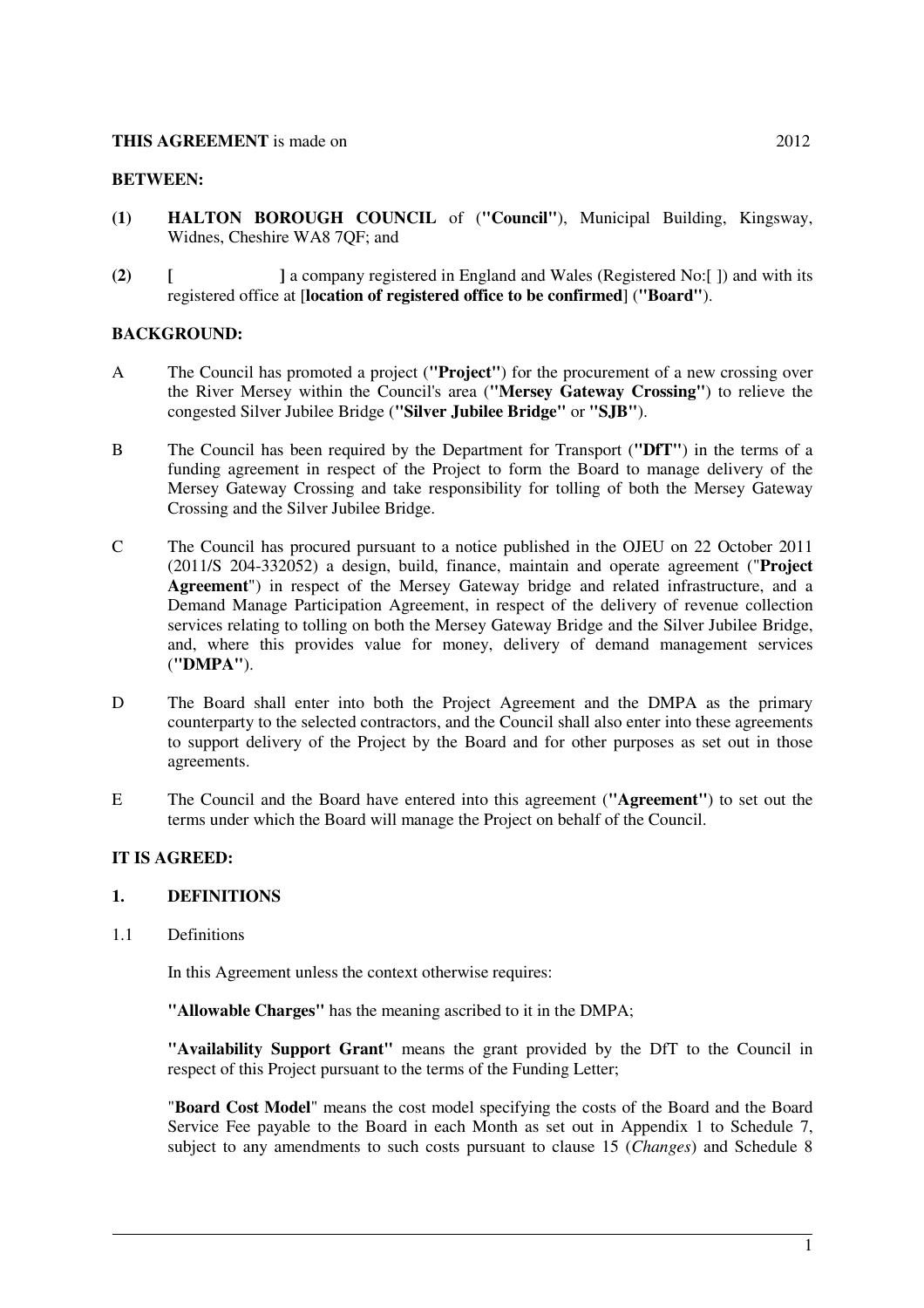**THIS AGREEMENT** is made on 2012

**BETWEEN:**

**(1)** **HALTON BOROUGH COUNCIL** of (**"Council"**), Municipal Building, Kingsway, Widnes, Cheshire WA8 7QF; and

**(2)** **[ ]** a company registered in England and Wales (Registered No:[ ]) and with its registered office at [**location of registered office to be confirmed**] (**"Board"**).

**BACKGROUND:**

A The Council has promoted a project (**"Project"**) for the procurement of a new crossing over the River Mersey within the Council's area (**"Mersey Gateway Crossing"**) to relieve the congested Silver Jubilee Bridge (**"Silver Jubilee Bridge"** or **"SJB"**).

B The Council has been required by the Department for Transport (**"DfT"**) in the terms of a funding agreement in respect of the Project to form the Board to manage delivery of the Mersey Gateway Crossing and take responsibility for tolling of both the Mersey Gateway Crossing and the Silver Jubilee Bridge.

C The Council has procured pursuant to a notice published in the OJEU on 22 October 2011 (2011/S 204-332052) a design, build, finance, maintain and operate agreement ("**Project Agreement**") in respect of the Mersey Gateway bridge and related infrastructure, and a Demand Manage Participation Agreement, in respect of the delivery of revenue collection services relating to tolling on both the Mersey Gateway Bridge and the Silver Jubilee Bridge, and, where this provides value for money, delivery of demand management services (**"DMPA"**).

D The Board shall enter into both the Project Agreement and the DMPA as the primary counterparty to the selected contractors, and the Council shall also enter into these agreements to support delivery of the Project by the Board and for other purposes as set out in those agreements.

E The Council and the Board have entered into this agreement (**"Agreement"**) to set out the terms under which the Board will manage the Project on behalf of the Council.

**IT IS AGREED:**

## 1. DEFINITIONS

1.1 Definitions

In this Agreement unless the context otherwise requires:

**"Allowable Charges"** has the meaning ascribed to it in the DMPA;

**"Availability Support Grant"** means the grant provided by the DfT to the Council in respect of this Project pursuant to the terms of the Funding Letter;

"**Board Cost Model**" means the cost model specifying the costs of the Board and the Board Service Fee payable to the Board in each Month as set out in Appendix 1 to Schedule 7, subject to any amendments to such costs pursuant to clause 15 (*Changes*) and Schedule 8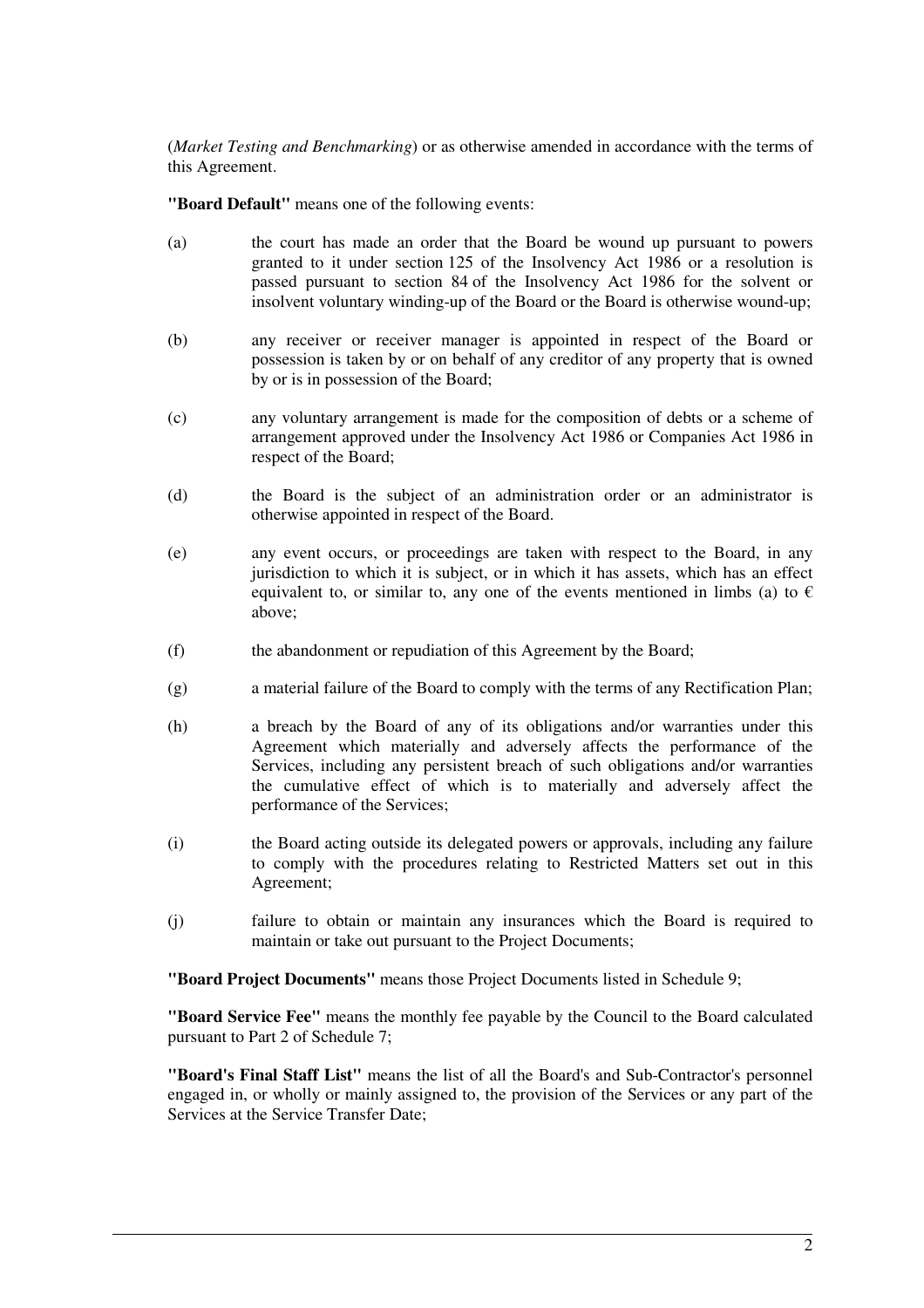(*Market Testing and Benchmarking*) or as otherwise amended in accordance with the terms of this Agreement.

**"Board Default"** means one of the following events:

(a) the court has made an order that the Board be wound up pursuant to powers granted to it under section 125 of the Insolvency Act 1986 or a resolution is passed pursuant to section 84 of the Insolvency Act 1986 for the solvent or insolvent voluntary winding-up of the Board or the Board is otherwise wound-up;

(b) any receiver or receiver manager is appointed in respect of the Board or possession is taken by or on behalf of any creditor of any property that is owned by or is in possession of the Board;

(c) any voluntary arrangement is made for the composition of debts or a scheme of arrangement approved under the Insolvency Act 1986 or Companies Act 1986 in respect of the Board;

(d) the Board is the subject of an administration order or an administrator is otherwise appointed in respect of the Board.

(e) any event occurs, or proceedings are taken with respect to the Board, in any jurisdiction to which it is subject, or in which it has assets, which has an effect equivalent to, or similar to, any one of the events mentioned in limbs (a) to € above;

(f) the abandonment or repudiation of this Agreement by the Board;

(g) a material failure of the Board to comply with the terms of any Rectification Plan;

(h) a breach by the Board of any of its obligations and/or warranties under this Agreement which materially and adversely affects the performance of the Services, including any persistent breach of such obligations and/or warranties the cumulative effect of which is to materially and adversely affect the performance of the Services;

(i) the Board acting outside its delegated powers or approvals, including any failure to comply with the procedures relating to Restricted Matters set out in this Agreement;

(j) failure to obtain or maintain any insurances which the Board is required to maintain or take out pursuant to the Project Documents;

**"Board Project Documents"** means those Project Documents listed in Schedule 9;

**"Board Service Fee"** means the monthly fee payable by the Council to the Board calculated pursuant to Part 2 of Schedule 7;

**"Board's Final Staff List"** means the list of all the Board's and Sub-Contractor's personnel engaged in, or wholly or mainly assigned to, the provision of the Services or any part of the Services at the Service Transfer Date;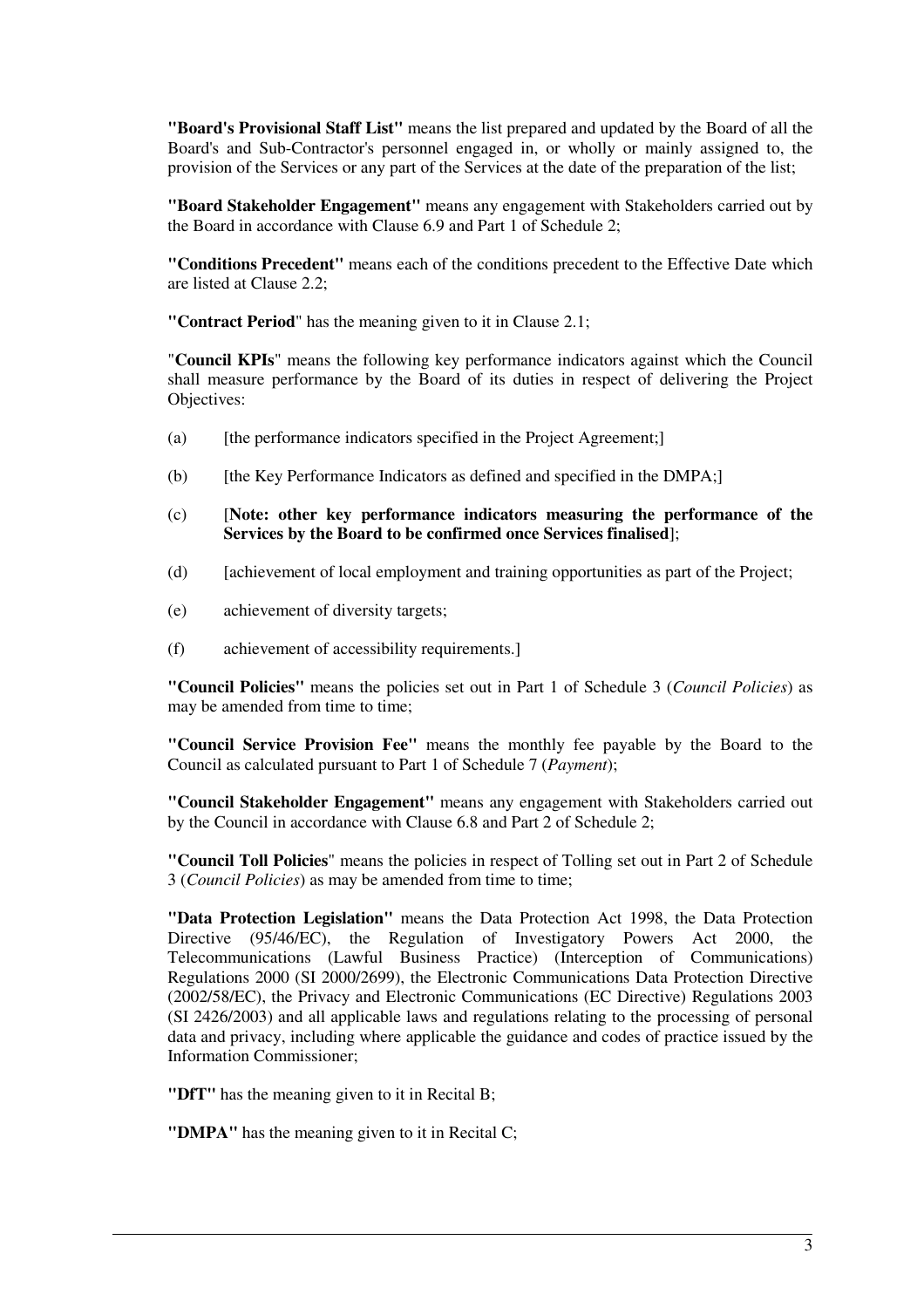**"Board's Provisional Staff List"** means the list prepared and updated by the Board of all the Board's and Sub-Contractor's personnel engaged in, or wholly or mainly assigned to, the provision of the Services or any part of the Services at the date of the preparation of the list;

**"Board Stakeholder Engagement"** means any engagement with Stakeholders carried out by the Board in accordance with Clause 6.9 and Part 1 of Schedule 2;

**"Conditions Precedent"** means each of the conditions precedent to the Effective Date which are listed at Clause 2.2;

**"Contract Period"** has the meaning given to it in Clause 2.1;

"**Council KPIs**" means the following key performance indicators against which the Council shall measure performance by the Board of its duties in respect of delivering the Project Objectives:

(a) [the performance indicators specified in the Project Agreement;]

(b) [the Key Performance Indicators as defined and specified in the DMPA;]

(c) [**Note: other key performance indicators measuring the performance of the Services by the Board to be confirmed once Services finalised**];

(d) [achievement of local employment and training opportunities as part of the Project;

(e) achievement of diversity targets;

(f) achievement of accessibility requirements.]

**"Council Policies"** means the policies set out in Part 1 of Schedule 3 (*Council Policies*) as may be amended from time to time;

**"Council Service Provision Fee"** means the monthly fee payable by the Board to the Council as calculated pursuant to Part 1 of Schedule 7 (*Payment*);

**"Council Stakeholder Engagement"** means any engagement with Stakeholders carried out by the Council in accordance with Clause 6.8 and Part 2 of Schedule 2;

**"Council Toll Policies"** means the policies in respect of Tolling set out in Part 2 of Schedule 3 (*Council Policies*) as may be amended from time to time;

**"Data Protection Legislation"** means the Data Protection Act 1998, the Data Protection Directive (95/46/EC), the Regulation of Investigatory Powers Act 2000, the Telecommunications (Lawful Business Practice) (Interception of Communications) Regulations 2000 (SI 2000/2699), the Electronic Communications Data Protection Directive (2002/58/EC), the Privacy and Electronic Communications (EC Directive) Regulations 2003 (SI 2426/2003) and all applicable laws and regulations relating to the processing of personal data and privacy, including where applicable the guidance and codes of practice issued by the Information Commissioner;

**"DfT"** has the meaning given to it in Recital B;

**"DMPA"** has the meaning given to it in Recital C;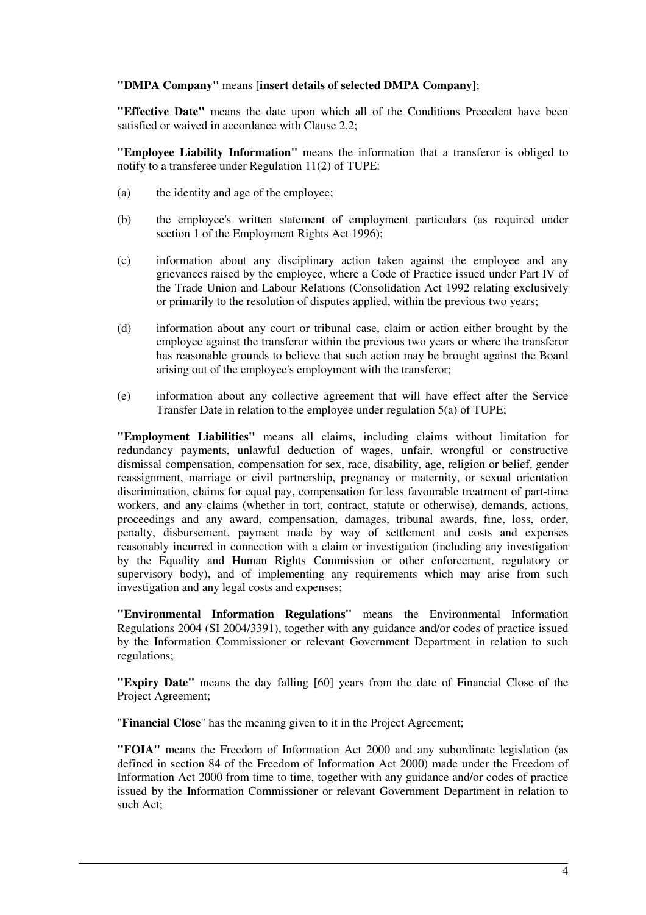**"DMPA Company"** means [**insert details of selected DMPA Company**];

**"Effective Date"** means the date upon which all of the Conditions Precedent have been satisfied or waived in accordance with Clause 2.2;

**"Employee Liability Information"** means the information that a transferor is obliged to notify to a transferee under Regulation 11(2) of TUPE:

(a) the identity and age of the employee;

(b) the employee's written statement of employment particulars (as required under section 1 of the Employment Rights Act 1996);

(c) information about any disciplinary action taken against the employee and any grievances raised by the employee, where a Code of Practice issued under Part IV of the Trade Union and Labour Relations (Consolidation Act 1992 relating exclusively or primarily to the resolution of disputes applied, within the previous two years;

(d) information about any court or tribunal case, claim or action either brought by the employee against the transferor within the previous two years or where the transferor has reasonable grounds to believe that such action may be brought against the Board arising out of the employee's employment with the transferor;

(e) information about any collective agreement that will have effect after the Service Transfer Date in relation to the employee under regulation 5(a) of TUPE;

**"Employment Liabilities"** means all claims, including claims without limitation for redundancy payments, unlawful deduction of wages, unfair, wrongful or constructive dismissal compensation, compensation for sex, race, disability, age, religion or belief, gender reassignment, marriage or civil partnership, pregnancy or maternity, or sexual orientation discrimination, claims for equal pay, compensation for less favourable treatment of part-time workers, and any claims (whether in tort, contract, statute or otherwise), demands, actions, proceedings and any award, compensation, damages, tribunal awards, fine, loss, order, penalty, disbursement, payment made by way of settlement and costs and expenses reasonably incurred in connection with a claim or investigation (including any investigation by the Equality and Human Rights Commission or other enforcement, regulatory or supervisory body), and of implementing any requirements which may arise from such investigation and any legal costs and expenses;

**"Environmental Information Regulations"** means the Environmental Information Regulations 2004 (SI 2004/3391), together with any guidance and/or codes of practice issued by the Information Commissioner or relevant Government Department in relation to such regulations;

**"Expiry Date"** means the day falling [60] years from the date of Financial Close of the Project Agreement;

"**Financial Close**" has the meaning given to it in the Project Agreement;

**"FOIA"** means the Freedom of Information Act 2000 and any subordinate legislation (as defined in section 84 of the Freedom of Information Act 2000) made under the Freedom of Information Act 2000 from time to time, together with any guidance and/or codes of practice issued by the Information Commissioner or relevant Government Department in relation to such Act;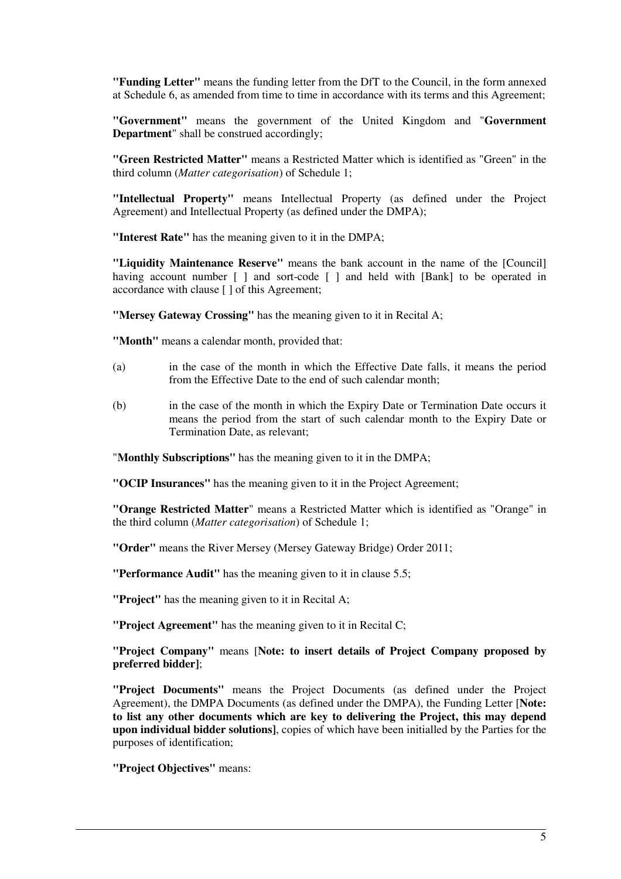**"Funding Letter"** means the funding letter from the DfT to the Council, in the form annexed at Schedule 6, as amended from time to time in accordance with its terms and this Agreement;

**"Government"** means the government of the United Kingdom and "**Government Department**" shall be construed accordingly;

**"Green Restricted Matter"** means a Restricted Matter which is identified as "Green" in the third column (*Matter categorisation*) of Schedule 1;

**"Intellectual Property"** means Intellectual Property (as defined under the Project Agreement) and Intellectual Property (as defined under the DMPA);

**"Interest Rate"** has the meaning given to it in the DMPA;

**"Liquidity Maintenance Reserve"** means the bank account in the name of the [Council] having account number [ ] and sort-code [ ] and held with [Bank] to be operated in accordance with clause [ ] of this Agreement;

**"Mersey Gateway Crossing"** has the meaning given to it in Recital A;

**"Month"** means a calendar month, provided that:

(a) in the case of the month in which the Effective Date falls, it means the period from the Effective Date to the end of such calendar month;

(b) in the case of the month in which the Expiry Date or Termination Date occurs it means the period from the start of such calendar month to the Expiry Date or Termination Date, as relevant;

"**Monthly Subscriptions"** has the meaning given to it in the DMPA;

**"OCIP Insurances"** has the meaning given to it in the Project Agreement;

**"Orange Restricted Matter**" means a Restricted Matter which is identified as "Orange" in the third column (*Matter categorisation*) of Schedule 1;

**"Order"** means the River Mersey (Mersey Gateway Bridge) Order 2011;

**"Performance Audit"** has the meaning given to it in clause 5.5;

**"Project"** has the meaning given to it in Recital A;

**"Project Agreement"** has the meaning given to it in Recital C;

**"Project Company"** means [**Note: to insert details of Project Company proposed by preferred bidder]**;

**"Project Documents"** means the Project Documents (as defined under the Project Agreement), the DMPA Documents (as defined under the DMPA), the Funding Letter [**Note: to list any other documents which are key to delivering the Project, this may depend upon individual bidder solutions]**, copies of which have been initialled by the Parties for the purposes of identification;

**"Project Objectives"** means: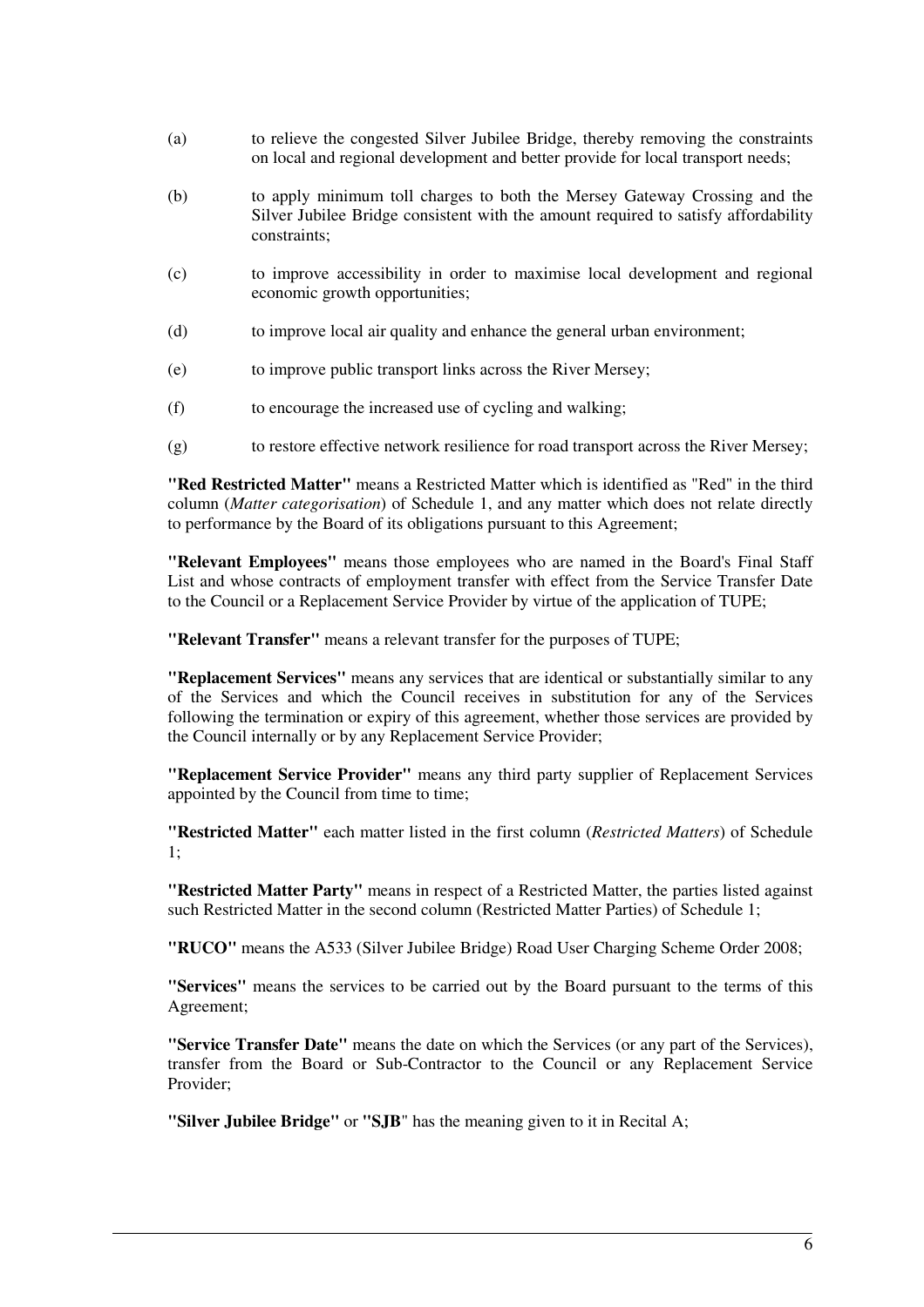(a) to relieve the congested Silver Jubilee Bridge, thereby removing the constraints on local and regional development and better provide for local transport needs;

(b) to apply minimum toll charges to both the Mersey Gateway Crossing and the Silver Jubilee Bridge consistent with the amount required to satisfy affordability constraints;

(c) to improve accessibility in order to maximise local development and regional economic growth opportunities;

(d) to improve local air quality and enhance the general urban environment;

(e) to improve public transport links across the River Mersey;

(f) to encourage the increased use of cycling and walking;

(g) to restore effective network resilience for road transport across the River Mersey;

**"Red Restricted Matter"** means a Restricted Matter which is identified as "Red" in the third column (*Matter categorisation*) of Schedule 1, and any matter which does not relate directly to performance by the Board of its obligations pursuant to this Agreement;

**"Relevant Employees"** means those employees who are named in the Board's Final Staff List and whose contracts of employment transfer with effect from the Service Transfer Date to the Council or a Replacement Service Provider by virtue of the application of TUPE;

**"Relevant Transfer"** means a relevant transfer for the purposes of TUPE;

**"Replacement Services"** means any services that are identical or substantially similar to any of the Services and which the Council receives in substitution for any of the Services following the termination or expiry of this agreement, whether those services are provided by the Council internally or by any Replacement Service Provider;

**"Replacement Service Provider"** means any third party supplier of Replacement Services appointed by the Council from time to time;

**"Restricted Matter"** each matter listed in the first column (*Restricted Matters*) of Schedule 1;

**"Restricted Matter Party"** means in respect of a Restricted Matter, the parties listed against such Restricted Matter in the second column (Restricted Matter Parties) of Schedule 1;

**"RUCO"** means the A533 (Silver Jubilee Bridge) Road User Charging Scheme Order 2008;

**"Services"** means the services to be carried out by the Board pursuant to the terms of this Agreement;

**"Service Transfer Date"** means the date on which the Services (or any part of the Services), transfer from the Board or Sub-Contractor to the Council or any Replacement Service Provider;

**"Silver Jubilee Bridge"** or **"SJB**" has the meaning given to it in Recital A;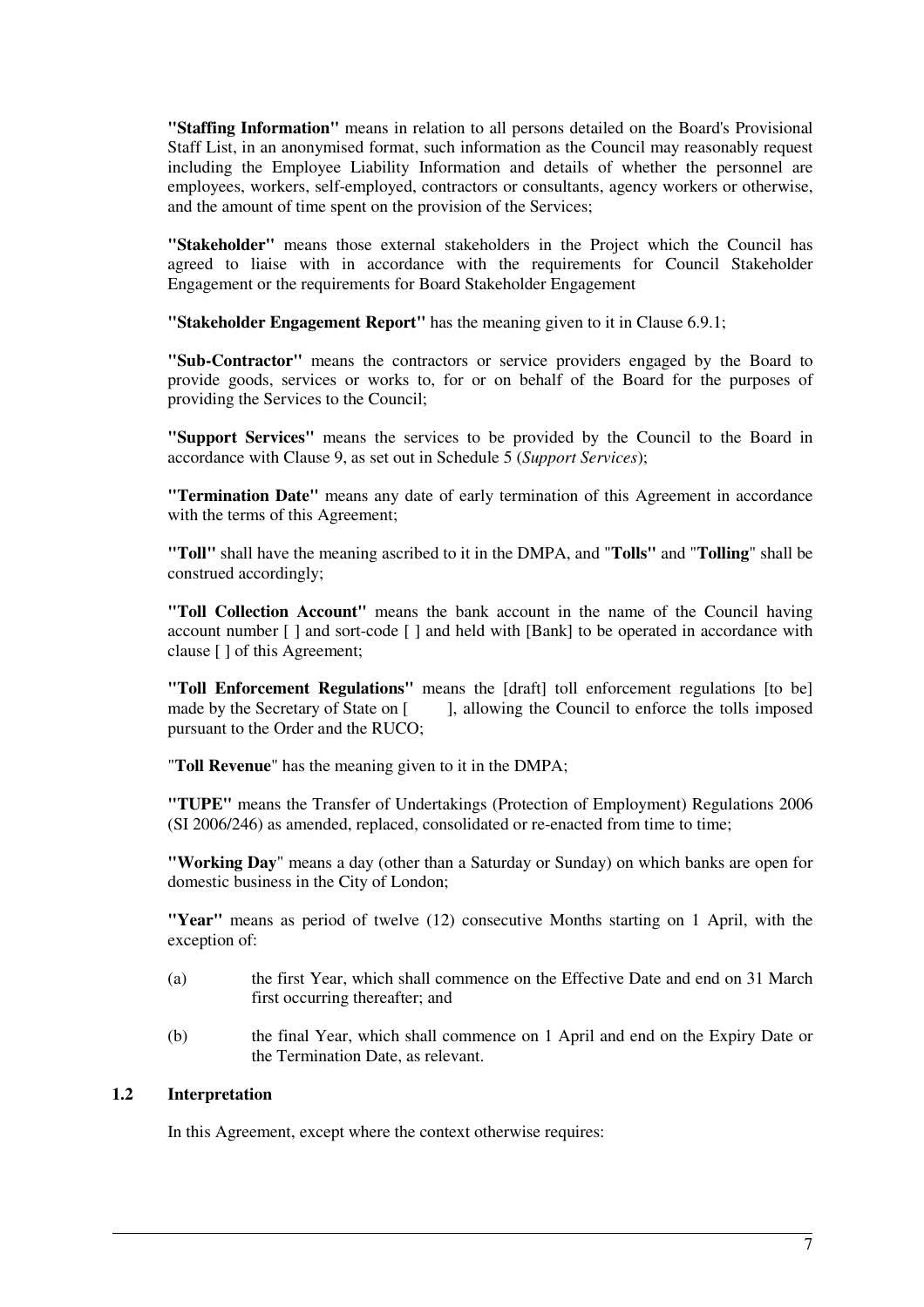**"Staffing Information"** means in relation to all persons detailed on the Board's Provisional Staff List, in an anonymised format, such information as the Council may reasonably request including the Employee Liability Information and details of whether the personnel are employees, workers, self-employed, contractors or consultants, agency workers or otherwise, and the amount of time spent on the provision of the Services;

**"Stakeholder"** means those external stakeholders in the Project which the Council has agreed to liaise with in accordance with the requirements for Council Stakeholder Engagement or the requirements for Board Stakeholder Engagement

**"Stakeholder Engagement Report"** has the meaning given to it in Clause 6.9.1;

**"Sub-Contractor"** means the contractors or service providers engaged by the Board to provide goods, services or works to, for or on behalf of the Board for the purposes of providing the Services to the Council;

**"Support Services"** means the services to be provided by the Council to the Board in accordance with Clause 9, as set out in Schedule 5 (*Support Services*);

**"Termination Date"** means any date of early termination of this Agreement in accordance with the terms of this Agreement;

**"Toll"** shall have the meaning ascribed to it in the DMPA, and "**Tolls"** and "**Tolling**" shall be construed accordingly;

**"Toll Collection Account"** means the bank account in the name of the Council having account number [ ] and sort-code [ ] and held with [Bank] to be operated in accordance with clause [ ] of this Agreement;

**"Toll Enforcement Regulations"** means the [draft] toll enforcement regulations [to be] made by the Secretary of State on [ ], allowing the Council to enforce the tolls imposed pursuant to the Order and the RUCO;

"**Toll Revenue**" has the meaning given to it in the DMPA;

**"TUPE"** means the Transfer of Undertakings (Protection of Employment) Regulations 2006 (SI 2006/246) as amended, replaced, consolidated or re-enacted from time to time;

**"Working Day**" means a day (other than a Saturday or Sunday) on which banks are open for domestic business in the City of London;

**"Year"** means as period of twelve (12) consecutive Months starting on 1 April, with the exception of:

(a) the first Year, which shall commence on the Effective Date and end on 31 March first occurring thereafter; and

(b) the final Year, which shall commence on 1 April and end on the Expiry Date or the Termination Date, as relevant.

### 1.2 Interpretation

In this Agreement, except where the context otherwise requires: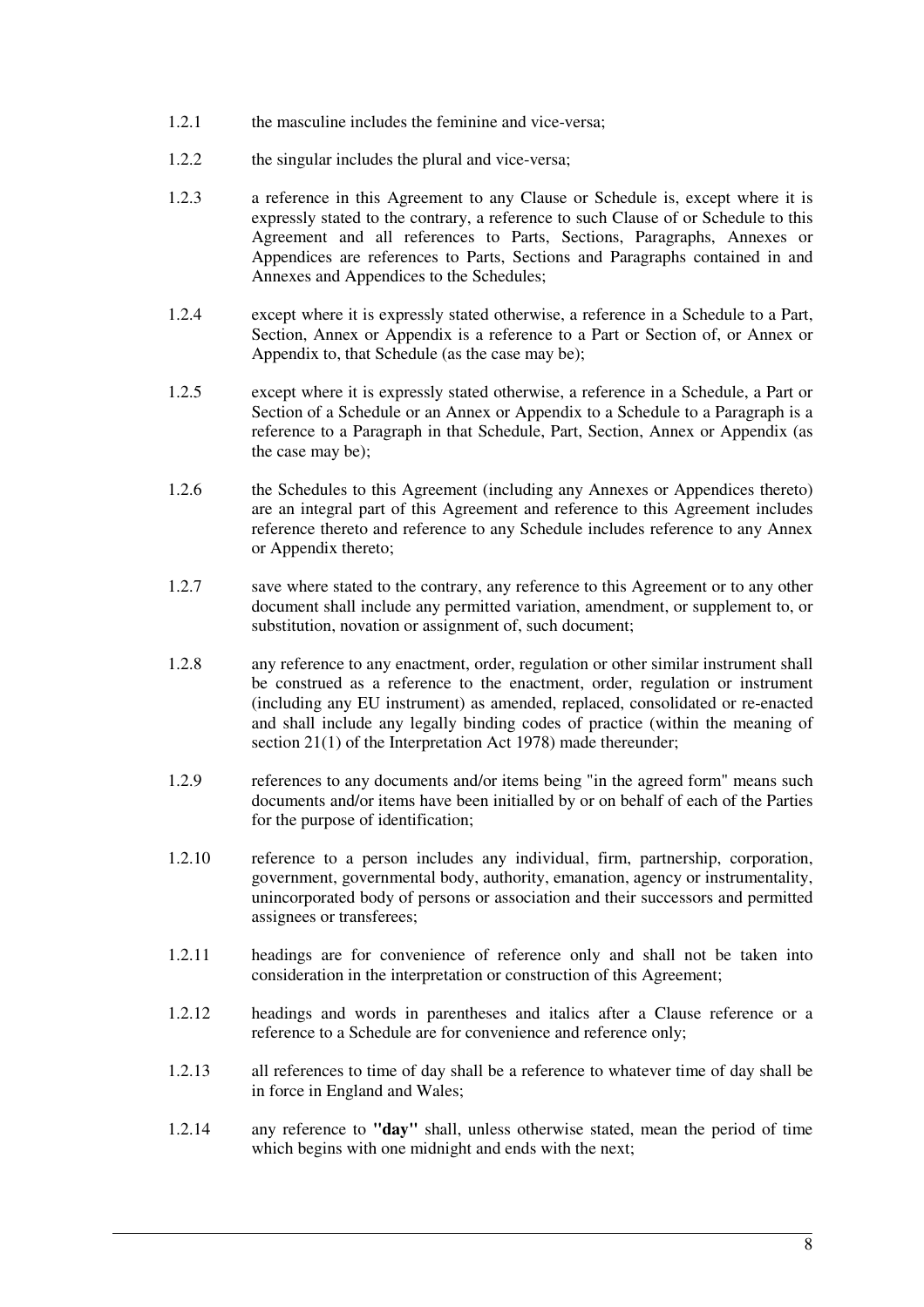1.2.1 the masculine includes the feminine and vice-versa;

1.2.2 the singular includes the plural and vice-versa;

1.2.3 a reference in this Agreement to any Clause or Schedule is, except where it is expressly stated to the contrary, a reference to such Clause of or Schedule to this Agreement and all references to Parts, Sections, Paragraphs, Annexes or Appendices are references to Parts, Sections and Paragraphs contained in and Annexes and Appendices to the Schedules;

1.2.4 except where it is expressly stated otherwise, a reference in a Schedule to a Part, Section, Annex or Appendix is a reference to a Part or Section of, or Annex or Appendix to, that Schedule (as the case may be);

1.2.5 except where it is expressly stated otherwise, a reference in a Schedule, a Part or Section of a Schedule or an Annex or Appendix to a Schedule to a Paragraph is a reference to a Paragraph in that Schedule, Part, Section, Annex or Appendix (as the case may be);

1.2.6 the Schedules to this Agreement (including any Annexes or Appendices thereto) are an integral part of this Agreement and reference to this Agreement includes reference thereto and reference to any Schedule includes reference to any Annex or Appendix thereto;

1.2.7 save where stated to the contrary, any reference to this Agreement or to any other document shall include any permitted variation, amendment, or supplement to, or substitution, novation or assignment of, such document;

1.2.8 any reference to any enactment, order, regulation or other similar instrument shall be construed as a reference to the enactment, order, regulation or instrument (including any EU instrument) as amended, replaced, consolidated or re-enacted and shall include any legally binding codes of practice (within the meaning of section 21(1) of the Interpretation Act 1978) made thereunder;

1.2.9 references to any documents and/or items being "in the agreed form" means such documents and/or items have been initialled by or on behalf of each of the Parties for the purpose of identification;

1.2.10 reference to a person includes any individual, firm, partnership, corporation, government, governmental body, authority, emanation, agency or instrumentality, unincorporated body of persons or association and their successors and permitted assignees or transferees;

1.2.11 headings are for convenience of reference only and shall not be taken into consideration in the interpretation or construction of this Agreement;

1.2.12 headings and words in parentheses and italics after a Clause reference or a reference to a Schedule are for convenience and reference only;

1.2.13 all references to time of day shall be a reference to whatever time of day shall be in force in England and Wales;

1.2.14 any reference to **"day"** shall, unless otherwise stated, mean the period of time which begins with one midnight and ends with the next;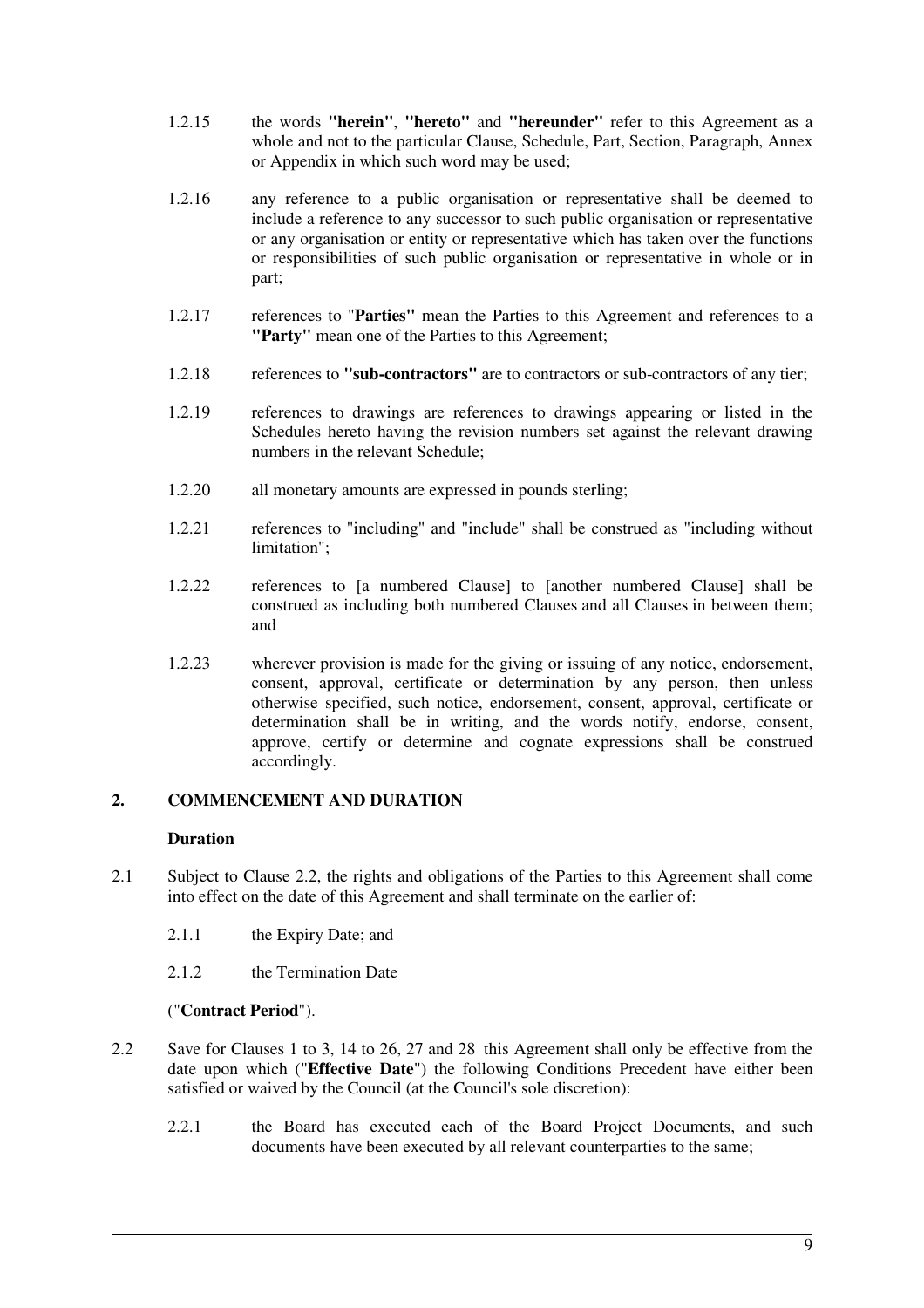1.2.15 the words **"herein"**, **"hereto"** and **"hereunder"** refer to this Agreement as a whole and not to the particular Clause, Schedule, Part, Section, Paragraph, Annex or Appendix in which such word may be used;

1.2.16 any reference to a public organisation or representative shall be deemed to include a reference to any successor to such public organisation or representative or any organisation or entity or representative which has taken over the functions or responsibilities of such public organisation or representative in whole or in part;

1.2.17 references to "**Parties"** mean the Parties to this Agreement and references to a **"Party"** mean one of the Parties to this Agreement;

1.2.18 references to **"sub-contractors"** are to contractors or sub-contractors of any tier;

1.2.19 references to drawings are references to drawings appearing or listed in the Schedules hereto having the revision numbers set against the relevant drawing numbers in the relevant Schedule;

1.2.20 all monetary amounts are expressed in pounds sterling;

1.2.21 references to "including" and "include" shall be construed as "including without limitation";

1.2.22 references to [a numbered Clause] to [another numbered Clause] shall be construed as including both numbered Clauses and all Clauses in between them; and

1.2.23 wherever provision is made for the giving or issuing of any notice, endorsement, consent, approval, certificate or determination by any person, then unless otherwise specified, such notice, endorsement, consent, approval, certificate or determination shall be in writing, and the words notify, endorse, consent, approve, certify or determine and cognate expressions shall be construed accordingly.

## 2. COMMENCEMENT AND DURATION

**Duration**

2.1 Subject to Clause 2.2, the rights and obligations of the Parties to this Agreement shall come into effect on the date of this Agreement and shall terminate on the earlier of:

2.1.1 the Expiry Date; and

2.1.2 the Termination Date

("**Contract Period**").

2.2 Save for Clauses 1 to 3, 14 to 26, 27 and 28 this Agreement shall only be effective from the date upon which ("**Effective Date**") the following Conditions Precedent have either been satisfied or waived by the Council (at the Council's sole discretion):

2.2.1 the Board has executed each of the Board Project Documents, and such documents have been executed by all relevant counterparties to the same;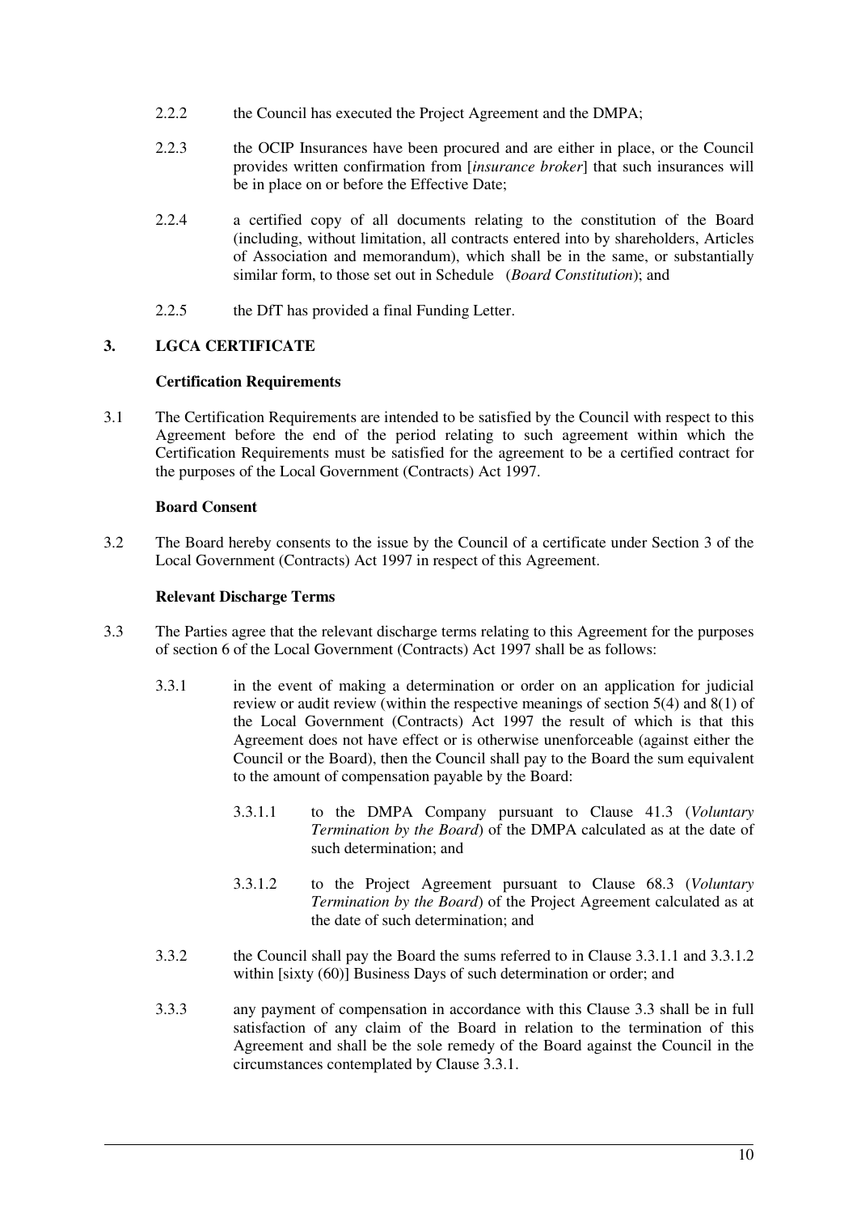2.2.2 the Council has executed the Project Agreement and the DMPA;

2.2.3 the OCIP Insurances have been procured and are either in place, or the Council provides written confirmation from [*insurance broker*] that such insurances will be in place on or before the Effective Date;

2.2.4 a certified copy of all documents relating to the constitution of the Board (including, without limitation, all contracts entered into by shareholders, Articles of Association and memorandum), which shall be in the same, or substantially similar form, to those set out in Schedule (*Board Constitution*); and

2.2.5 the DfT has provided a final Funding Letter.

## 3. LGCA CERTIFICATE

### Certification Requirements

3.1 The Certification Requirements are intended to be satisfied by the Council with respect to this Agreement before the end of the period relating to such agreement within which the Certification Requirements must be satisfied for the agreement to be a certified contract for the purposes of the Local Government (Contracts) Act 1997.

### Board Consent

3.2 The Board hereby consents to the issue by the Council of a certificate under Section 3 of the Local Government (Contracts) Act 1997 in respect of this Agreement.

### Relevant Discharge Terms

3.3 The Parties agree that the relevant discharge terms relating to this Agreement for the purposes of section 6 of the Local Government (Contracts) Act 1997 shall be as follows:

3.3.1 in the event of making a determination or order on an application for judicial review or audit review (within the respective meanings of section 5(4) and 8(1) of the Local Government (Contracts) Act 1997 the result of which is that this Agreement does not have effect or is otherwise unenforceable (against either the Council or the Board), then the Council shall pay to the Board the sum equivalent to the amount of compensation payable by the Board:

3.3.1.1 to the DMPA Company pursuant to Clause 41.3 (*Voluntary Termination by the Board*) of the DMPA calculated as at the date of such determination; and

3.3.1.2 to the Project Agreement pursuant to Clause 68.3 (*Voluntary Termination by the Board*) of the Project Agreement calculated as at the date of such determination; and

3.3.2 the Council shall pay the Board the sums referred to in Clause 3.3.1.1 and 3.3.1.2 within [sixty (60)] Business Days of such determination or order; and

3.3.3 any payment of compensation in accordance with this Clause 3.3 shall be in full satisfaction of any claim of the Board in relation to the termination of this Agreement and shall be the sole remedy of the Board against the Council in the circumstances contemplated by Clause 3.3.1.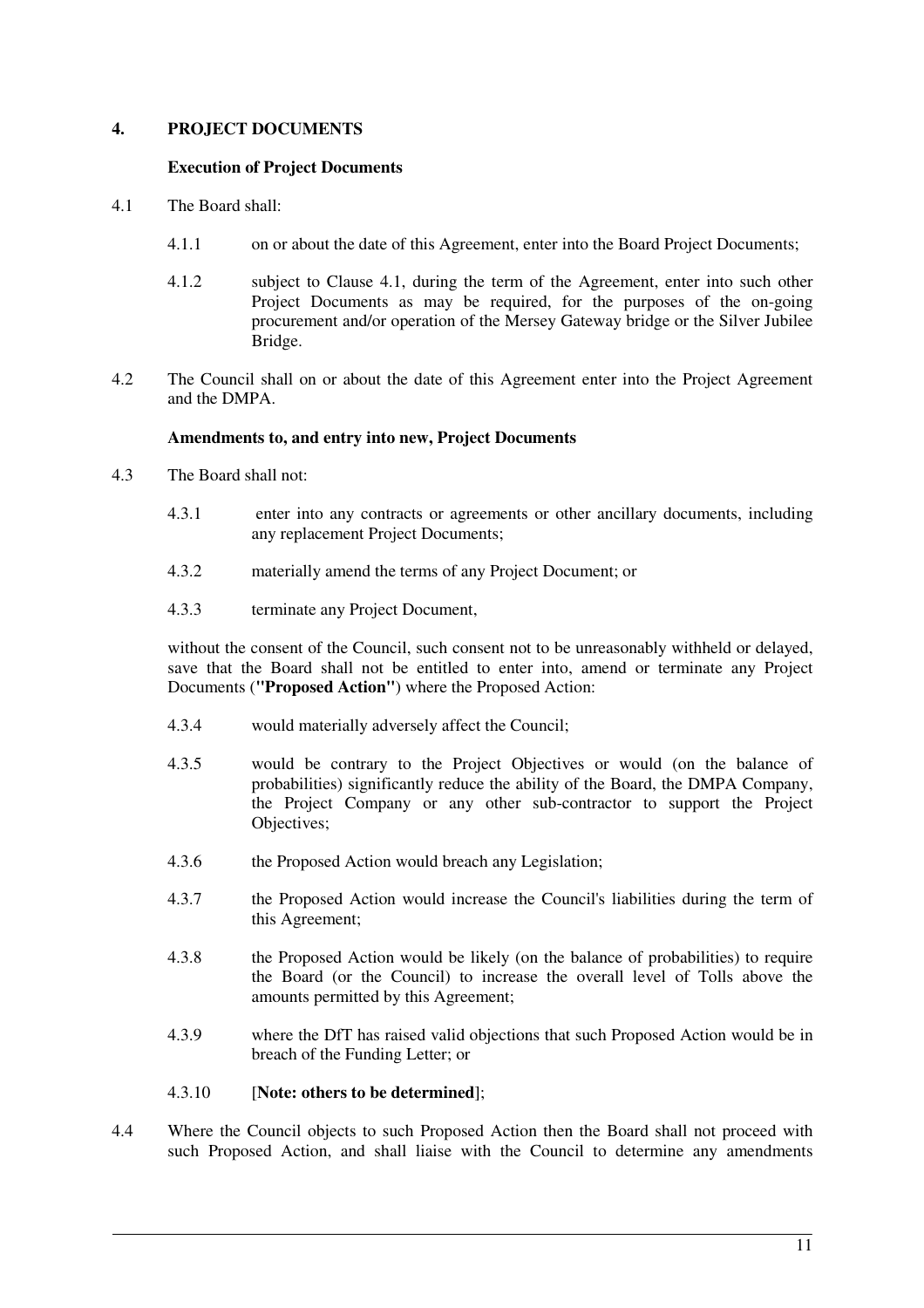## 4. PROJECT DOCUMENTS

**Execution of Project Documents**

4.1 The Board shall:

4.1.1 on or about the date of this Agreement, enter into the Board Project Documents;

4.1.2 subject to Clause 4.1, during the term of the Agreement, enter into such other Project Documents as may be required, for the purposes of the on-going procurement and/or operation of the Mersey Gateway bridge or the Silver Jubilee Bridge.

4.2 The Council shall on or about the date of this Agreement enter into the Project Agreement and the DMPA.

**Amendments to, and entry into new, Project Documents**

4.3 The Board shall not:

4.3.1 enter into any contracts or agreements or other ancillary documents, including any replacement Project Documents;

4.3.2 materially amend the terms of any Project Document; or

4.3.3 terminate any Project Document,

without the consent of the Council, such consent not to be unreasonably withheld or delayed, save that the Board shall not be entitled to enter into, amend or terminate any Project Documents (**"Proposed Action"**) where the Proposed Action:

4.3.4 would materially adversely affect the Council;

4.3.5 would be contrary to the Project Objectives or would (on the balance of probabilities) significantly reduce the ability of the Board, the DMPA Company, the Project Company or any other sub-contractor to support the Project Objectives;

4.3.6 the Proposed Action would breach any Legislation;

4.3.7 the Proposed Action would increase the Council's liabilities during the term of this Agreement;

4.3.8 the Proposed Action would be likely (on the balance of probabilities) to require the Board (or the Council) to increase the overall level of Tolls above the amounts permitted by this Agreement;

4.3.9 where the DfT has raised valid objections that such Proposed Action would be in breach of the Funding Letter; or

4.3.10 [**Note: others to be determined**];

4.4 Where the Council objects to such Proposed Action then the Board shall not proceed with such Proposed Action, and shall liaise with the Council to determine any amendments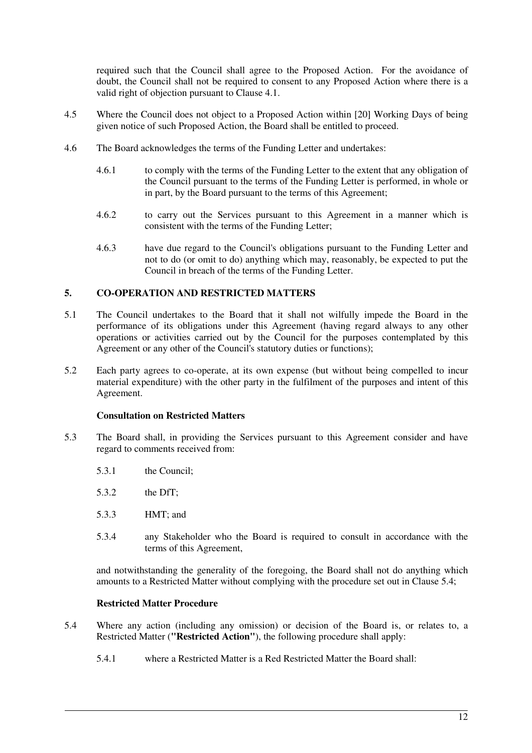required such that the Council shall agree to the Proposed Action. For the avoidance of doubt, the Council shall not be required to consent to any Proposed Action where there is a valid right of objection pursuant to Clause 4.1.

4.5 Where the Council does not object to a Proposed Action within [20] Working Days of being given notice of such Proposed Action, the Board shall be entitled to proceed.

4.6 The Board acknowledges the terms of the Funding Letter and undertakes:

4.6.1 to comply with the terms of the Funding Letter to the extent that any obligation of the Council pursuant to the terms of the Funding Letter is performed, in whole or in part, by the Board pursuant to the terms of this Agreement;

4.6.2 to carry out the Services pursuant to this Agreement in a manner which is consistent with the terms of the Funding Letter;

4.6.3 have due regard to the Council's obligations pursuant to the Funding Letter and not to do (or omit to do) anything which may, reasonably, be expected to put the Council in breach of the terms of the Funding Letter.

## 5. CO-OPERATION AND RESTRICTED MATTERS

5.1 The Council undertakes to the Board that it shall not wilfully impede the Board in the performance of its obligations under this Agreement (having regard always to any other operations or activities carried out by the Council for the purposes contemplated by this Agreement or any other of the Council's statutory duties or functions);

5.2 Each party agrees to co-operate, at its own expense (but without being compelled to incur material expenditure) with the other party in the fulfilment of the purposes and intent of this Agreement.

**Consultation on Restricted Matters**

5.3 The Board shall, in providing the Services pursuant to this Agreement consider and have regard to comments received from:

5.3.1 the Council;

5.3.2 the DfT;

5.3.3 HMT; and

5.3.4 any Stakeholder who the Board is required to consult in accordance with the terms of this Agreement,

and notwithstanding the generality of the foregoing, the Board shall not do anything which amounts to a Restricted Matter without complying with the procedure set out in Clause 5.4;

**Restricted Matter Procedure**

5.4 Where any action (including any omission) or decision of the Board is, or relates to, a Restricted Matter (**"Restricted Action"**), the following procedure shall apply:

5.4.1 where a Restricted Matter is a Red Restricted Matter the Board shall: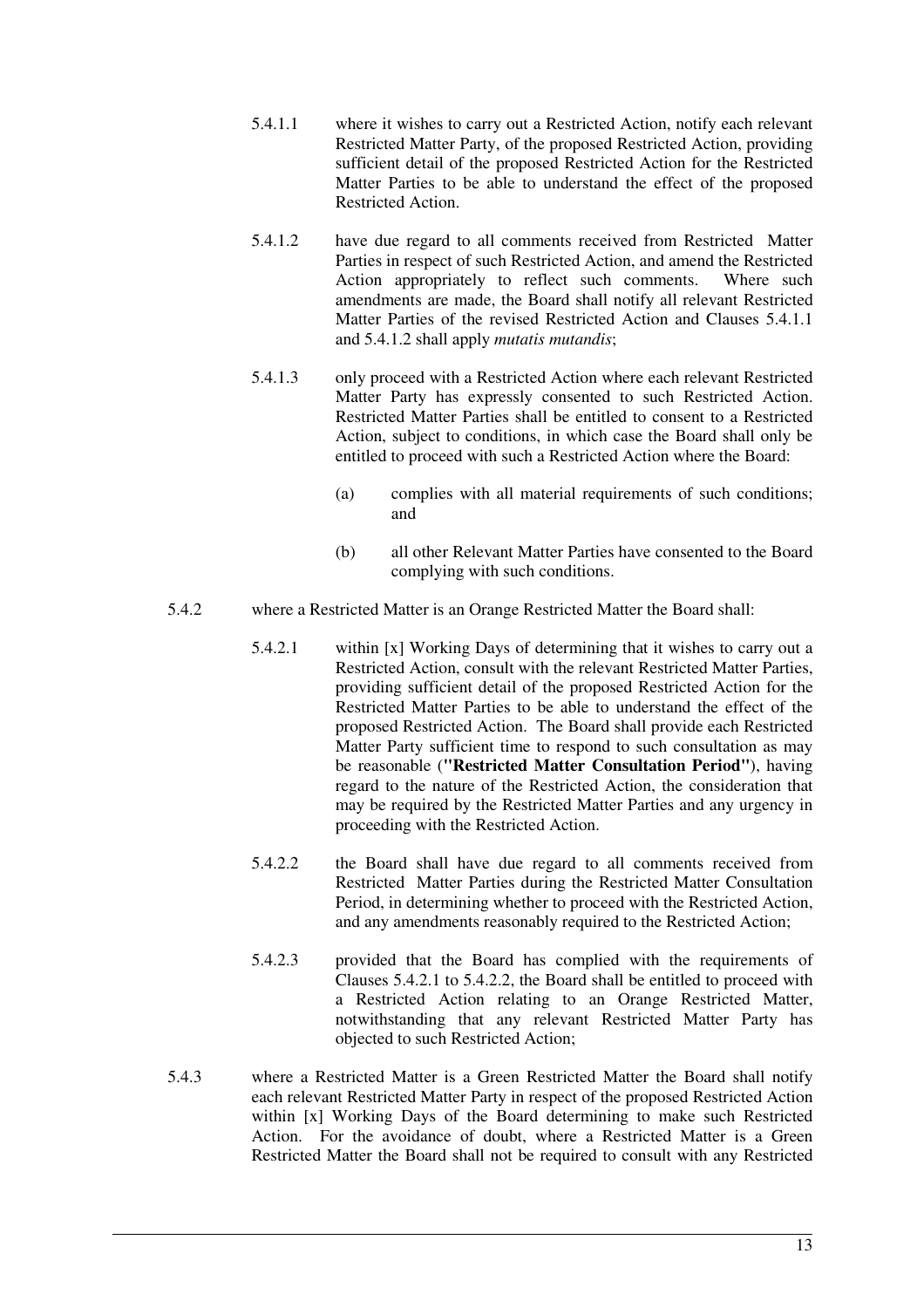5.4.1.1 where it wishes to carry out a Restricted Action, notify each relevant Restricted Matter Party, of the proposed Restricted Action, providing sufficient detail of the proposed Restricted Action for the Restricted Matter Parties to be able to understand the effect of the proposed Restricted Action.

5.4.1.2 have due regard to all comments received from Restricted Matter Parties in respect of such Restricted Action, and amend the Restricted Action appropriately to reflect such comments. Where such amendments are made, the Board shall notify all relevant Restricted Matter Parties of the revised Restricted Action and Clauses 5.4.1.1 and 5.4.1.2 shall apply *mutatis mutandis*;

5.4.1.3 only proceed with a Restricted Action where each relevant Restricted Matter Party has expressly consented to such Restricted Action. Restricted Matter Parties shall be entitled to consent to a Restricted Action, subject to conditions, in which case the Board shall only be entitled to proceed with such a Restricted Action where the Board:

(a) complies with all material requirements of such conditions; and

(b) all other Relevant Matter Parties have consented to the Board complying with such conditions.

5.4.2 where a Restricted Matter is an Orange Restricted Matter the Board shall:

5.4.2.1 within [x] Working Days of determining that it wishes to carry out a Restricted Action, consult with the relevant Restricted Matter Parties, providing sufficient detail of the proposed Restricted Action for the Restricted Matter Parties to be able to understand the effect of the proposed Restricted Action. The Board shall provide each Restricted Matter Party sufficient time to respond to such consultation as may be reasonable (**"Restricted Matter Consultation Period"**), having regard to the nature of the Restricted Action, the consideration that may be required by the Restricted Matter Parties and any urgency in proceeding with the Restricted Action.

5.4.2.2 the Board shall have due regard to all comments received from Restricted Matter Parties during the Restricted Matter Consultation Period, in determining whether to proceed with the Restricted Action, and any amendments reasonably required to the Restricted Action;

5.4.2.3 provided that the Board has complied with the requirements of Clauses 5.4.2.1 to 5.4.2.2, the Board shall be entitled to proceed with a Restricted Action relating to an Orange Restricted Matter, notwithstanding that any relevant Restricted Matter Party has objected to such Restricted Action;

5.4.3 where a Restricted Matter is a Green Restricted Matter the Board shall notify each relevant Restricted Matter Party in respect of the proposed Restricted Action within [x] Working Days of the Board determining to make such Restricted Action. For the avoidance of doubt, where a Restricted Matter is a Green Restricted Matter the Board shall not be required to consult with any Restricted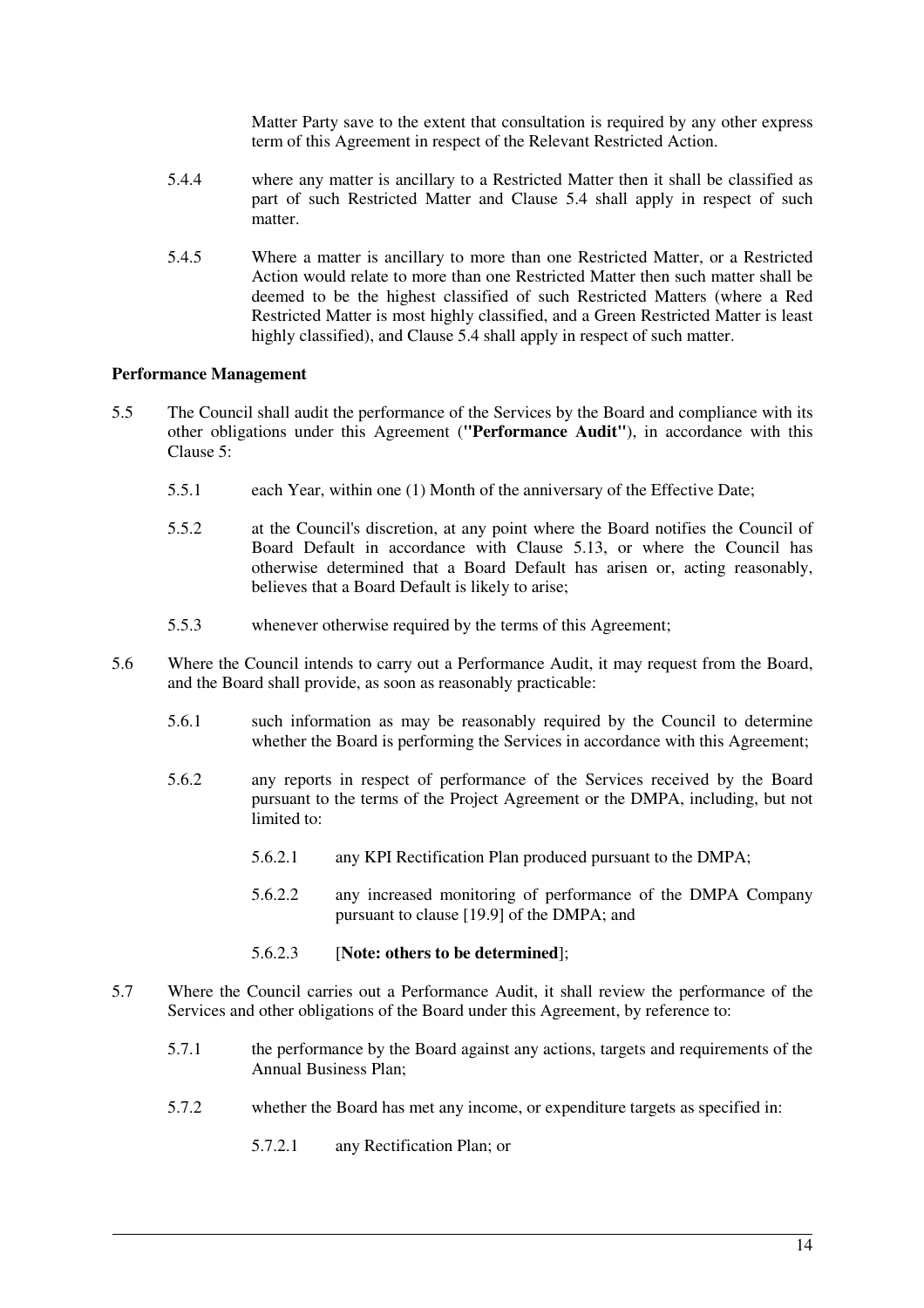Matter Party save to the extent that consultation is required by any other express term of this Agreement in respect of the Relevant Restricted Action.

5.4.4 where any matter is ancillary to a Restricted Matter then it shall be classified as part of such Restricted Matter and Clause 5.4 shall apply in respect of such matter.

5.4.5 Where a matter is ancillary to more than one Restricted Matter, or a Restricted Action would relate to more than one Restricted Matter then such matter shall be deemed to be the highest classified of such Restricted Matters (where a Red Restricted Matter is most highly classified, and a Green Restricted Matter is least highly classified), and Clause 5.4 shall apply in respect of such matter.

**Performance Management**

5.5 The Council shall audit the performance of the Services by the Board and compliance with its other obligations under this Agreement (**"Performance Audit"**), in accordance with this Clause 5:

5.5.1 each Year, within one (1) Month of the anniversary of the Effective Date;

5.5.2 at the Council's discretion, at any point where the Board notifies the Council of Board Default in accordance with Clause 5.13, or where the Council has otherwise determined that a Board Default has arisen or, acting reasonably, believes that a Board Default is likely to arise;

5.5.3 whenever otherwise required by the terms of this Agreement;

5.6 Where the Council intends to carry out a Performance Audit, it may request from the Board, and the Board shall provide, as soon as reasonably practicable:

5.6.1 such information as may be reasonably required by the Council to determine whether the Board is performing the Services in accordance with this Agreement;

5.6.2 any reports in respect of performance of the Services received by the Board pursuant to the terms of the Project Agreement or the DMPA, including, but not limited to:

5.6.2.1 any KPI Rectification Plan produced pursuant to the DMPA;

5.6.2.2 any increased monitoring of performance of the DMPA Company pursuant to clause [19.9] of the DMPA; and

5.6.2.3 [**Note: others to be determined**];

5.7 Where the Council carries out a Performance Audit, it shall review the performance of the Services and other obligations of the Board under this Agreement, by reference to:

5.7.1 the performance by the Board against any actions, targets and requirements of the Annual Business Plan;

5.7.2 whether the Board has met any income, or expenditure targets as specified in:

5.7.2.1 any Rectification Plan; or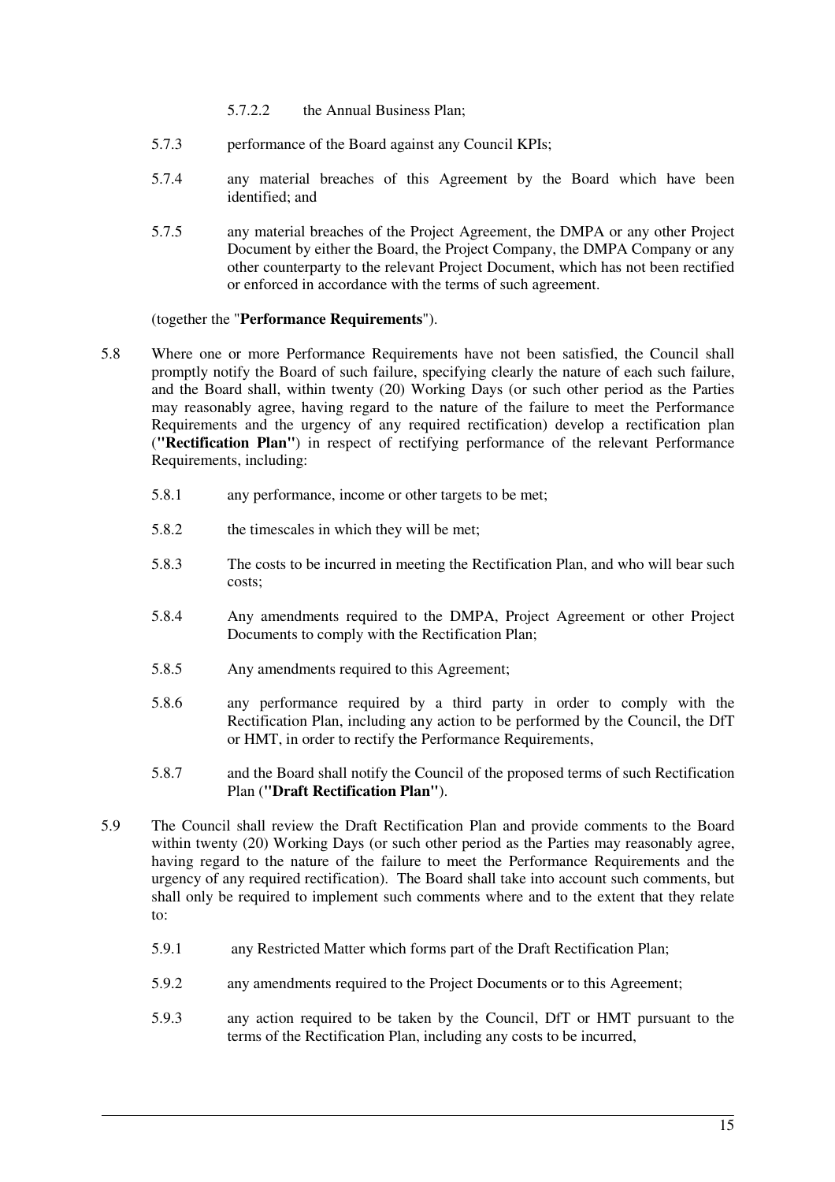5.7.2.2 the Annual Business Plan;

5.7.3 performance of the Board against any Council KPIs;

5.7.4 any material breaches of this Agreement by the Board which have been identified; and

5.7.5 any material breaches of the Project Agreement, the DMPA or any other Project Document by either the Board, the Project Company, the DMPA Company or any other counterparty to the relevant Project Document, which has not been rectified or enforced in accordance with the terms of such agreement.

(together the "**Performance Requirements**").

5.8 Where one or more Performance Requirements have not been satisfied, the Council shall promptly notify the Board of such failure, specifying clearly the nature of each such failure, and the Board shall, within twenty (20) Working Days (or such other period as the Parties may reasonably agree, having regard to the nature of the failure to meet the Performance Requirements and the urgency of any required rectification) develop a rectification plan (**"Rectification Plan"**) in respect of rectifying performance of the relevant Performance Requirements, including:

5.8.1 any performance, income or other targets to be met;

5.8.2 the timescales in which they will be met;

5.8.3 The costs to be incurred in meeting the Rectification Plan, and who will bear such costs;

5.8.4 Any amendments required to the DMPA, Project Agreement or other Project Documents to comply with the Rectification Plan;

5.8.5 Any amendments required to this Agreement;

5.8.6 any performance required by a third party in order to comply with the Rectification Plan, including any action to be performed by the Council, the DfT or HMT, in order to rectify the Performance Requirements,

5.8.7 and the Board shall notify the Council of the proposed terms of such Rectification Plan (**"Draft Rectification Plan"**).

5.9 The Council shall review the Draft Rectification Plan and provide comments to the Board within twenty (20) Working Days (or such other period as the Parties may reasonably agree, having regard to the nature of the failure to meet the Performance Requirements and the urgency of any required rectification). The Board shall take into account such comments, but shall only be required to implement such comments where and to the extent that they relate to:

5.9.1 any Restricted Matter which forms part of the Draft Rectification Plan;

5.9.2 any amendments required to the Project Documents or to this Agreement;

5.9.3 any action required to be taken by the Council, DfT or HMT pursuant to the terms of the Rectification Plan, including any costs to be incurred,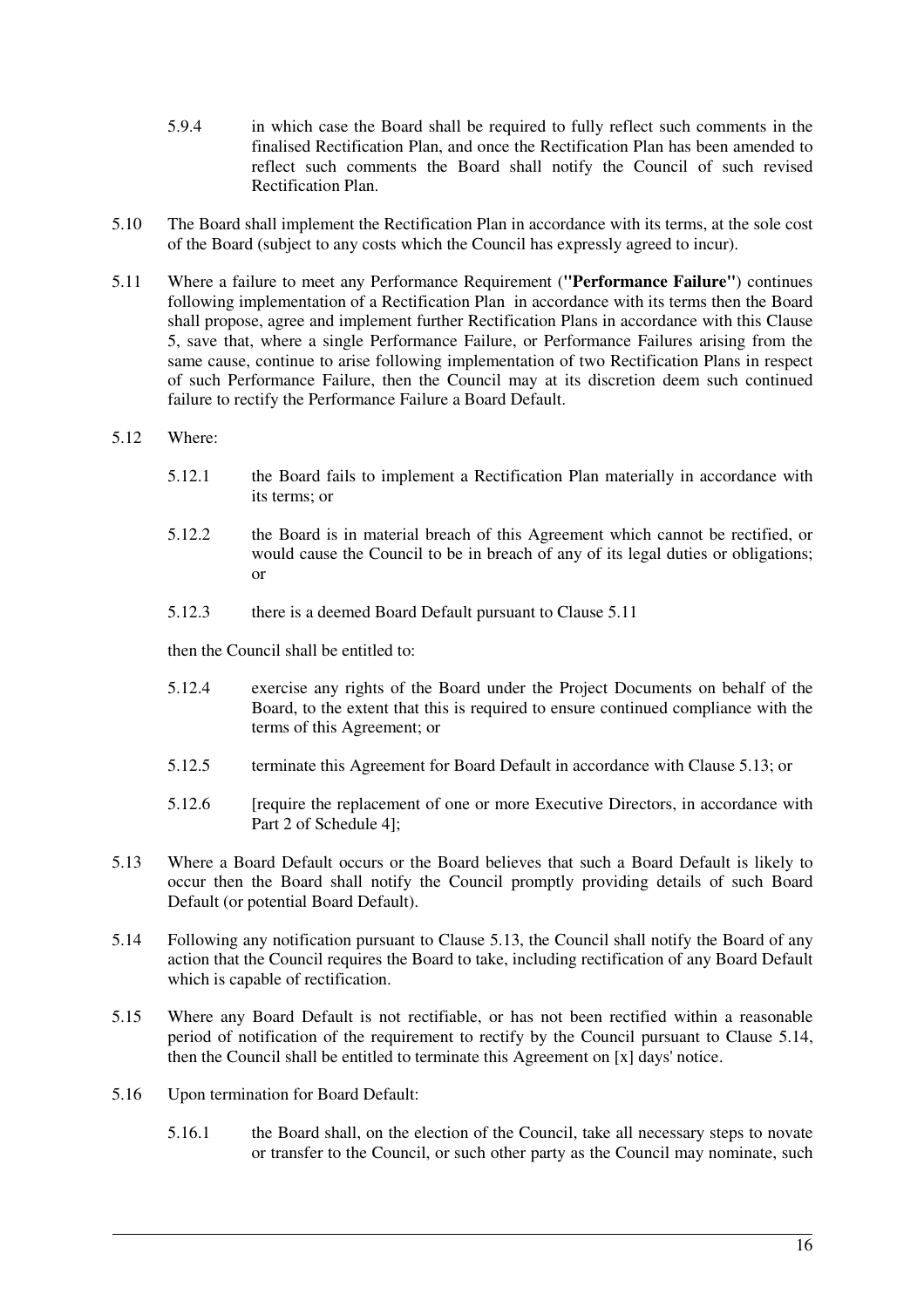5.9.4 in which case the Board shall be required to fully reflect such comments in the finalised Rectification Plan, and once the Rectification Plan has been amended to reflect such comments the Board shall notify the Council of such revised Rectification Plan.

5.10 The Board shall implement the Rectification Plan in accordance with its terms, at the sole cost of the Board (subject to any costs which the Council has expressly agreed to incur).

5.11 Where a failure to meet any Performance Requirement (**"Performance Failure"**) continues following implementation of a Rectification Plan in accordance with its terms then the Board shall propose, agree and implement further Rectification Plans in accordance with this Clause 5, save that, where a single Performance Failure, or Performance Failures arising from the same cause, continue to arise following implementation of two Rectification Plans in respect of such Performance Failure, then the Council may at its discretion deem such continued failure to rectify the Performance Failure a Board Default.

5.12 Where:

5.12.1 the Board fails to implement a Rectification Plan materially in accordance with its terms; or

5.12.2 the Board is in material breach of this Agreement which cannot be rectified, or would cause the Council to be in breach of any of its legal duties or obligations; or

5.12.3 there is a deemed Board Default pursuant to Clause 5.11

then the Council shall be entitled to:

5.12.4 exercise any rights of the Board under the Project Documents on behalf of the Board, to the extent that this is required to ensure continued compliance with the terms of this Agreement; or

5.12.5 terminate this Agreement for Board Default in accordance with Clause 5.13; or

5.12.6 [require the replacement of one or more Executive Directors, in accordance with Part 2 of Schedule 4];

5.13 Where a Board Default occurs or the Board believes that such a Board Default is likely to occur then the Board shall notify the Council promptly providing details of such Board Default (or potential Board Default).

5.14 Following any notification pursuant to Clause 5.13, the Council shall notify the Board of any action that the Council requires the Board to take, including rectification of any Board Default which is capable of rectification.

5.15 Where any Board Default is not rectifiable, or has not been rectified within a reasonable period of notification of the requirement to rectify by the Council pursuant to Clause 5.14, then the Council shall be entitled to terminate this Agreement on [x] days' notice.

5.16 Upon termination for Board Default:

5.16.1 the Board shall, on the election of the Council, take all necessary steps to novate or transfer to the Council, or such other party as the Council may nominate, such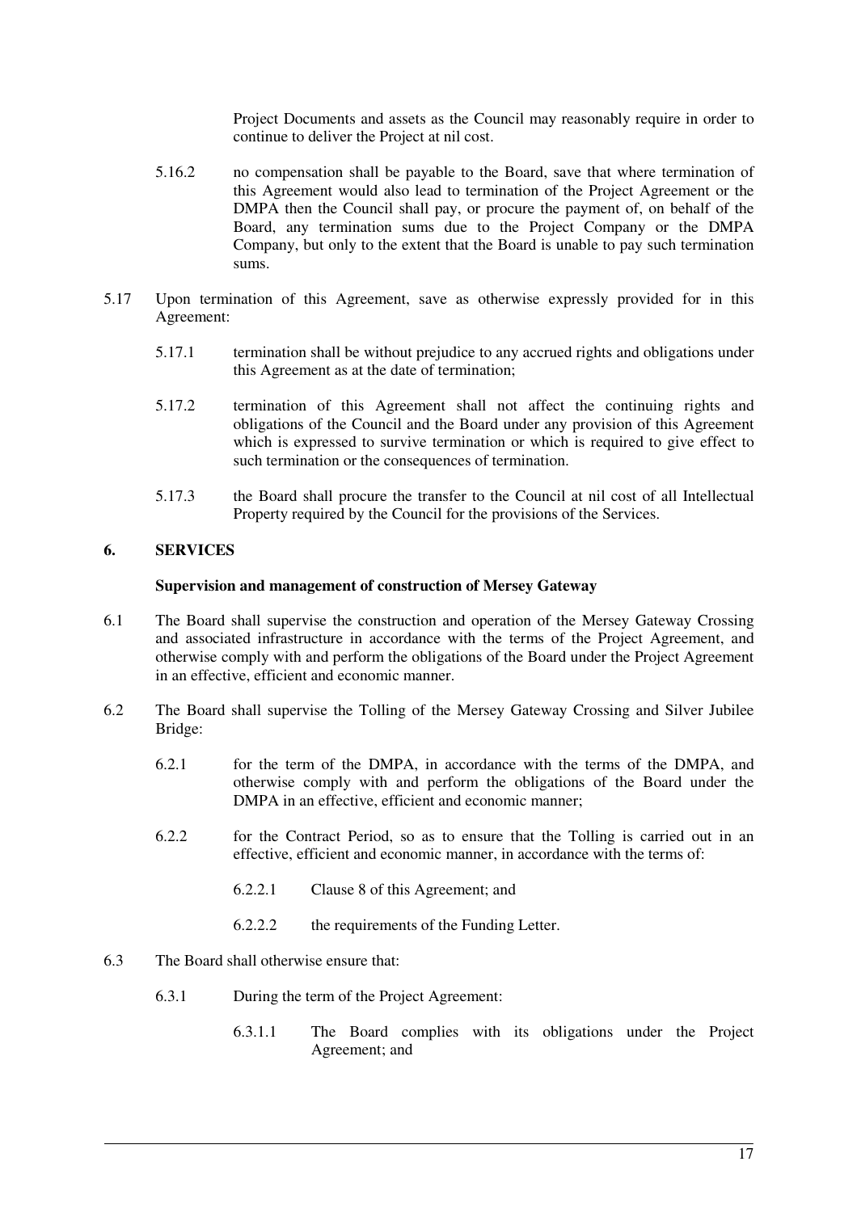Project Documents and assets as the Council may reasonably require in order to continue to deliver the Project at nil cost.

5.16.2 no compensation shall be payable to the Board, save that where termination of this Agreement would also lead to termination of the Project Agreement or the DMPA then the Council shall pay, or procure the payment of, on behalf of the Board, any termination sums due to the Project Company or the DMPA Company, but only to the extent that the Board is unable to pay such termination sums.

5.17 Upon termination of this Agreement, save as otherwise expressly provided for in this Agreement:

5.17.1 termination shall be without prejudice to any accrued rights and obligations under this Agreement as at the date of termination;

5.17.2 termination of this Agreement shall not affect the continuing rights and obligations of the Council and the Board under any provision of this Agreement which is expressed to survive termination or which is required to give effect to such termination or the consequences of termination.

5.17.3 the Board shall procure the transfer to the Council at nil cost of all Intellectual Property required by the Council for the provisions of the Services.

## 6. SERVICES

**Supervision and management of construction of Mersey Gateway**

6.1 The Board shall supervise the construction and operation of the Mersey Gateway Crossing and associated infrastructure in accordance with the terms of the Project Agreement, and otherwise comply with and perform the obligations of the Board under the Project Agreement in an effective, efficient and economic manner.

6.2 The Board shall supervise the Tolling of the Mersey Gateway Crossing and Silver Jubilee Bridge:

6.2.1 for the term of the DMPA, in accordance with the terms of the DMPA, and otherwise comply with and perform the obligations of the Board under the DMPA in an effective, efficient and economic manner;

6.2.2 for the Contract Period, so as to ensure that the Tolling is carried out in an effective, efficient and economic manner, in accordance with the terms of:

6.2.2.1 Clause 8 of this Agreement; and

6.2.2.2 the requirements of the Funding Letter.

6.3 The Board shall otherwise ensure that:

6.3.1 During the term of the Project Agreement:

6.3.1.1 The Board complies with its obligations under the Project Agreement; and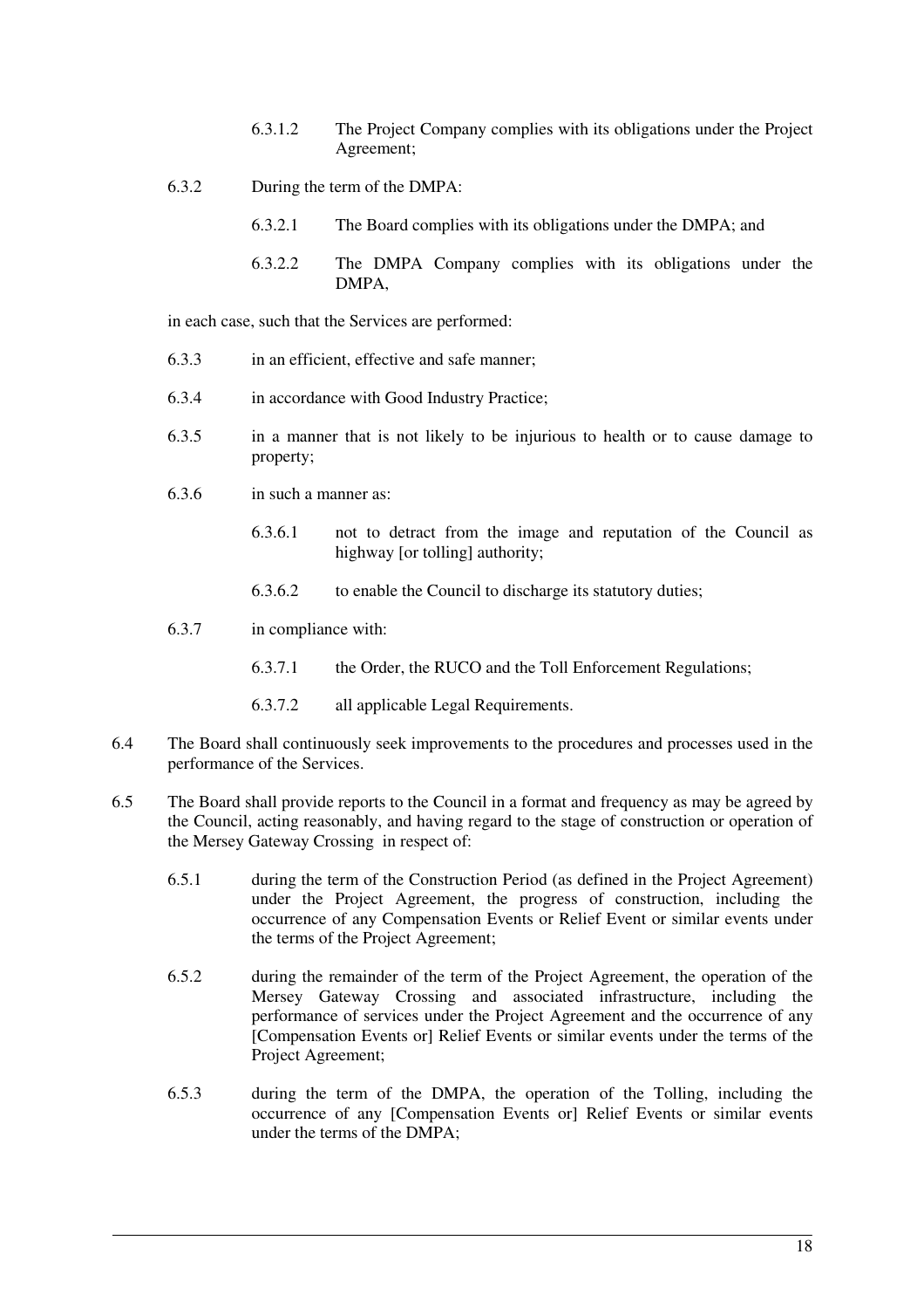6.3.1.2 The Project Company complies with its obligations under the Project Agreement;

6.3.2 During the term of the DMPA:

6.3.2.1 The Board complies with its obligations under the DMPA; and

6.3.2.2 The DMPA Company complies with its obligations under the DMPA,

in each case, such that the Services are performed:

6.3.3 in an efficient, effective and safe manner;

6.3.4 in accordance with Good Industry Practice;

6.3.5 in a manner that is not likely to be injurious to health or to cause damage to property;

6.3.6 in such a manner as:

6.3.6.1 not to detract from the image and reputation of the Council as highway [or tolling] authority;

6.3.6.2 to enable the Council to discharge its statutory duties;

6.3.7 in compliance with:

6.3.7.1 the Order, the RUCO and the Toll Enforcement Regulations;

6.3.7.2 all applicable Legal Requirements.

6.4 The Board shall continuously seek improvements to the procedures and processes used in the performance of the Services.

6.5 The Board shall provide reports to the Council in a format and frequency as may be agreed by the Council, acting reasonably, and having regard to the stage of construction or operation of the Mersey Gateway Crossing in respect of:

6.5.1 during the term of the Construction Period (as defined in the Project Agreement) under the Project Agreement, the progress of construction, including the occurrence of any Compensation Events or Relief Event or similar events under the terms of the Project Agreement;

6.5.2 during the remainder of the term of the Project Agreement, the operation of the Mersey Gateway Crossing and associated infrastructure, including the performance of services under the Project Agreement and the occurrence of any [Compensation Events or] Relief Events or similar events under the terms of the Project Agreement;

6.5.3 during the term of the DMPA, the operation of the Tolling, including the occurrence of any [Compensation Events or] Relief Events or similar events under the terms of the DMPA;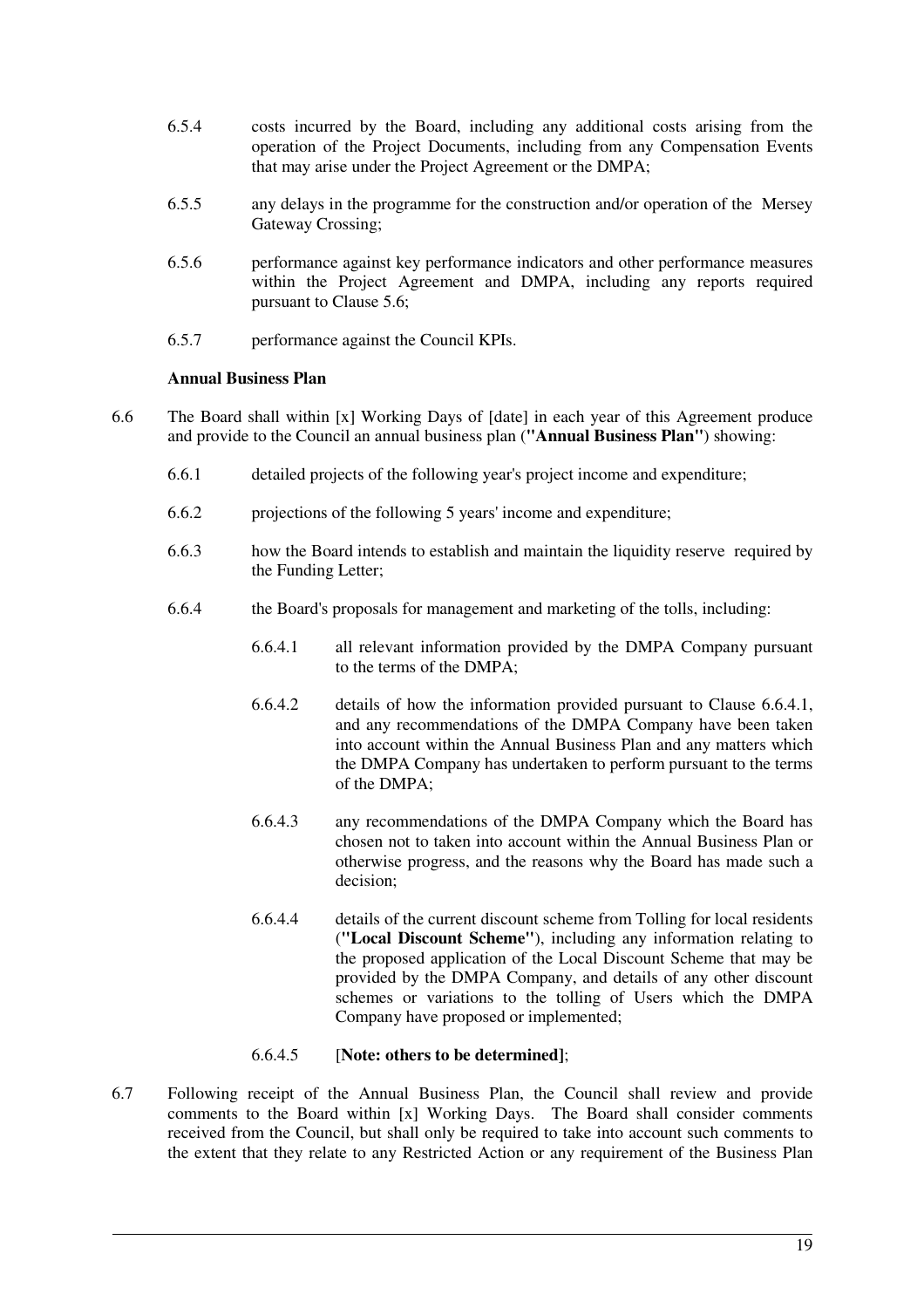6.5.4 costs incurred by the Board, including any additional costs arising from the operation of the Project Documents, including from any Compensation Events that may arise under the Project Agreement or the DMPA;

6.5.5 any delays in the programme for the construction and/or operation of the Mersey Gateway Crossing;

6.5.6 performance against key performance indicators and other performance measures within the Project Agreement and DMPA, including any reports required pursuant to Clause 5.6;

6.5.7 performance against the Council KPIs.

**Annual Business Plan**

6.6 The Board shall within [x] Working Days of [date] in each year of this Agreement produce and provide to the Council an annual business plan (**"Annual Business Plan"**) showing:

6.6.1 detailed projects of the following year's project income and expenditure;

6.6.2 projections of the following 5 years' income and expenditure;

6.6.3 how the Board intends to establish and maintain the liquidity reserve required by the Funding Letter;

6.6.4 the Board's proposals for management and marketing of the tolls, including:

6.6.4.1 all relevant information provided by the DMPA Company pursuant to the terms of the DMPA;

6.6.4.2 details of how the information provided pursuant to Clause 6.6.4.1, and any recommendations of the DMPA Company have been taken into account within the Annual Business Plan and any matters which the DMPA Company has undertaken to perform pursuant to the terms of the DMPA;

6.6.4.3 any recommendations of the DMPA Company which the Board has chosen not to taken into account within the Annual Business Plan or otherwise progress, and the reasons why the Board has made such a decision;

6.6.4.4 details of the current discount scheme from Tolling for local residents (**"Local Discount Scheme"**), including any information relating to the proposed application of the Local Discount Scheme that may be provided by the DMPA Company, and details of any other discount schemes or variations to the tolling of Users which the DMPA Company have proposed or implemented;

6.6.4.5 [**Note: others to be determined]**;

6.7 Following receipt of the Annual Business Plan, the Council shall review and provide comments to the Board within [x] Working Days. The Board shall consider comments received from the Council, but shall only be required to take into account such comments to the extent that they relate to any Restricted Action or any requirement of the Business Plan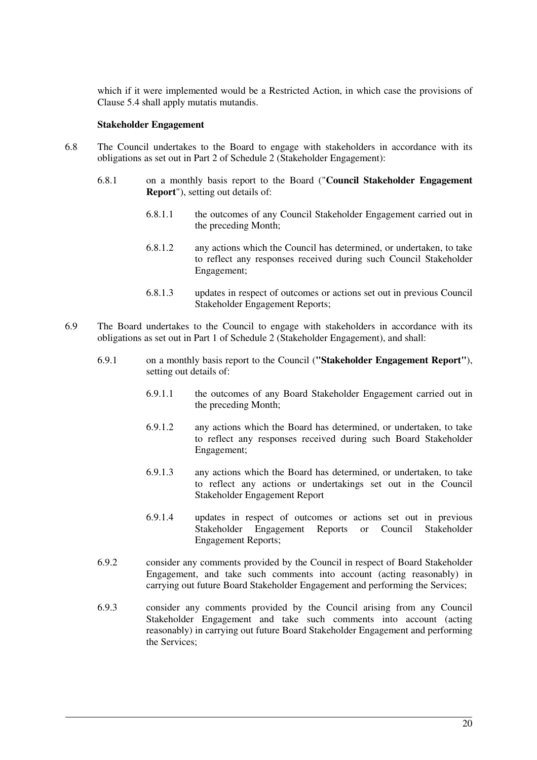which if it were implemented would be a Restricted Action, in which case the provisions of Clause 5.4 shall apply mutatis mutandis.

**Stakeholder Engagement**

6.8 The Council undertakes to the Board to engage with stakeholders in accordance with its obligations as set out in Part 2 of Schedule 2 (Stakeholder Engagement):

6.8.1 on a monthly basis report to the Board ("**Council Stakeholder Engagement Report**"), setting out details of:

6.8.1.1 the outcomes of any Council Stakeholder Engagement carried out in the preceding Month;

6.8.1.2 any actions which the Council has determined, or undertaken, to take to reflect any responses received during such Council Stakeholder Engagement;

6.8.1.3 updates in respect of outcomes or actions set out in previous Council Stakeholder Engagement Reports;

6.9 The Board undertakes to the Council to engage with stakeholders in accordance with its obligations as set out in Part 1 of Schedule 2 (Stakeholder Engagement), and shall:

6.9.1 on a monthly basis report to the Council (**"Stakeholder Engagement Report"**), setting out details of:

6.9.1.1 the outcomes of any Board Stakeholder Engagement carried out in the preceding Month;

6.9.1.2 any actions which the Board has determined, or undertaken, to take to reflect any responses received during such Board Stakeholder Engagement;

6.9.1.3 any actions which the Board has determined, or undertaken, to take to reflect any actions or undertakings set out in the Council Stakeholder Engagement Report

6.9.1.4 updates in respect of outcomes or actions set out in previous Stakeholder Engagement Reports or Council Stakeholder Engagement Reports;

6.9.2 consider any comments provided by the Council in respect of Board Stakeholder Engagement, and take such comments into account (acting reasonably) in carrying out future Board Stakeholder Engagement and performing the Services;

6.9.3 consider any comments provided by the Council arising from any Council Stakeholder Engagement and take such comments into account (acting reasonably) in carrying out future Board Stakeholder Engagement and performing the Services;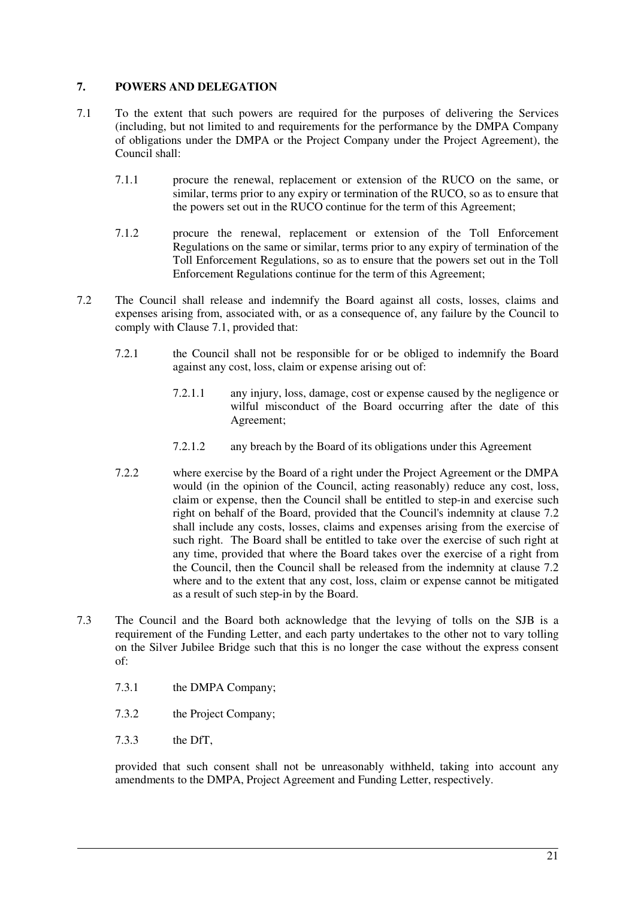## 7. POWERS AND DELEGATION

7.1 To the extent that such powers are required for the purposes of delivering the Services (including, but not limited to and requirements for the performance by the DMPA Company of obligations under the DMPA or the Project Company under the Project Agreement), the Council shall:

7.1.1 procure the renewal, replacement or extension of the RUCO on the same, or similar, terms prior to any expiry or termination of the RUCO, so as to ensure that the powers set out in the RUCO continue for the term of this Agreement;

7.1.2 procure the renewal, replacement or extension of the Toll Enforcement Regulations on the same or similar, terms prior to any expiry of termination of the Toll Enforcement Regulations, so as to ensure that the powers set out in the Toll Enforcement Regulations continue for the term of this Agreement;

7.2 The Council shall release and indemnify the Board against all costs, losses, claims and expenses arising from, associated with, or as a consequence of, any failure by the Council to comply with Clause 7.1, provided that:

7.2.1 the Council shall not be responsible for or be obliged to indemnify the Board against any cost, loss, claim or expense arising out of:

7.2.1.1 any injury, loss, damage, cost or expense caused by the negligence or wilful misconduct of the Board occurring after the date of this Agreement;

7.2.1.2 any breach by the Board of its obligations under this Agreement

7.2.2 where exercise by the Board of a right under the Project Agreement or the DMPA would (in the opinion of the Council, acting reasonably) reduce any cost, loss, claim or expense, then the Council shall be entitled to step-in and exercise such right on behalf of the Board, provided that the Council's indemnity at clause 7.2 shall include any costs, losses, claims and expenses arising from the exercise of such right. The Board shall be entitled to take over the exercise of such right at any time, provided that where the Board takes over the exercise of a right from the Council, then the Council shall be released from the indemnity at clause 7.2 where and to the extent that any cost, loss, claim or expense cannot be mitigated as a result of such step-in by the Board.

7.3 The Council and the Board both acknowledge that the levying of tolls on the SJB is a requirement of the Funding Letter, and each party undertakes to the other not to vary tolling on the Silver Jubilee Bridge such that this is no longer the case without the express consent of:

7.3.1 the DMPA Company;

7.3.2 the Project Company;

7.3.3 the DfT,

provided that such consent shall not be unreasonably withheld, taking into account any amendments to the DMPA, Project Agreement and Funding Letter, respectively.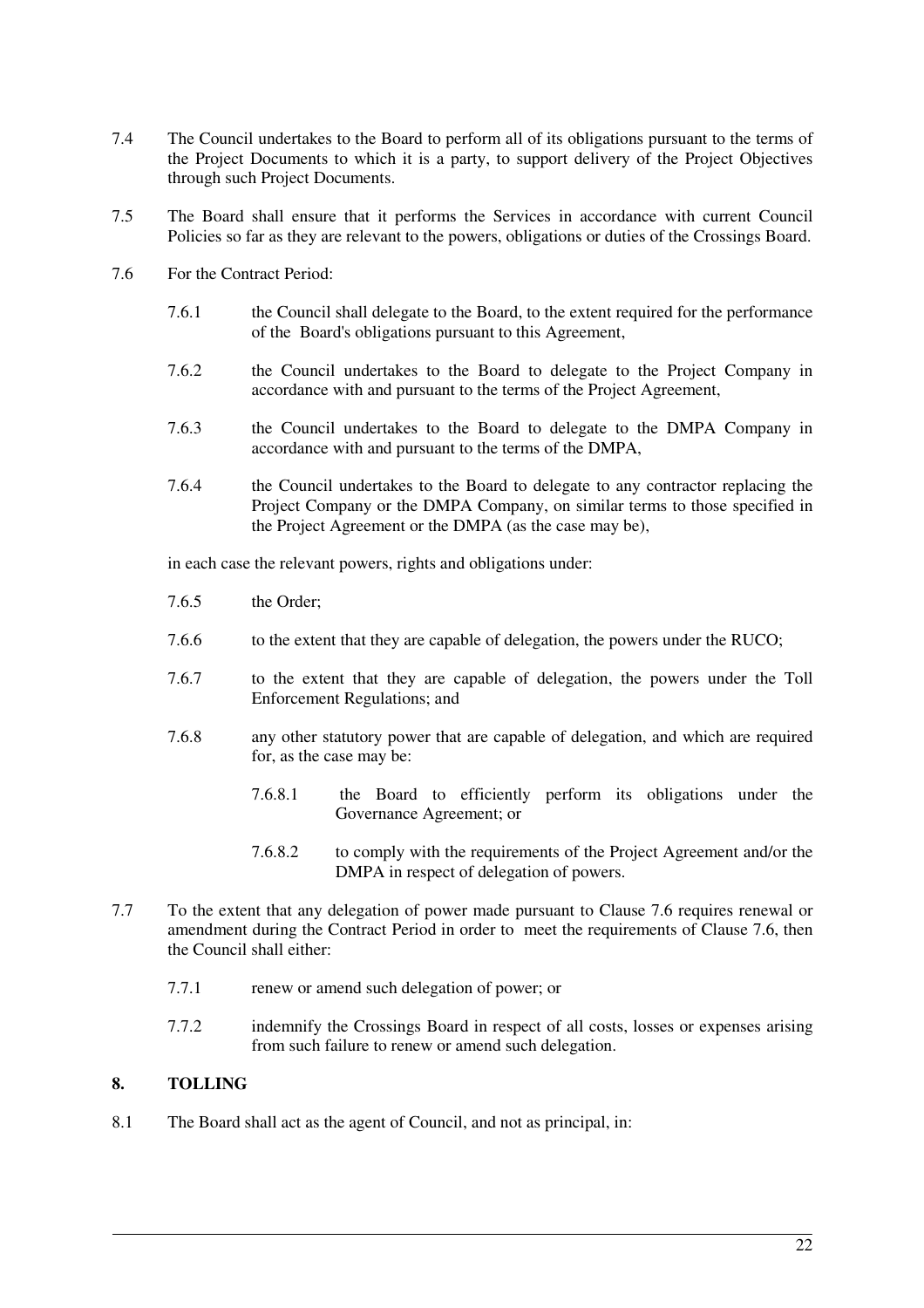7.4 The Council undertakes to the Board to perform all of its obligations pursuant to the terms of the Project Documents to which it is a party, to support delivery of the Project Objectives through such Project Documents.

7.5 The Board shall ensure that it performs the Services in accordance with current Council Policies so far as they are relevant to the powers, obligations or duties of the Crossings Board.

7.6 For the Contract Period:

7.6.1 the Council shall delegate to the Board, to the extent required for the performance of the Board's obligations pursuant to this Agreement,

7.6.2 the Council undertakes to the Board to delegate to the Project Company in accordance with and pursuant to the terms of the Project Agreement,

7.6.3 the Council undertakes to the Board to delegate to the DMPA Company in accordance with and pursuant to the terms of the DMPA,

7.6.4 the Council undertakes to the Board to delegate to any contractor replacing the Project Company or the DMPA Company, on similar terms to those specified in the Project Agreement or the DMPA (as the case may be),

in each case the relevant powers, rights and obligations under:

7.6.5 the Order;

7.6.6 to the extent that they are capable of delegation, the powers under the RUCO;

7.6.7 to the extent that they are capable of delegation, the powers under the Toll Enforcement Regulations; and

7.6.8 any other statutory power that are capable of delegation, and which are required for, as the case may be:

7.6.8.1 the Board to efficiently perform its obligations under the Governance Agreement; or

7.6.8.2 to comply with the requirements of the Project Agreement and/or the DMPA in respect of delegation of powers.

7.7 To the extent that any delegation of power made pursuant to Clause 7.6 requires renewal or amendment during the Contract Period in order to meet the requirements of Clause 7.6, then the Council shall either:

7.7.1 renew or amend such delegation of power; or

7.7.2 indemnify the Crossings Board in respect of all costs, losses or expenses arising from such failure to renew or amend such delegation.

## 8. TOLLING

8.1 The Board shall act as the agent of Council, and not as principal, in: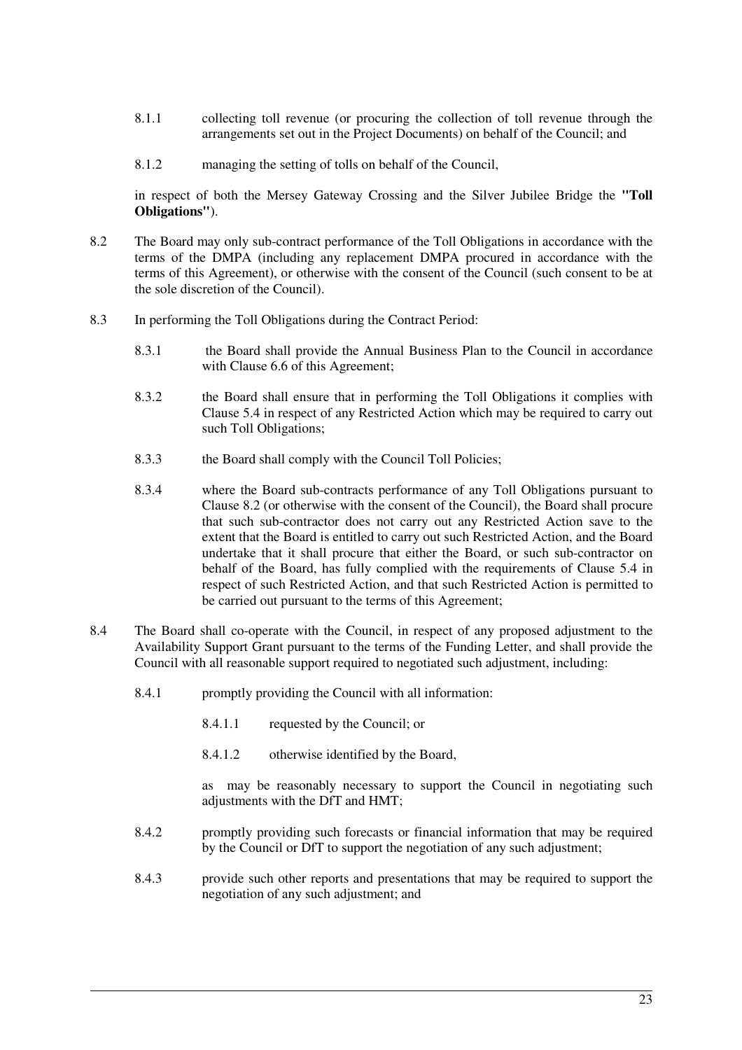8.1.1 collecting toll revenue (or procuring the collection of toll revenue through the arrangements set out in the Project Documents) on behalf of the Council; and

8.1.2 managing the setting of tolls on behalf of the Council,

in respect of both the Mersey Gateway Crossing and the Silver Jubilee Bridge the **"Toll Obligations"**).

8.2 The Board may only sub-contract performance of the Toll Obligations in accordance with the terms of the DMPA (including any replacement DMPA procured in accordance with the terms of this Agreement), or otherwise with the consent of the Council (such consent to be at the sole discretion of the Council).

8.3 In performing the Toll Obligations during the Contract Period:

8.3.1 the Board shall provide the Annual Business Plan to the Council in accordance with Clause 6.6 of this Agreement;

8.3.2 the Board shall ensure that in performing the Toll Obligations it complies with Clause 5.4 in respect of any Restricted Action which may be required to carry out such Toll Obligations;

8.3.3 the Board shall comply with the Council Toll Policies;

8.3.4 where the Board sub-contracts performance of any Toll Obligations pursuant to Clause 8.2 (or otherwise with the consent of the Council), the Board shall procure that such sub-contractor does not carry out any Restricted Action save to the extent that the Board is entitled to carry out such Restricted Action, and the Board undertake that it shall procure that either the Board, or such sub-contractor on behalf of the Board, has fully complied with the requirements of Clause 5.4 in respect of such Restricted Action, and that such Restricted Action is permitted to be carried out pursuant to the terms of this Agreement;

8.4 The Board shall co-operate with the Council, in respect of any proposed adjustment to the Availability Support Grant pursuant to the terms of the Funding Letter, and shall provide the Council with all reasonable support required to negotiated such adjustment, including:

8.4.1 promptly providing the Council with all information:

8.4.1.1 requested by the Council; or

8.4.1.2 otherwise identified by the Board,

as may be reasonably necessary to support the Council in negotiating such adjustments with the DfT and HMT;

8.4.2 promptly providing such forecasts or financial information that may be required by the Council or DfT to support the negotiation of any such adjustment;

8.4.3 provide such other reports and presentations that may be required to support the negotiation of any such adjustment; and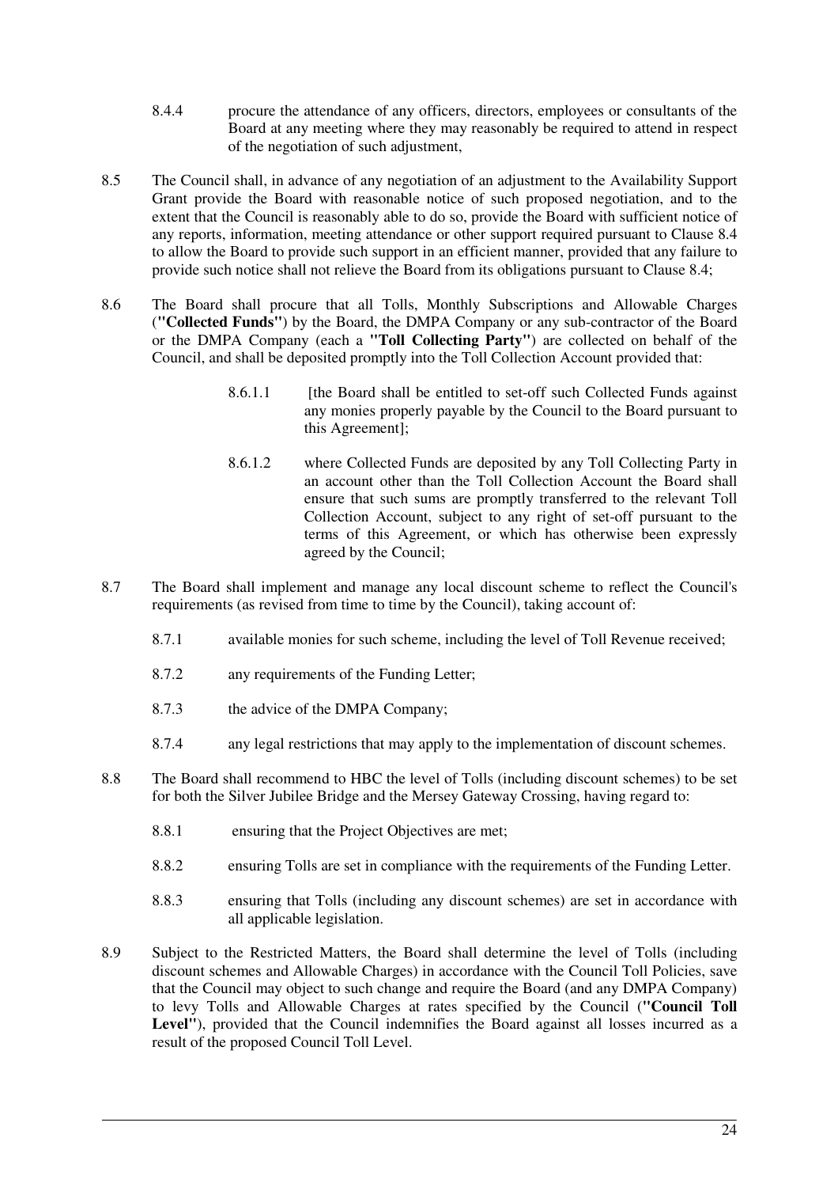8.4.4 procure the attendance of any officers, directors, employees or consultants of the Board at any meeting where they may reasonably be required to attend in respect of the negotiation of such adjustment,

8.5 The Council shall, in advance of any negotiation of an adjustment to the Availability Support Grant provide the Board with reasonable notice of such proposed negotiation, and to the extent that the Council is reasonably able to do so, provide the Board with sufficient notice of any reports, information, meeting attendance or other support required pursuant to Clause 8.4 to allow the Board to provide such support in an efficient manner, provided that any failure to provide such notice shall not relieve the Board from its obligations pursuant to Clause 8.4;

8.6 The Board shall procure that all Tolls, Monthly Subscriptions and Allowable Charges (**"Collected Funds"**) by the Board, the DMPA Company or any sub-contractor of the Board or the DMPA Company (each a **"Toll Collecting Party"**) are collected on behalf of the Council, and shall be deposited promptly into the Toll Collection Account provided that:

> 8.6.1.1 [the Board shall be entitled to set-off such Collected Funds against any monies properly payable by the Council to the Board pursuant to this Agreement];
>
> 8.6.1.2 where Collected Funds are deposited by any Toll Collecting Party in an account other than the Toll Collection Account the Board shall ensure that such sums are promptly transferred to the relevant Toll Collection Account, subject to any right of set-off pursuant to the terms of this Agreement, or which has otherwise been expressly agreed by the Council;

8.7 The Board shall implement and manage any local discount scheme to reflect the Council's requirements (as revised from time to time by the Council), taking account of:

> 8.7.1 available monies for such scheme, including the level of Toll Revenue received;
>
> 8.7.2 any requirements of the Funding Letter;
>
> 8.7.3 the advice of the DMPA Company;
>
> 8.7.4 any legal restrictions that may apply to the implementation of discount schemes.

8.8 The Board shall recommend to HBC the level of Tolls (including discount schemes) to be set for both the Silver Jubilee Bridge and the Mersey Gateway Crossing, having regard to:

> 8.8.1 ensuring that the Project Objectives are met;
>
> 8.8.2 ensuring Tolls are set in compliance with the requirements of the Funding Letter.
>
> 8.8.3 ensuring that Tolls (including any discount schemes) are set in accordance with all applicable legislation.

8.9 Subject to the Restricted Matters, the Board shall determine the level of Tolls (including discount schemes and Allowable Charges) in accordance with the Council Toll Policies, save that the Council may object to such change and require the Board (and any DMPA Company) to levy Tolls and Allowable Charges at rates specified by the Council (**"Council Toll Level"**), provided that the Council indemnifies the Board against all losses incurred as a result of the proposed Council Toll Level.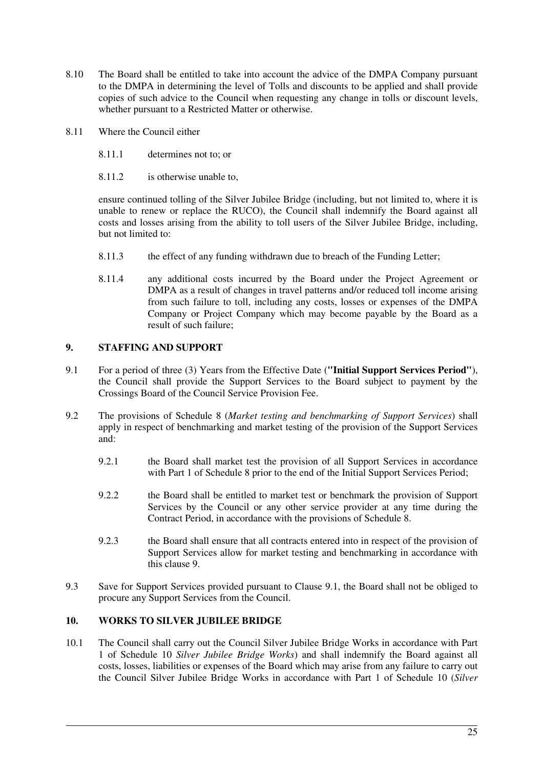8.10 The Board shall be entitled to take into account the advice of the DMPA Company pursuant to the DMPA in determining the level of Tolls and discounts to be applied and shall provide copies of such advice to the Council when requesting any change in tolls or discount levels, whether pursuant to a Restricted Matter or otherwise.

8.11 Where the Council either

8.11.1 determines not to; or

8.11.2 is otherwise unable to,

ensure continued tolling of the Silver Jubilee Bridge (including, but not limited to, where it is unable to renew or replace the RUCO), the Council shall indemnify the Board against all costs and losses arising from the ability to toll users of the Silver Jubilee Bridge, including, but not limited to:

8.11.3 the effect of any funding withdrawn due to breach of the Funding Letter;

8.11.4 any additional costs incurred by the Board under the Project Agreement or DMPA as a result of changes in travel patterns and/or reduced toll income arising from such failure to toll, including any costs, losses or expenses of the DMPA Company or Project Company which may become payable by the Board as a result of such failure;

## 9. STAFFING AND SUPPORT

9.1 For a period of three (3) Years from the Effective Date (**"Initial Support Services Period"**), the Council shall provide the Support Services to the Board subject to payment by the Crossings Board of the Council Service Provision Fee.

9.2 The provisions of Schedule 8 (*Market testing and benchmarking of Support Services*) shall apply in respect of benchmarking and market testing of the provision of the Support Services and:

9.2.1 the Board shall market test the provision of all Support Services in accordance with Part 1 of Schedule 8 prior to the end of the Initial Support Services Period;

9.2.2 the Board shall be entitled to market test or benchmark the provision of Support Services by the Council or any other service provider at any time during the Contract Period, in accordance with the provisions of Schedule 8.

9.2.3 the Board shall ensure that all contracts entered into in respect of the provision of Support Services allow for market testing and benchmarking in accordance with this clause 9.

9.3 Save for Support Services provided pursuant to Clause 9.1, the Board shall not be obliged to procure any Support Services from the Council.

## 10. WORKS TO SILVER JUBILEE BRIDGE

10.1 The Council shall carry out the Council Silver Jubilee Bridge Works in accordance with Part 1 of Schedule 10 *Silver Jubilee Bridge Works*) and shall indemnify the Board against all costs, losses, liabilities or expenses of the Board which may arise from any failure to carry out the Council Silver Jubilee Bridge Works in accordance with Part 1 of Schedule 10 (*Silver*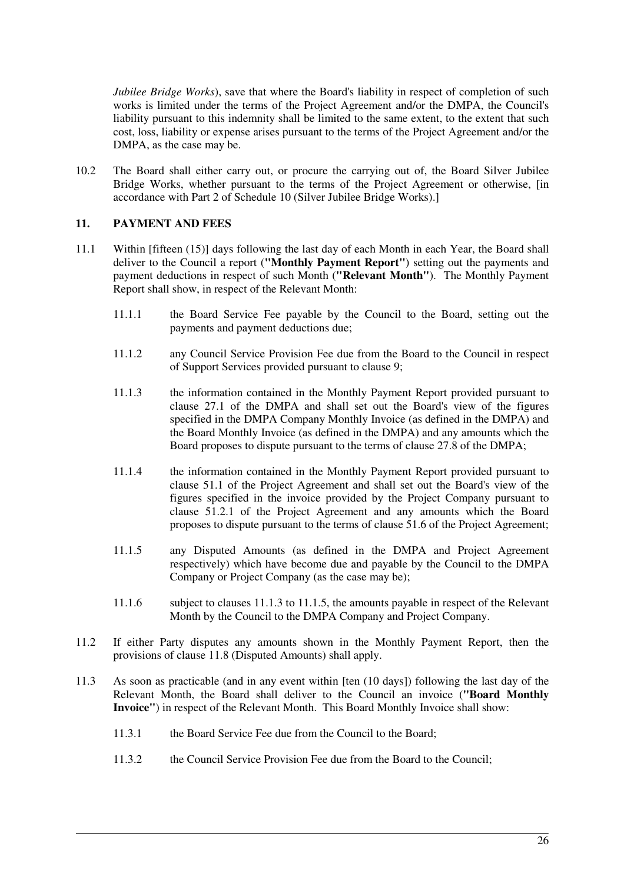*Jubilee Bridge Works*), save that where the Board's liability in respect of completion of such works is limited under the terms of the Project Agreement and/or the DMPA, the Council's liability pursuant to this indemnity shall be limited to the same extent, to the extent that such cost, loss, liability or expense arises pursuant to the terms of the Project Agreement and/or the DMPA, as the case may be.

10.2 The Board shall either carry out, or procure the carrying out of, the Board Silver Jubilee Bridge Works, whether pursuant to the terms of the Project Agreement or otherwise, [in accordance with Part 2 of Schedule 10 (Silver Jubilee Bridge Works).]

## 11. PAYMENT AND FEES

11.1 Within [fifteen (15)] days following the last day of each Month in each Year, the Board shall deliver to the Council a report (**"Monthly Payment Report"**) setting out the payments and payment deductions in respect of such Month (**"Relevant Month"**). The Monthly Payment Report shall show, in respect of the Relevant Month:

11.1.1 the Board Service Fee payable by the Council to the Board, setting out the payments and payment deductions due;

11.1.2 any Council Service Provision Fee due from the Board to the Council in respect of Support Services provided pursuant to clause 9;

11.1.3 the information contained in the Monthly Payment Report provided pursuant to clause 27.1 of the DMPA and shall set out the Board's view of the figures specified in the DMPA Company Monthly Invoice (as defined in the DMPA) and the Board Monthly Invoice (as defined in the DMPA) and any amounts which the Board proposes to dispute pursuant to the terms of clause 27.8 of the DMPA;

11.1.4 the information contained in the Monthly Payment Report provided pursuant to clause 51.1 of the Project Agreement and shall set out the Board's view of the figures specified in the invoice provided by the Project Company pursuant to clause 51.2.1 of the Project Agreement and any amounts which the Board proposes to dispute pursuant to the terms of clause 51.6 of the Project Agreement;

11.1.5 any Disputed Amounts (as defined in the DMPA and Project Agreement respectively) which have become due and payable by the Council to the DMPA Company or Project Company (as the case may be);

11.1.6 subject to clauses 11.1.3 to 11.1.5, the amounts payable in respect of the Relevant Month by the Council to the DMPA Company and Project Company.

11.2 If either Party disputes any amounts shown in the Monthly Payment Report, then the provisions of clause 11.8 (Disputed Amounts) shall apply.

11.3 As soon as practicable (and in any event within [ten (10 days]) following the last day of the Relevant Month, the Board shall deliver to the Council an invoice (**"Board Monthly Invoice"**) in respect of the Relevant Month. This Board Monthly Invoice shall show:

11.3.1 the Board Service Fee due from the Council to the Board;

11.3.2 the Council Service Provision Fee due from the Board to the Council;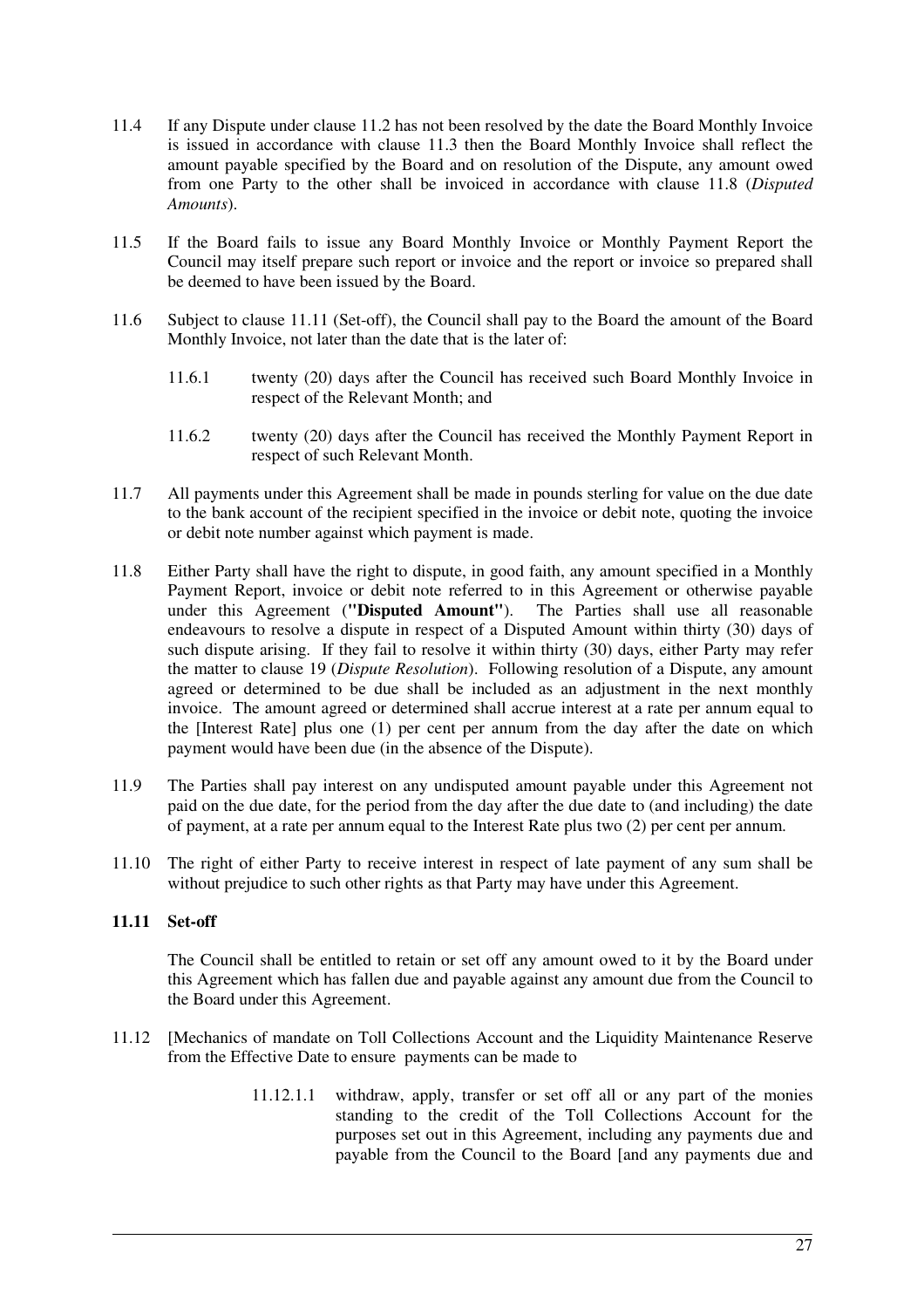11.4 If any Dispute under clause 11.2 has not been resolved by the date the Board Monthly Invoice is issued in accordance with clause 11.3 then the Board Monthly Invoice shall reflect the amount payable specified by the Board and on resolution of the Dispute, any amount owed from one Party to the other shall be invoiced in accordance with clause 11.8 (*Disputed Amounts*).

11.5 If the Board fails to issue any Board Monthly Invoice or Monthly Payment Report the Council may itself prepare such report or invoice and the report or invoice so prepared shall be deemed to have been issued by the Board.

11.6 Subject to clause 11.11 (Set-off), the Council shall pay to the Board the amount of the Board Monthly Invoice, not later than the date that is the later of:

11.6.1 twenty (20) days after the Council has received such Board Monthly Invoice in respect of the Relevant Month; and

11.6.2 twenty (20) days after the Council has received the Monthly Payment Report in respect of such Relevant Month.

11.7 All payments under this Agreement shall be made in pounds sterling for value on the due date to the bank account of the recipient specified in the invoice or debit note, quoting the invoice or debit note number against which payment is made.

11.8 Either Party shall have the right to dispute, in good faith, any amount specified in a Monthly Payment Report, invoice or debit note referred to in this Agreement or otherwise payable under this Agreement (**"Disputed Amount"**). The Parties shall use all reasonable endeavours to resolve a dispute in respect of a Disputed Amount within thirty (30) days of such dispute arising. If they fail to resolve it within thirty (30) days, either Party may refer the matter to clause 19 (*Dispute Resolution*). Following resolution of a Dispute, any amount agreed or determined to be due shall be included as an adjustment in the next monthly invoice. The amount agreed or determined shall accrue interest at a rate per annum equal to the [Interest Rate] plus one (1) per cent per annum from the day after the date on which payment would have been due (in the absence of the Dispute).

11.9 The Parties shall pay interest on any undisputed amount payable under this Agreement not paid on the due date, for the period from the day after the due date to (and including) the date of payment, at a rate per annum equal to the Interest Rate plus two (2) per cent per annum.

11.10 The right of either Party to receive interest in respect of late payment of any sum shall be without prejudice to such other rights as that Party may have under this Agreement.

**11.11 Set-off**

The Council shall be entitled to retain or set off any amount owed to it by the Board under this Agreement which has fallen due and payable against any amount due from the Council to the Board under this Agreement.

11.12 [Mechanics of mandate on Toll Collections Account and the Liquidity Maintenance Reserve from the Effective Date to ensure payments can be made to

11.12.1.1 withdraw, apply, transfer or set off all or any part of the monies standing to the credit of the Toll Collections Account for the purposes set out in this Agreement, including any payments due and payable from the Council to the Board [and any payments due and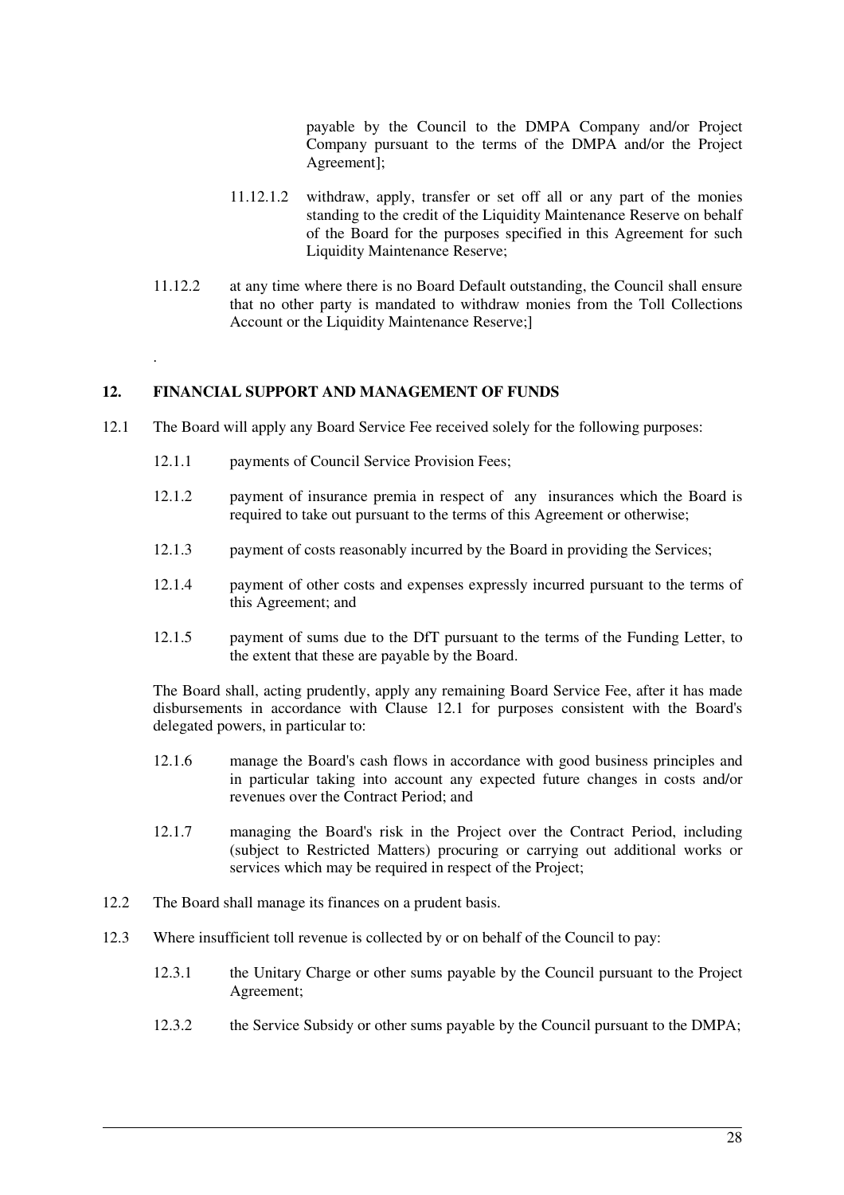payable by the Council to the DMPA Company and/or Project Company pursuant to the terms of the DMPA and/or the Project Agreement];

11.12.1.2 withdraw, apply, transfer or set off all or any part of the monies standing to the credit of the Liquidity Maintenance Reserve on behalf of the Board for the purposes specified in this Agreement for such Liquidity Maintenance Reserve;

11.12.2 at any time where there is no Board Default outstanding, the Council shall ensure that no other party is mandated to withdraw monies from the Toll Collections Account or the Liquidity Maintenance Reserve;]

.

## 12. FINANCIAL SUPPORT AND MANAGEMENT OF FUNDS

12.1 The Board will apply any Board Service Fee received solely for the following purposes:

12.1.1 payments of Council Service Provision Fees;

12.1.2 payment of insurance premia in respect of any insurances which the Board is required to take out pursuant to the terms of this Agreement or otherwise;

12.1.3 payment of costs reasonably incurred by the Board in providing the Services;

12.1.4 payment of other costs and expenses expressly incurred pursuant to the terms of this Agreement; and

12.1.5 payment of sums due to the DfT pursuant to the terms of the Funding Letter, to the extent that these are payable by the Board.

The Board shall, acting prudently, apply any remaining Board Service Fee, after it has made disbursements in accordance with Clause 12.1 for purposes consistent with the Board's delegated powers, in particular to:

12.1.6 manage the Board's cash flows in accordance with good business principles and in particular taking into account any expected future changes in costs and/or revenues over the Contract Period; and

12.1.7 managing the Board's risk in the Project over the Contract Period, including (subject to Restricted Matters) procuring or carrying out additional works or services which may be required in respect of the Project;

12.2 The Board shall manage its finances on a prudent basis.

12.3 Where insufficient toll revenue is collected by or on behalf of the Council to pay:

12.3.1 the Unitary Charge or other sums payable by the Council pursuant to the Project Agreement;

12.3.2 the Service Subsidy or other sums payable by the Council pursuant to the DMPA;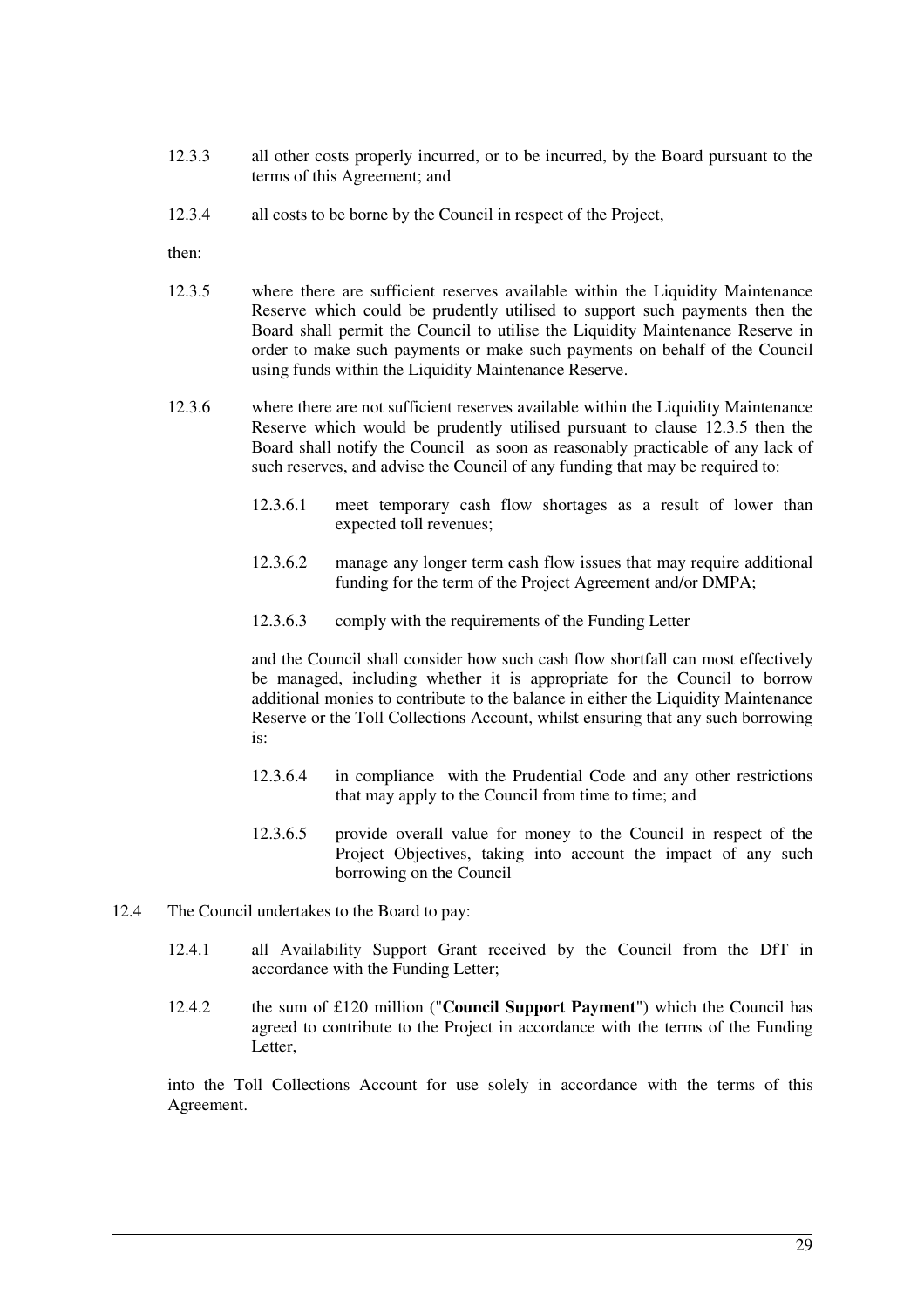12.3.3 all other costs properly incurred, or to be incurred, by the Board pursuant to the terms of this Agreement; and

12.3.4 all costs to be borne by the Council in respect of the Project,

then:

12.3.5 where there are sufficient reserves available within the Liquidity Maintenance Reserve which could be prudently utilised to support such payments then the Board shall permit the Council to utilise the Liquidity Maintenance Reserve in order to make such payments or make such payments on behalf of the Council using funds within the Liquidity Maintenance Reserve.

12.3.6 where there are not sufficient reserves available within the Liquidity Maintenance Reserve which would be prudently utilised pursuant to clause 12.3.5 then the Board shall notify the Council as soon as reasonably practicable of any lack of such reserves, and advise the Council of any funding that may be required to:

12.3.6.1 meet temporary cash flow shortages as a result of lower than expected toll revenues;

12.3.6.2 manage any longer term cash flow issues that may require additional funding for the term of the Project Agreement and/or DMPA;

12.3.6.3 comply with the requirements of the Funding Letter

and the Council shall consider how such cash flow shortfall can most effectively be managed, including whether it is appropriate for the Council to borrow additional monies to contribute to the balance in either the Liquidity Maintenance Reserve or the Toll Collections Account, whilst ensuring that any such borrowing is:

12.3.6.4 in compliance with the Prudential Code and any other restrictions that may apply to the Council from time to time; and

12.3.6.5 provide overall value for money to the Council in respect of the Project Objectives, taking into account the impact of any such borrowing on the Council

12.4 The Council undertakes to the Board to pay:

12.4.1 all Availability Support Grant received by the Council from the DfT in accordance with the Funding Letter;

12.4.2 the sum of £120 million ("**Council Support Payment**") which the Council has agreed to contribute to the Project in accordance with the terms of the Funding Letter,

into the Toll Collections Account for use solely in accordance with the terms of this Agreement.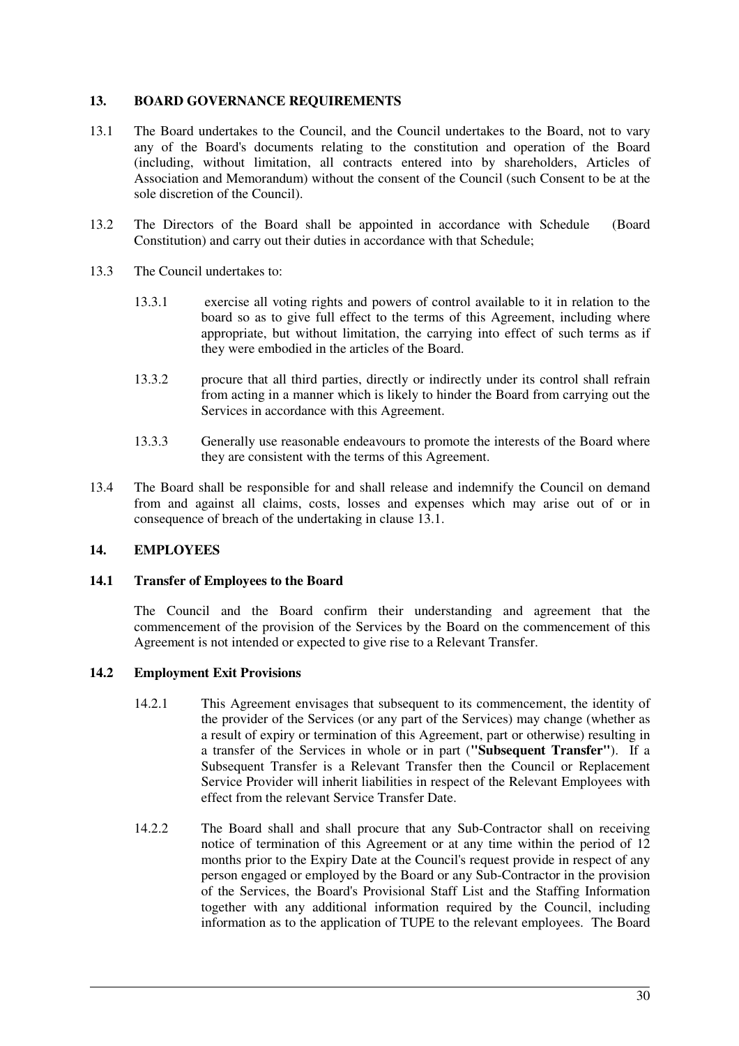## 13. BOARD GOVERNANCE REQUIREMENTS

13.1 The Board undertakes to the Council, and the Council undertakes to the Board, not to vary any of the Board's documents relating to the constitution and operation of the Board (including, without limitation, all contracts entered into by shareholders, Articles of Association and Memorandum) without the consent of the Council (such Consent to be at the sole discretion of the Council).

13.2 The Directors of the Board shall be appointed in accordance with Schedule (Board Constitution) and carry out their duties in accordance with that Schedule;

13.3 The Council undertakes to:

13.3.1 exercise all voting rights and powers of control available to it in relation to the board so as to give full effect to the terms of this Agreement, including where appropriate, but without limitation, the carrying into effect of such terms as if they were embodied in the articles of the Board.

13.3.2 procure that all third parties, directly or indirectly under its control shall refrain from acting in a manner which is likely to hinder the Board from carrying out the Services in accordance with this Agreement.

13.3.3 Generally use reasonable endeavours to promote the interests of the Board where they are consistent with the terms of this Agreement.

13.4 The Board shall be responsible for and shall release and indemnify the Council on demand from and against all claims, costs, losses and expenses which may arise out of or in consequence of breach of the undertaking in clause 13.1.

## 14. EMPLOYEES

### 14.1 Transfer of Employees to the Board

The Council and the Board confirm their understanding and agreement that the commencement of the provision of the Services by the Board on the commencement of this Agreement is not intended or expected to give rise to a Relevant Transfer.

### 14.2 Employment Exit Provisions

14.2.1 This Agreement envisages that subsequent to its commencement, the identity of the provider of the Services (or any part of the Services) may change (whether as a result of expiry or termination of this Agreement, part or otherwise) resulting in a transfer of the Services in whole or in part (**"Subsequent Transfer"**). If a Subsequent Transfer is a Relevant Transfer then the Council or Replacement Service Provider will inherit liabilities in respect of the Relevant Employees with effect from the relevant Service Transfer Date.

14.2.2 The Board shall and shall procure that any Sub-Contractor shall on receiving notice of termination of this Agreement or at any time within the period of 12 months prior to the Expiry Date at the Council's request provide in respect of any person engaged or employed by the Board or any Sub-Contractor in the provision of the Services, the Board's Provisional Staff List and the Staffing Information together with any additional information required by the Council, including information as to the application of TUPE to the relevant employees. The Board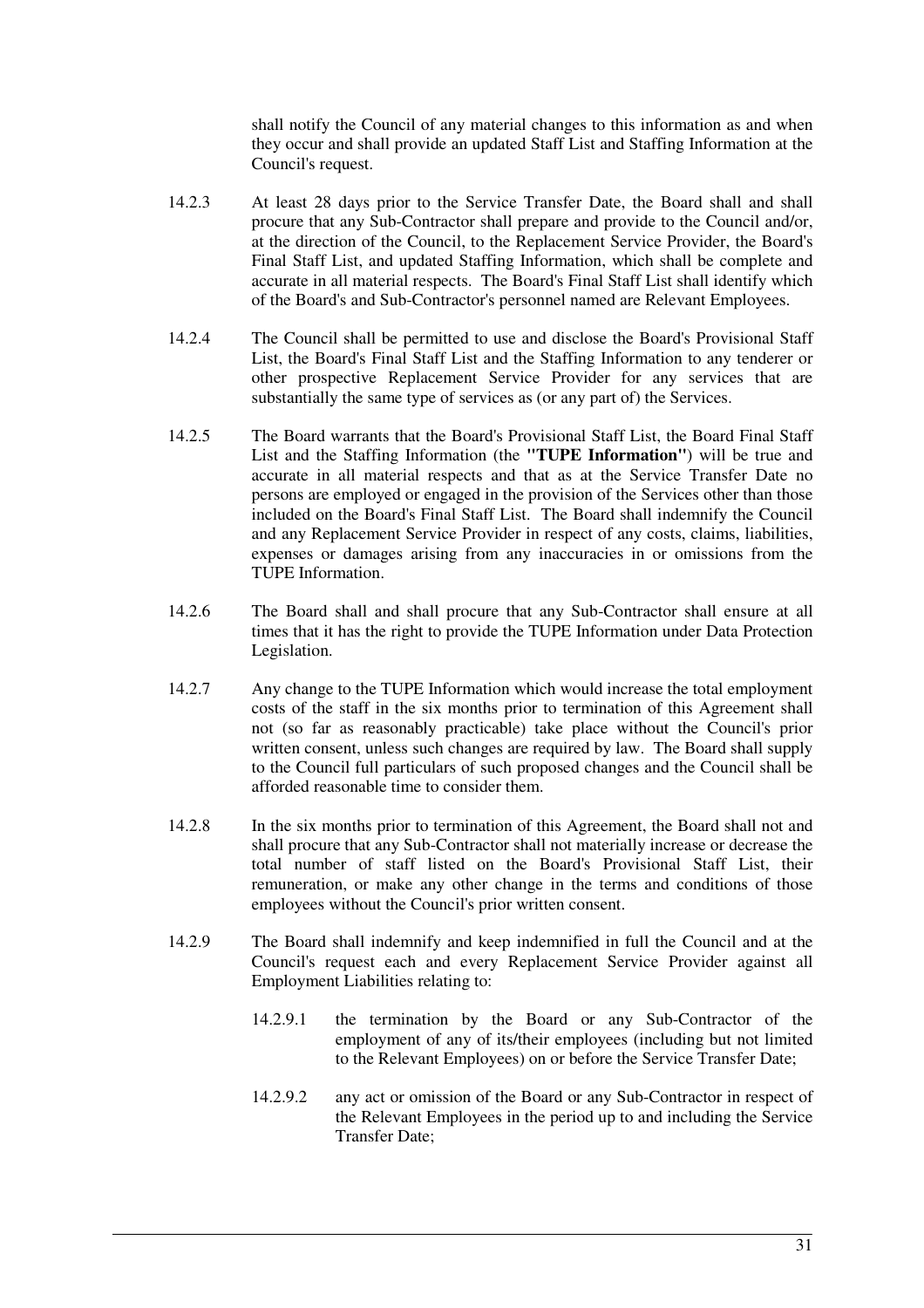shall notify the Council of any material changes to this information as and when they occur and shall provide an updated Staff List and Staffing Information at the Council's request.

14.2.3 At least 28 days prior to the Service Transfer Date, the Board shall and shall procure that any Sub-Contractor shall prepare and provide to the Council and/or, at the direction of the Council, to the Replacement Service Provider, the Board's Final Staff List, and updated Staffing Information, which shall be complete and accurate in all material respects. The Board's Final Staff List shall identify which of the Board's and Sub-Contractor's personnel named are Relevant Employees.

14.2.4 The Council shall be permitted to use and disclose the Board's Provisional Staff List, the Board's Final Staff List and the Staffing Information to any tenderer or other prospective Replacement Service Provider for any services that are substantially the same type of services as (or any part of) the Services.

14.2.5 The Board warrants that the Board's Provisional Staff List, the Board Final Staff List and the Staffing Information (the **"TUPE Information"**) will be true and accurate in all material respects and that as at the Service Transfer Date no persons are employed or engaged in the provision of the Services other than those included on the Board's Final Staff List. The Board shall indemnify the Council and any Replacement Service Provider in respect of any costs, claims, liabilities, expenses or damages arising from any inaccuracies in or omissions from the TUPE Information.

14.2.6 The Board shall and shall procure that any Sub-Contractor shall ensure at all times that it has the right to provide the TUPE Information under Data Protection Legislation.

14.2.7 Any change to the TUPE Information which would increase the total employment costs of the staff in the six months prior to termination of this Agreement shall not (so far as reasonably practicable) take place without the Council's prior written consent, unless such changes are required by law. The Board shall supply to the Council full particulars of such proposed changes and the Council shall be afforded reasonable time to consider them.

14.2.8 In the six months prior to termination of this Agreement, the Board shall not and shall procure that any Sub-Contractor shall not materially increase or decrease the total number of staff listed on the Board's Provisional Staff List, their remuneration, or make any other change in the terms and conditions of those employees without the Council's prior written consent.

14.2.9 The Board shall indemnify and keep indemnified in full the Council and at the Council's request each and every Replacement Service Provider against all Employment Liabilities relating to:

14.2.9.1 the termination by the Board or any Sub-Contractor of the employment of any of its/their employees (including but not limited to the Relevant Employees) on or before the Service Transfer Date;

14.2.9.2 any act or omission of the Board or any Sub-Contractor in respect of the Relevant Employees in the period up to and including the Service Transfer Date;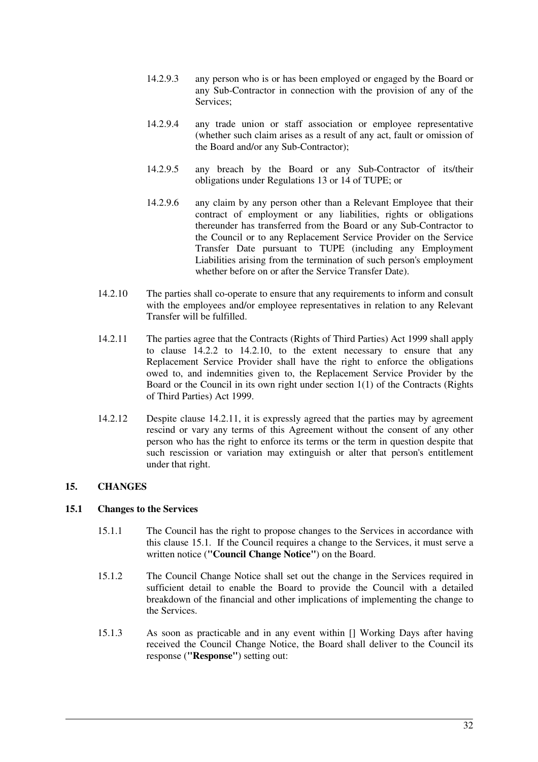14.2.9.3 any person who is or has been employed or engaged by the Board or any Sub-Contractor in connection with the provision of any of the Services;

14.2.9.4 any trade union or staff association or employee representative (whether such claim arises as a result of any act, fault or omission of the Board and/or any Sub-Contractor);

14.2.9.5 any breach by the Board or any Sub-Contractor of its/their obligations under Regulations 13 or 14 of TUPE; or

14.2.9.6 any claim by any person other than a Relevant Employee that their contract of employment or any liabilities, rights or obligations thereunder has transferred from the Board or any Sub-Contractor to the Council or to any Replacement Service Provider on the Service Transfer Date pursuant to TUPE (including any Employment Liabilities arising from the termination of such person's employment whether before on or after the Service Transfer Date).

14.2.10 The parties shall co-operate to ensure that any requirements to inform and consult with the employees and/or employee representatives in relation to any Relevant Transfer will be fulfilled.

14.2.11 The parties agree that the Contracts (Rights of Third Parties) Act 1999 shall apply to clause 14.2.2 to 14.2.10, to the extent necessary to ensure that any Replacement Service Provider shall have the right to enforce the obligations owed to, and indemnities given to, the Replacement Service Provider by the Board or the Council in its own right under section 1(1) of the Contracts (Rights of Third Parties) Act 1999.

14.2.12 Despite clause 14.2.11, it is expressly agreed that the parties may by agreement rescind or vary any terms of this Agreement without the consent of any other person who has the right to enforce its terms or the term in question despite that such rescission or variation may extinguish or alter that person's entitlement under that right.

## 15. CHANGES

### 15.1 Changes to the Services

15.1.1 The Council has the right to propose changes to the Services in accordance with this clause 15.1. If the Council requires a change to the Services, it must serve a written notice (**"Council Change Notice"**) on the Board.

15.1.2 The Council Change Notice shall set out the change in the Services required in sufficient detail to enable the Board to provide the Council with a detailed breakdown of the financial and other implications of implementing the change to the Services.

15.1.3 As soon as practicable and in any event within [] Working Days after having received the Council Change Notice, the Board shall deliver to the Council its response (**"Response"**) setting out: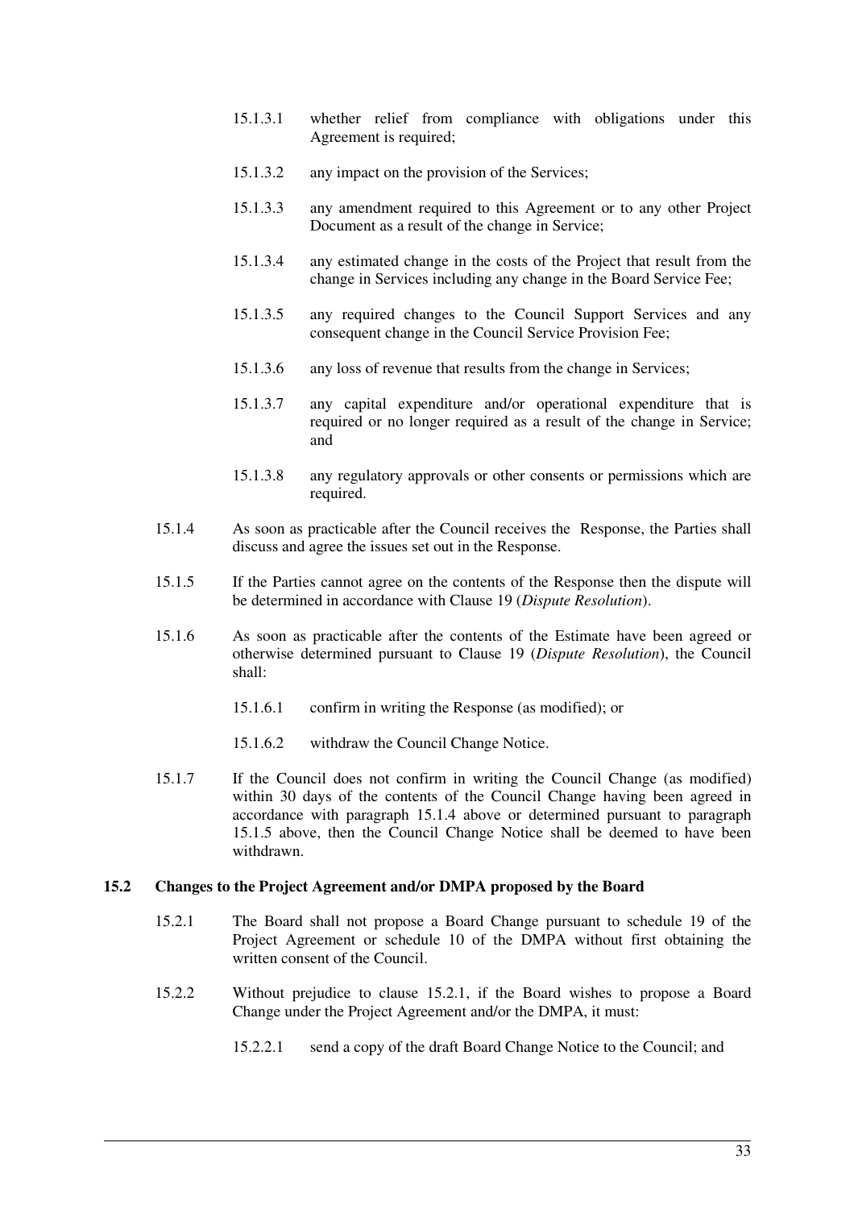15.1.3.1 whether relief from compliance with obligations under this Agreement is required;

15.1.3.2 any impact on the provision of the Services;

15.1.3.3 any amendment required to this Agreement or to any other Project Document as a result of the change in Service;

15.1.3.4 any estimated change in the costs of the Project that result from the change in Services including any change in the Board Service Fee;

15.1.3.5 any required changes to the Council Support Services and any consequent change in the Council Service Provision Fee;

15.1.3.6 any loss of revenue that results from the change in Services;

15.1.3.7 any capital expenditure and/or operational expenditure that is required or no longer required as a result of the change in Service; and

15.1.3.8 any regulatory approvals or other consents or permissions which are required.

15.1.4 As soon as practicable after the Council receives the Response, the Parties shall discuss and agree the issues set out in the Response.

15.1.5 If the Parties cannot agree on the contents of the Response then the dispute will be determined in accordance with Clause 19 (*Dispute Resolution*).

15.1.6 As soon as practicable after the contents of the Estimate have been agreed or otherwise determined pursuant to Clause 19 (*Dispute Resolution*), the Council shall:

15.1.6.1 confirm in writing the Response (as modified); or

15.1.6.2 withdraw the Council Change Notice.

15.1.7 If the Council does not confirm in writing the Council Change (as modified) within 30 days of the contents of the Council Change having been agreed in accordance with paragraph 15.1.4 above or determined pursuant to paragraph 15.1.5 above, then the Council Change Notice shall be deemed to have been withdrawn.

**15.2 Changes to the Project Agreement and/or DMPA proposed by the Board**

15.2.1 The Board shall not propose a Board Change pursuant to schedule 19 of the Project Agreement or schedule 10 of the DMPA without first obtaining the written consent of the Council.

15.2.2 Without prejudice to clause 15.2.1, if the Board wishes to propose a Board Change under the Project Agreement and/or the DMPA, it must:

15.2.2.1 send a copy of the draft Board Change Notice to the Council; and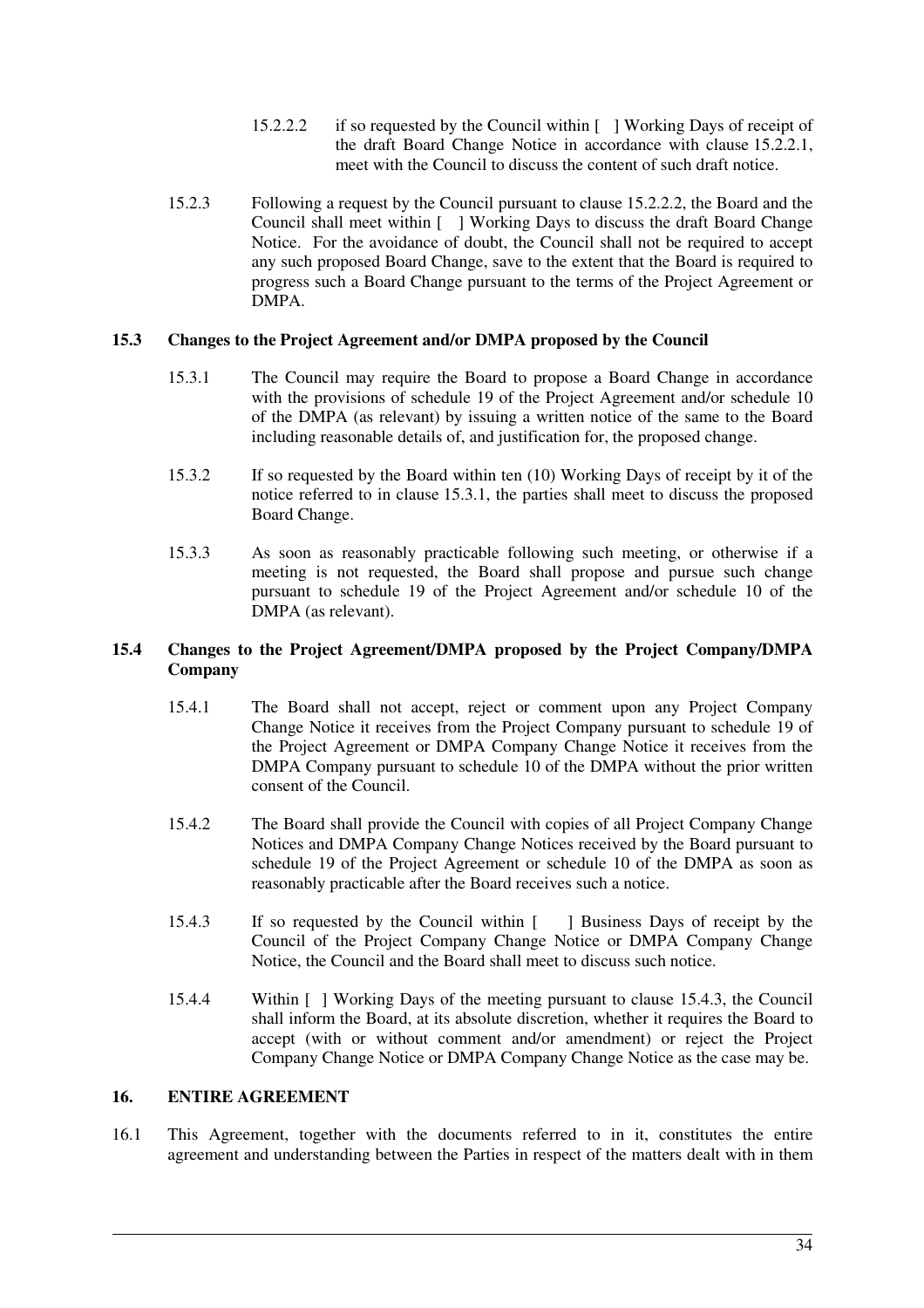15.2.2.2 if so requested by the Council within [ ] Working Days of receipt of the draft Board Change Notice in accordance with clause 15.2.2.1, meet with the Council to discuss the content of such draft notice.

15.2.3 Following a request by the Council pursuant to clause 15.2.2.2, the Board and the Council shall meet within [ ] Working Days to discuss the draft Board Change Notice. For the avoidance of doubt, the Council shall not be required to accept any such proposed Board Change, save to the extent that the Board is required to progress such a Board Change pursuant to the terms of the Project Agreement or DMPA.

**15.3 Changes to the Project Agreement and/or DMPA proposed by the Council**

15.3.1 The Council may require the Board to propose a Board Change in accordance with the provisions of schedule 19 of the Project Agreement and/or schedule 10 of the DMPA (as relevant) by issuing a written notice of the same to the Board including reasonable details of, and justification for, the proposed change.

15.3.2 If so requested by the Board within ten (10) Working Days of receipt by it of the notice referred to in clause 15.3.1, the parties shall meet to discuss the proposed Board Change.

15.3.3 As soon as reasonably practicable following such meeting, or otherwise if a meeting is not requested, the Board shall propose and pursue such change pursuant to schedule 19 of the Project Agreement and/or schedule 10 of the DMPA (as relevant).

**15.4 Changes to the Project Agreement/DMPA proposed by the Project Company/DMPA Company**

15.4.1 The Board shall not accept, reject or comment upon any Project Company Change Notice it receives from the Project Company pursuant to schedule 19 of the Project Agreement or DMPA Company Change Notice it receives from the DMPA Company pursuant to schedule 10 of the DMPA without the prior written consent of the Council.

15.4.2 The Board shall provide the Council with copies of all Project Company Change Notices and DMPA Company Change Notices received by the Board pursuant to schedule 19 of the Project Agreement or schedule 10 of the DMPA as soon as reasonably practicable after the Board receives such a notice.

15.4.3 If so requested by the Council within [ ] Business Days of receipt by the Council of the Project Company Change Notice or DMPA Company Change Notice, the Council and the Board shall meet to discuss such notice.

15.4.4 Within [ ] Working Days of the meeting pursuant to clause 15.4.3, the Council shall inform the Board, at its absolute discretion, whether it requires the Board to accept (with or without comment and/or amendment) or reject the Project Company Change Notice or DMPA Company Change Notice as the case may be.

**16. ENTIRE AGREEMENT**

16.1 This Agreement, together with the documents referred to in it, constitutes the entire agreement and understanding between the Parties in respect of the matters dealt with in them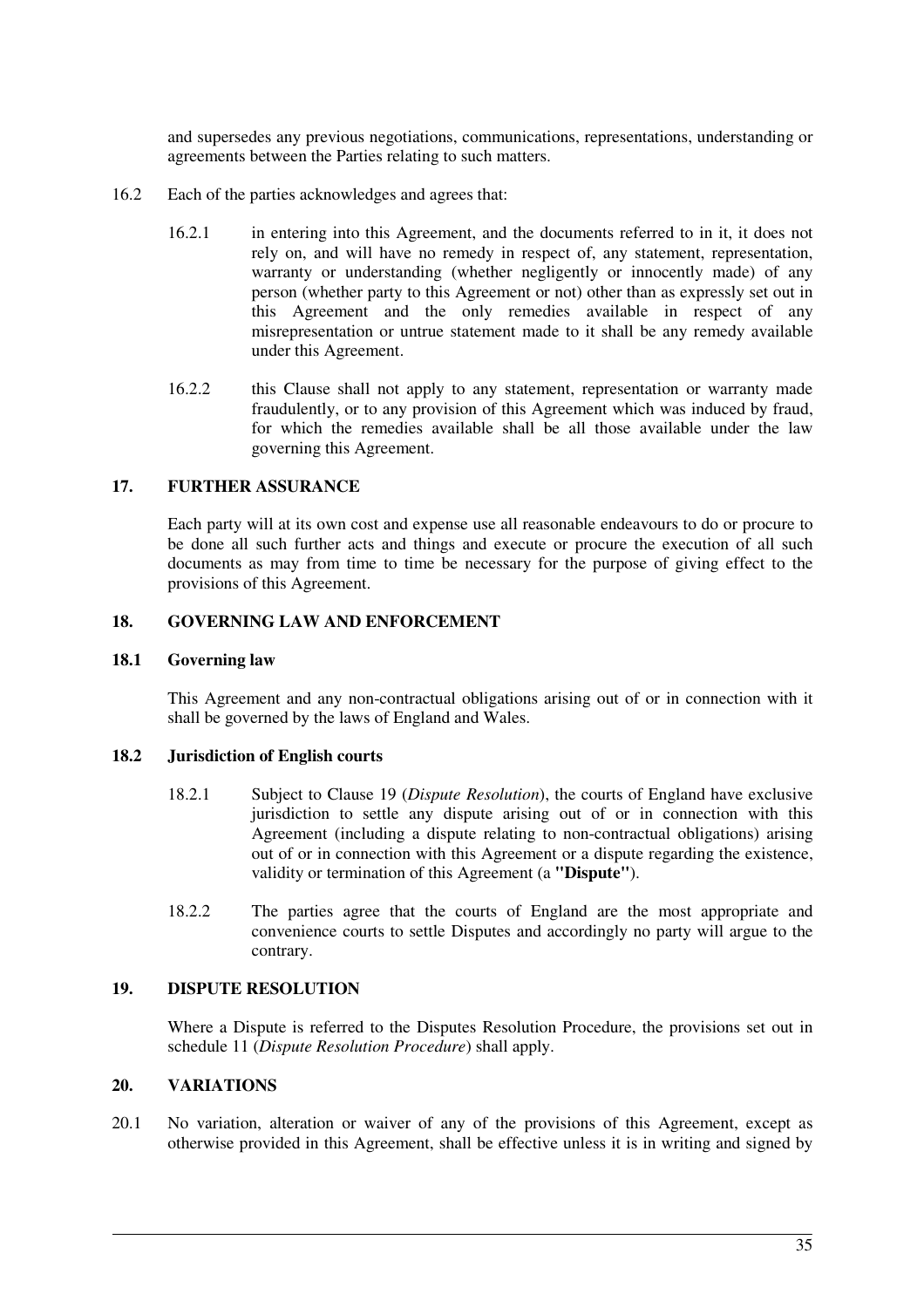and supersedes any previous negotiations, communications, representations, understanding or agreements between the Parties relating to such matters.

16.2 Each of the parties acknowledges and agrees that:

16.2.1 in entering into this Agreement, and the documents referred to in it, it does not rely on, and will have no remedy in respect of, any statement, representation, warranty or understanding (whether negligently or innocently made) of any person (whether party to this Agreement or not) other than as expressly set out in this Agreement and the only remedies available in respect of any misrepresentation or untrue statement made to it shall be any remedy available under this Agreement.

16.2.2 this Clause shall not apply to any statement, representation or warranty made fraudulently, or to any provision of this Agreement which was induced by fraud, for which the remedies available shall be all those available under the law governing this Agreement.

## 17. FURTHER ASSURANCE

Each party will at its own cost and expense use all reasonable endeavours to do or procure to be done all such further acts and things and execute or procure the execution of all such documents as may from time to time be necessary for the purpose of giving effect to the provisions of this Agreement.

## 18. GOVERNING LAW AND ENFORCEMENT

### 18.1 Governing law

This Agreement and any non-contractual obligations arising out of or in connection with it shall be governed by the laws of England and Wales.

### 18.2 Jurisdiction of English courts

18.2.1 Subject to Clause 19 (*Dispute Resolution*), the courts of England have exclusive jurisdiction to settle any dispute arising out of or in connection with this Agreement (including a dispute relating to non-contractual obligations) arising out of or in connection with this Agreement or a dispute regarding the existence, validity or termination of this Agreement (a **"Dispute"**).

18.2.2 The parties agree that the courts of England are the most appropriate and convenience courts to settle Disputes and accordingly no party will argue to the contrary.

## 19. DISPUTE RESOLUTION

Where a Dispute is referred to the Disputes Resolution Procedure, the provisions set out in schedule 11 (*Dispute Resolution Procedure*) shall apply.

## 20. VARIATIONS

20.1 No variation, alteration or waiver of any of the provisions of this Agreement, except as otherwise provided in this Agreement, shall be effective unless it is in writing and signed by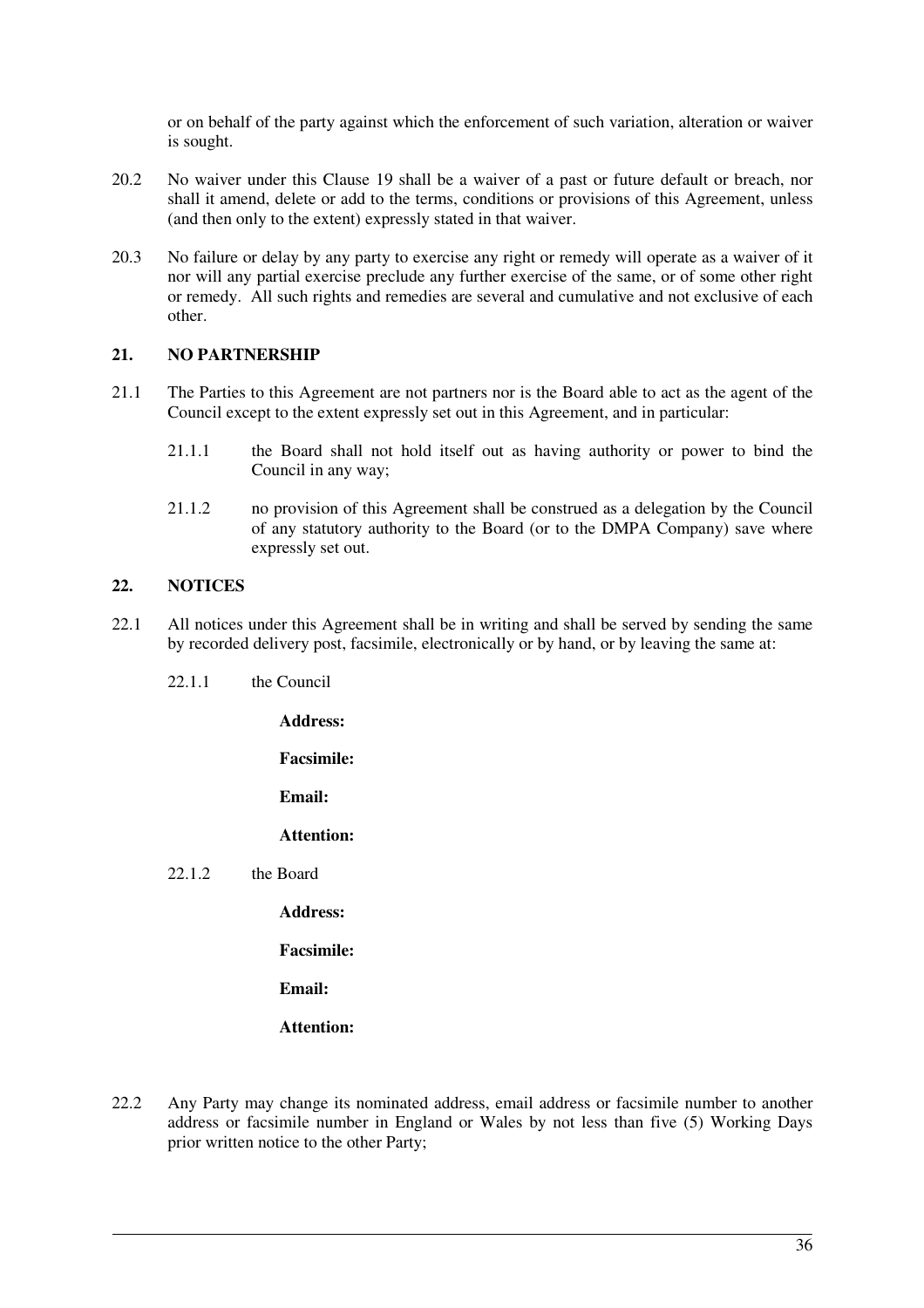or on behalf of the party against which the enforcement of such variation, alteration or waiver is sought.

20.2 No waiver under this Clause 19 shall be a waiver of a past or future default or breach, nor shall it amend, delete or add to the terms, conditions or provisions of this Agreement, unless (and then only to the extent) expressly stated in that waiver.

20.3 No failure or delay by any party to exercise any right or remedy will operate as a waiver of it nor will any partial exercise preclude any further exercise of the same, or of some other right or remedy. All such rights and remedies are several and cumulative and not exclusive of each other.

## 21. NO PARTNERSHIP

21.1 The Parties to this Agreement are not partners nor is the Board able to act as the agent of the Council except to the extent expressly set out in this Agreement, and in particular:

21.1.1 the Board shall not hold itself out as having authority or power to bind the Council in any way;

21.1.2 no provision of this Agreement shall be construed as a delegation by the Council of any statutory authority to the Board (or to the DMPA Company) save where expressly set out.

## 22. NOTICES

22.1 All notices under this Agreement shall be in writing and shall be served by sending the same by recorded delivery post, facsimile, electronically or by hand, or by leaving the same at:

22.1.1 the Council

**Address:**

**Facsimile:**

**Email:**

**Attention:**

22.1.2 the Board

**Address:**

**Facsimile:**

**Email:**

**Attention:**

22.2 Any Party may change its nominated address, email address or facsimile number to another address or facsimile number in England or Wales by not less than five (5) Working Days prior written notice to the other Party;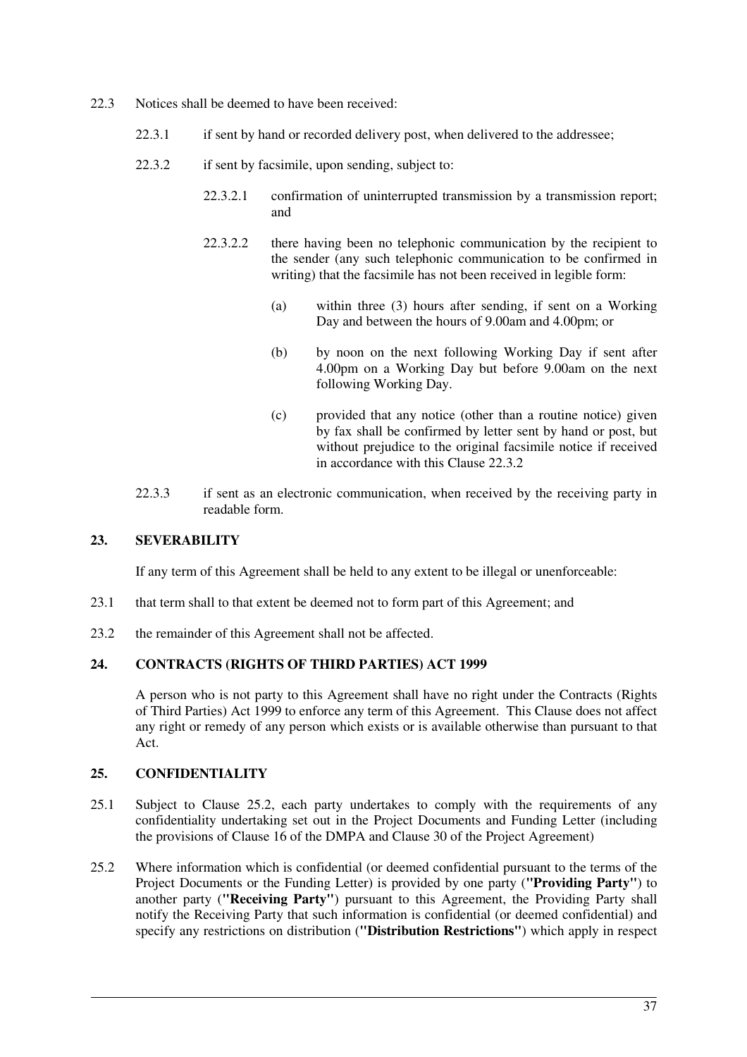22.3 Notices shall be deemed to have been received:

22.3.1 if sent by hand or recorded delivery post, when delivered to the addressee;

22.3.2 if sent by facsimile, upon sending, subject to:

22.3.2.1 confirmation of uninterrupted transmission by a transmission report; and

22.3.2.2 there having been no telephonic communication by the recipient to the sender (any such telephonic communication to be confirmed in writing) that the facsimile has not been received in legible form:

(a) within three (3) hours after sending, if sent on a Working Day and between the hours of 9.00am and 4.00pm; or

(b) by noon on the next following Working Day if sent after 4.00pm on a Working Day but before 9.00am on the next following Working Day.

(c) provided that any notice (other than a routine notice) given by fax shall be confirmed by letter sent by hand or post, but without prejudice to the original facsimile notice if received in accordance with this Clause 22.3.2

22.3.3 if sent as an electronic communication, when received by the receiving party in readable form.

## 23. SEVERABILITY

If any term of this Agreement shall be held to any extent to be illegal or unenforceable:

23.1 that term shall to that extent be deemed not to form part of this Agreement; and

23.2 the remainder of this Agreement shall not be affected.

## 24. CONTRACTS (RIGHTS OF THIRD PARTIES) ACT 1999

A person who is not party to this Agreement shall have no right under the Contracts (Rights of Third Parties) Act 1999 to enforce any term of this Agreement. This Clause does not affect any right or remedy of any person which exists or is available otherwise than pursuant to that Act.

## 25. CONFIDENTIALITY

25.1 Subject to Clause 25.2, each party undertakes to comply with the requirements of any confidentiality undertaking set out in the Project Documents and Funding Letter (including the provisions of Clause 16 of the DMPA and Clause 30 of the Project Agreement)

25.2 Where information which is confidential (or deemed confidential pursuant to the terms of the Project Documents or the Funding Letter) is provided by one party (**"Providing Party"**) to another party (**"Receiving Party"**) pursuant to this Agreement, the Providing Party shall notify the Receiving Party that such information is confidential (or deemed confidential) and specify any restrictions on distribution (**"Distribution Restrictions"**) which apply in respect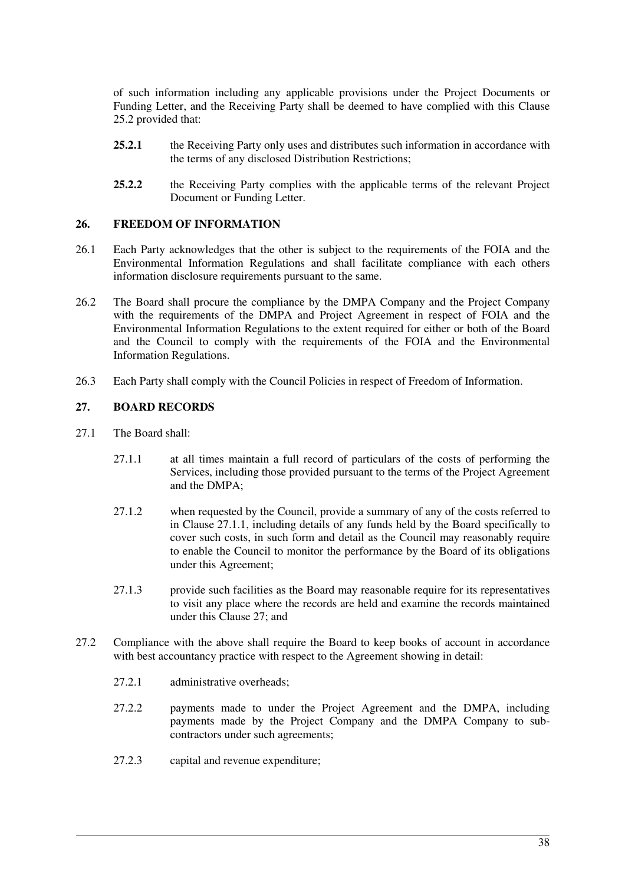of such information including any applicable provisions under the Project Documents or Funding Letter, and the Receiving Party shall be deemed to have complied with this Clause 25.2 provided that:

**25.2.1** the Receiving Party only uses and distributes such information in accordance with the terms of any disclosed Distribution Restrictions;

**25.2.2** the Receiving Party complies with the applicable terms of the relevant Project Document or Funding Letter.

## 26. FREEDOM OF INFORMATION

26.1 Each Party acknowledges that the other is subject to the requirements of the FOIA and the Environmental Information Regulations and shall facilitate compliance with each others information disclosure requirements pursuant to the same.

26.2 The Board shall procure the compliance by the DMPA Company and the Project Company with the requirements of the DMPA and Project Agreement in respect of FOIA and the Environmental Information Regulations to the extent required for either or both of the Board and the Council to comply with the requirements of the FOIA and the Environmental Information Regulations.

26.3 Each Party shall comply with the Council Policies in respect of Freedom of Information.

## 27. BOARD RECORDS

27.1 The Board shall:

27.1.1 at all times maintain a full record of particulars of the costs of performing the Services, including those provided pursuant to the terms of the Project Agreement and the DMPA;

27.1.2 when requested by the Council, provide a summary of any of the costs referred to in Clause 27.1.1, including details of any funds held by the Board specifically to cover such costs, in such form and detail as the Council may reasonably require to enable the Council to monitor the performance by the Board of its obligations under this Agreement;

27.1.3 provide such facilities as the Board may reasonable require for its representatives to visit any place where the records are held and examine the records maintained under this Clause 27; and

27.2 Compliance with the above shall require the Board to keep books of account in accordance with best accountancy practice with respect to the Agreement showing in detail:

27.2.1 administrative overheads;

27.2.2 payments made to under the Project Agreement and the DMPA, including payments made by the Project Company and the DMPA Company to sub-contractors under such agreements;

27.2.3 capital and revenue expenditure;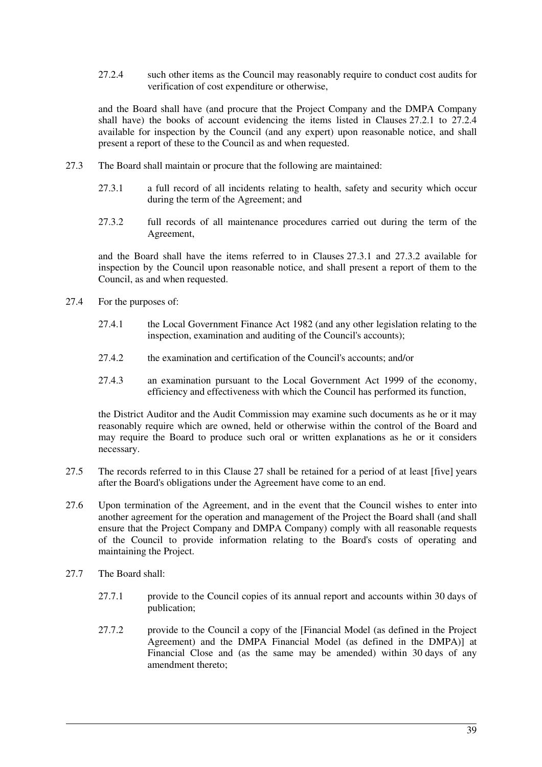27.2.4 such other items as the Council may reasonably require to conduct cost audits for verification of cost expenditure or otherwise,

and the Board shall have (and procure that the Project Company and the DMPA Company shall have) the books of account evidencing the items listed in Clauses 27.2.1 to 27.2.4 available for inspection by the Council (and any expert) upon reasonable notice, and shall present a report of these to the Council as and when requested.

27.3 The Board shall maintain or procure that the following are maintained:

27.3.1 a full record of all incidents relating to health, safety and security which occur during the term of the Agreement; and

27.3.2 full records of all maintenance procedures carried out during the term of the Agreement,

and the Board shall have the items referred to in Clauses 27.3.1 and 27.3.2 available for inspection by the Council upon reasonable notice, and shall present a report of them to the Council, as and when requested.

27.4 For the purposes of:

27.4.1 the Local Government Finance Act 1982 (and any other legislation relating to the inspection, examination and auditing of the Council's accounts);

27.4.2 the examination and certification of the Council's accounts; and/or

27.4.3 an examination pursuant to the Local Government Act 1999 of the economy, efficiency and effectiveness with which the Council has performed its function,

the District Auditor and the Audit Commission may examine such documents as he or it may reasonably require which are owned, held or otherwise within the control of the Board and may require the Board to produce such oral or written explanations as he or it considers necessary.

27.5 The records referred to in this Clause 27 shall be retained for a period of at least [five] years after the Board's obligations under the Agreement have come to an end.

27.6 Upon termination of the Agreement, and in the event that the Council wishes to enter into another agreement for the operation and management of the Project the Board shall (and shall ensure that the Project Company and DMPA Company) comply with all reasonable requests of the Council to provide information relating to the Board's costs of operating and maintaining the Project.

27.7 The Board shall:

27.7.1 provide to the Council copies of its annual report and accounts within 30 days of publication;

27.7.2 provide to the Council a copy of the [Financial Model (as defined in the Project Agreement) and the DMPA Financial Model (as defined in the DMPA)] at Financial Close and (as the same may be amended) within 30 days of any amendment thereto;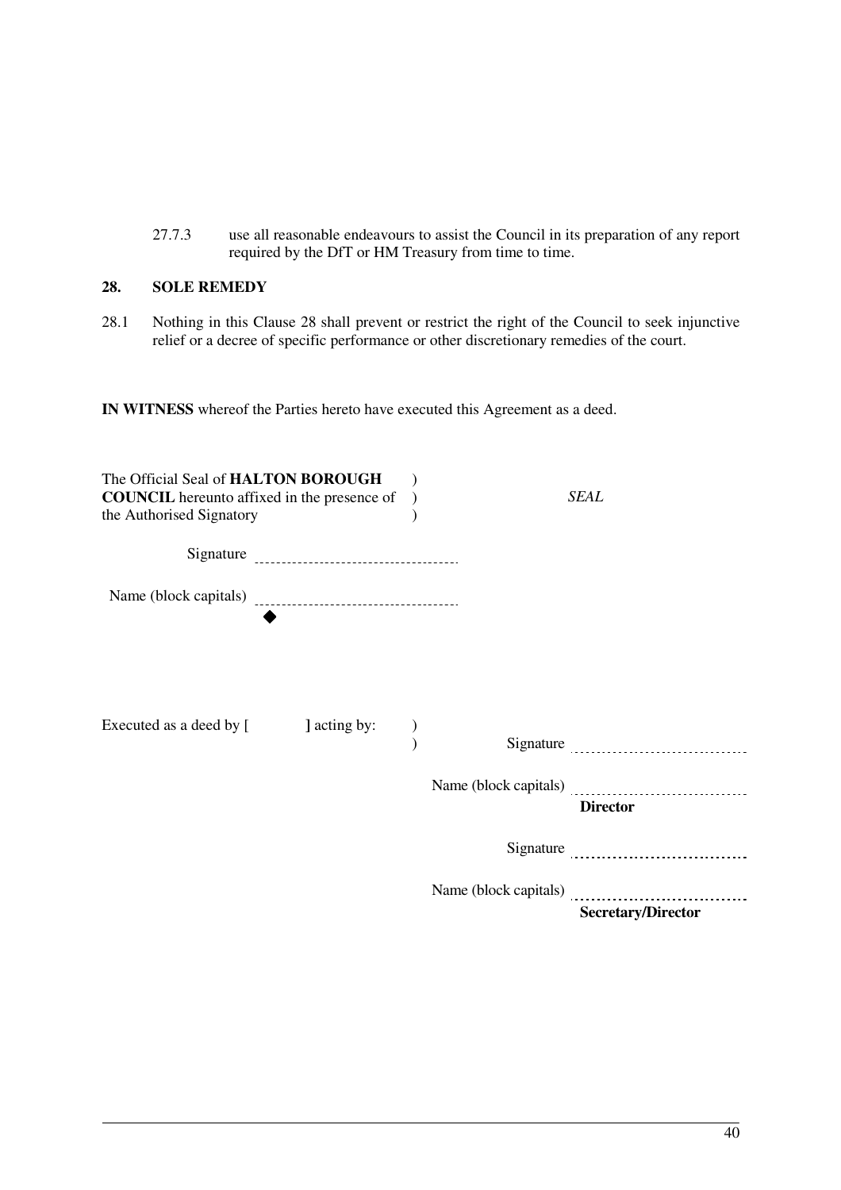27.7.3 use all reasonable endeavours to assist the Council in its preparation of any report required by the DfT or HM Treasury from time to time.

## 28. SOLE REMEDY

28.1 Nothing in this Clause 28 shall prevent or restrict the right of the Council to seek injunctive relief or a decree of specific performance or other discretionary remedies of the court.

**IN WITNESS** whereof the Parties hereto have executed this Agreement as a deed.

The Official Seal of **HALTON BOROUGH COUNCIL** hereunto affixed in the presence of the Authorised Signatory )

*SEAL*

Signature ..................................

Name (block capitals) ..................................

◆

Executed as a deed by [ ] acting by: )

Signature ..................................

Name (block capitals) ..................................

**Director**

Signature ..................................

Name (block capitals) ..................................

**Secretary/Director**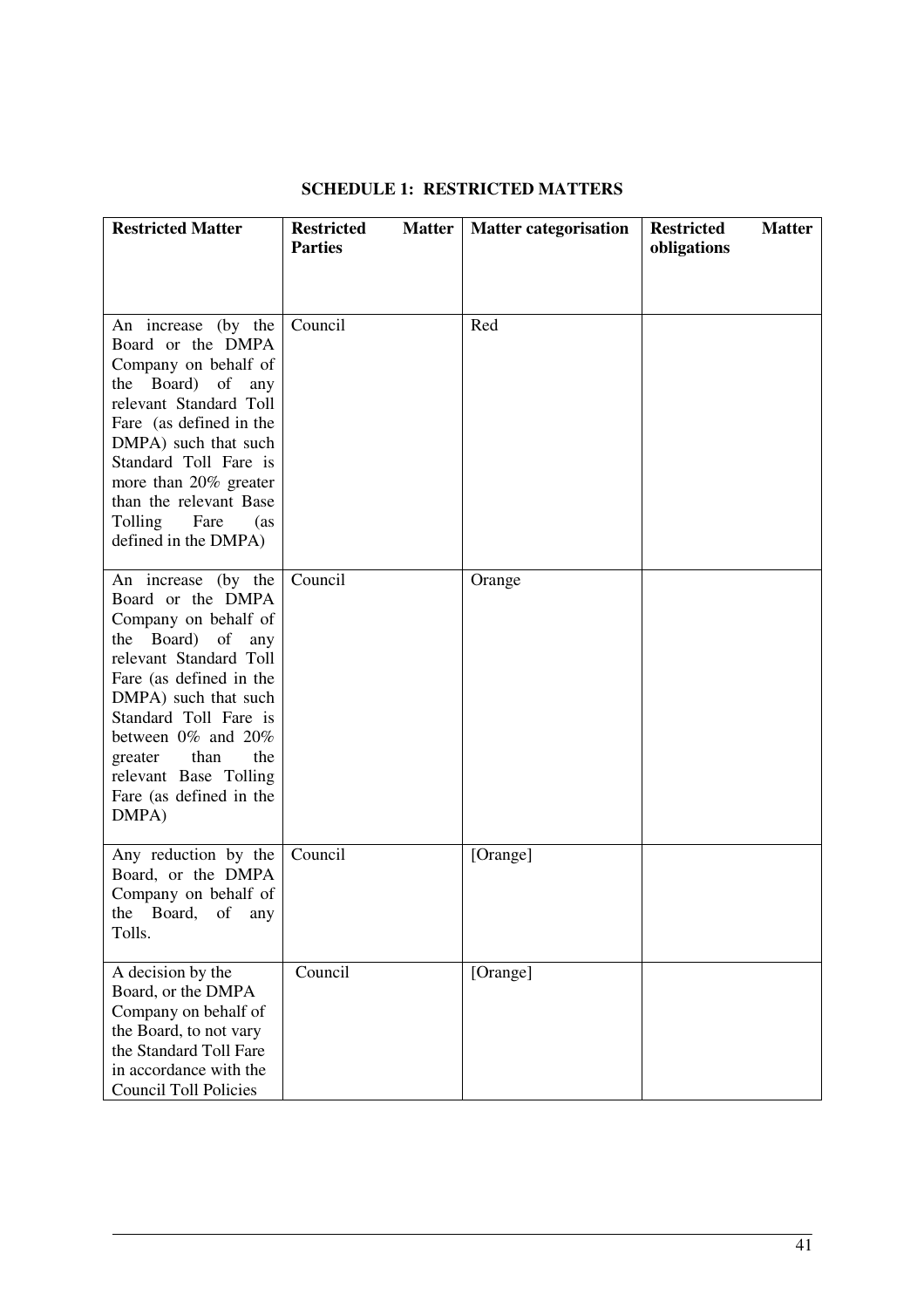**SCHEDULE 1: RESTRICTED MATTERS**

| Restricted Matter | Restricted Matter Parties | Matter categorisation | Restricted Matter obligations |
|---|---|---|---|
| An increase (by the Board or the DMPA Company on behalf of the Board) of any relevant Standard Toll Fare (as defined in the DMPA) such that such Standard Toll Fare is more than 20% greater than the relevant Base Tolling Fare (as defined in the DMPA) | Council | Red | |
| An increase (by the Board or the DMPA Company on behalf of the Board) of any relevant Standard Toll Fare (as defined in the DMPA) such that such Standard Toll Fare is between 0% and 20% greater than the relevant Base Tolling Fare (as defined in the DMPA) | Council | Orange | |
| Any reduction by the Board, or the DMPA Company on behalf of the Board, of any Tolls. | Council | [Orange] | |
| A decision by the Board, or the DMPA Company on behalf of the Board, to not vary the Standard Toll Fare in accordance with the Council Toll Policies | Council | [Orange] | |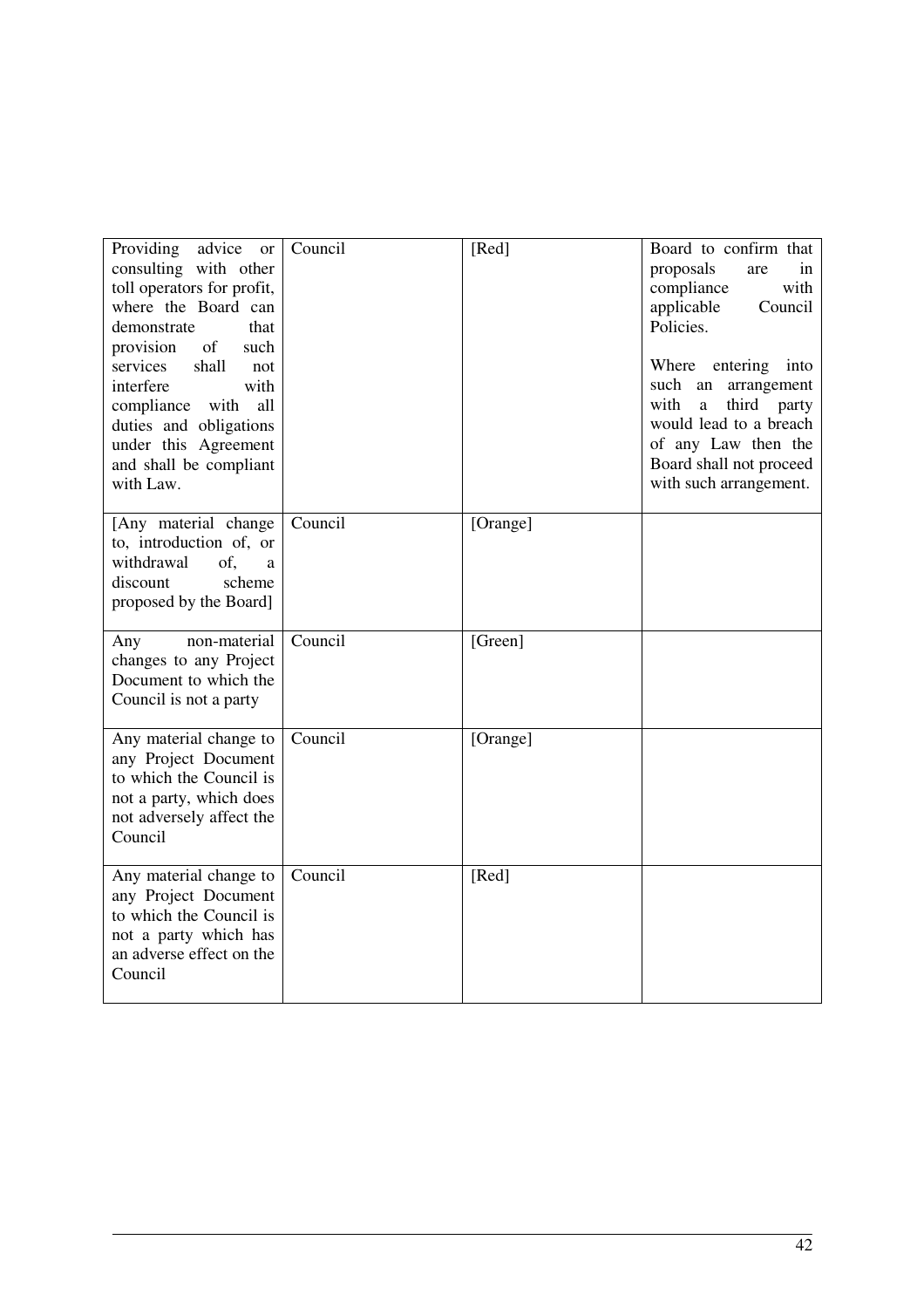| | | | |
|---|---|---|---|
| Providing advice or consulting with other toll operators for profit, where the Board can demonstrate that provision of such services shall not interfere with compliance with all duties and obligations under this Agreement and shall be compliant with Law. | Council | [Red] | Board to confirm that proposals are in compliance with applicable Council Policies.<br><br>Where entering into such an arrangement with a third party would lead to a breach of any Law then the Board shall not proceed with such arrangement. |
| [Any material change to, introduction of, or withdrawal of, a discount scheme proposed by the Board] | Council | [Orange] | |
| Any non-material changes to any Project Document to which the Council is not a party | Council | [Green] | |
| Any material change to any Project Document to which the Council is not a party, which does not adversely affect the Council | Council | [Orange] | |
| Any material change to any Project Document to which the Council is not a party which has an adverse effect on the Council | Council | [Red] | |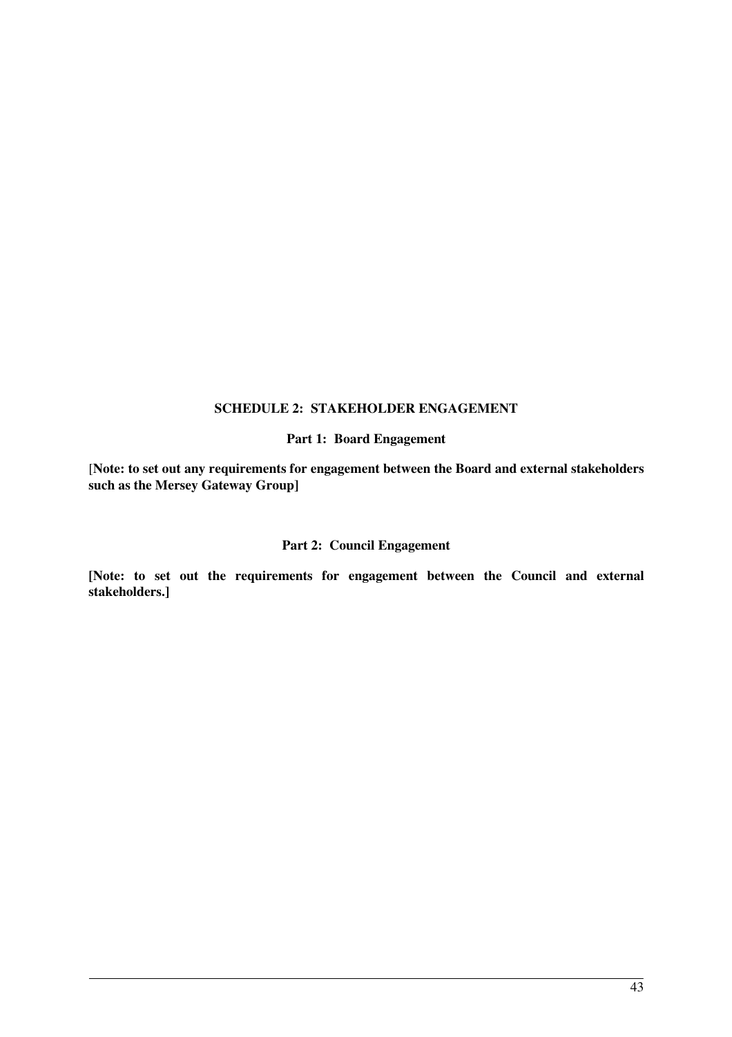## SCHEDULE 2: STAKEHOLDER ENGAGEMENT

### Part 1: Board Engagement

**[Note: to set out any requirements for engagement between the Board and external stakeholders such as the Mersey Gateway Group]**

### Part 2: Council Engagement

**[Note: to set out the requirements for engagement between the Council and external stakeholders.]**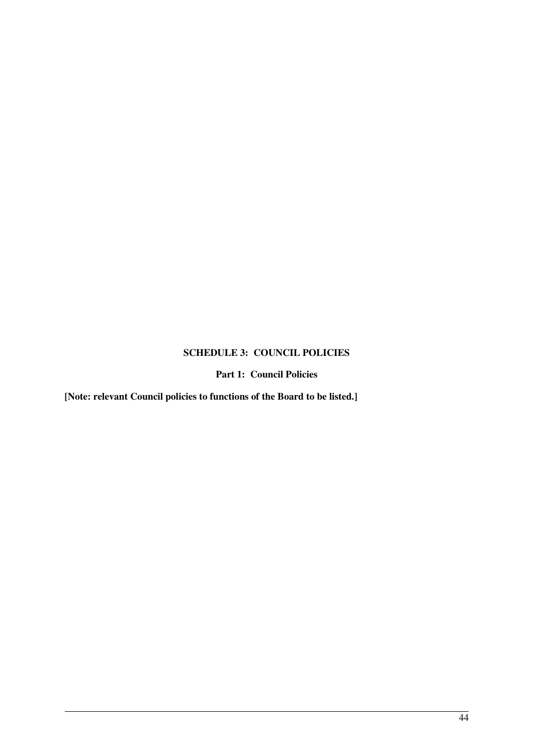## SCHEDULE 3: COUNCIL POLICIES

### Part 1: Council Policies

**[Note: relevant Council policies to functions of the Board to be listed.]**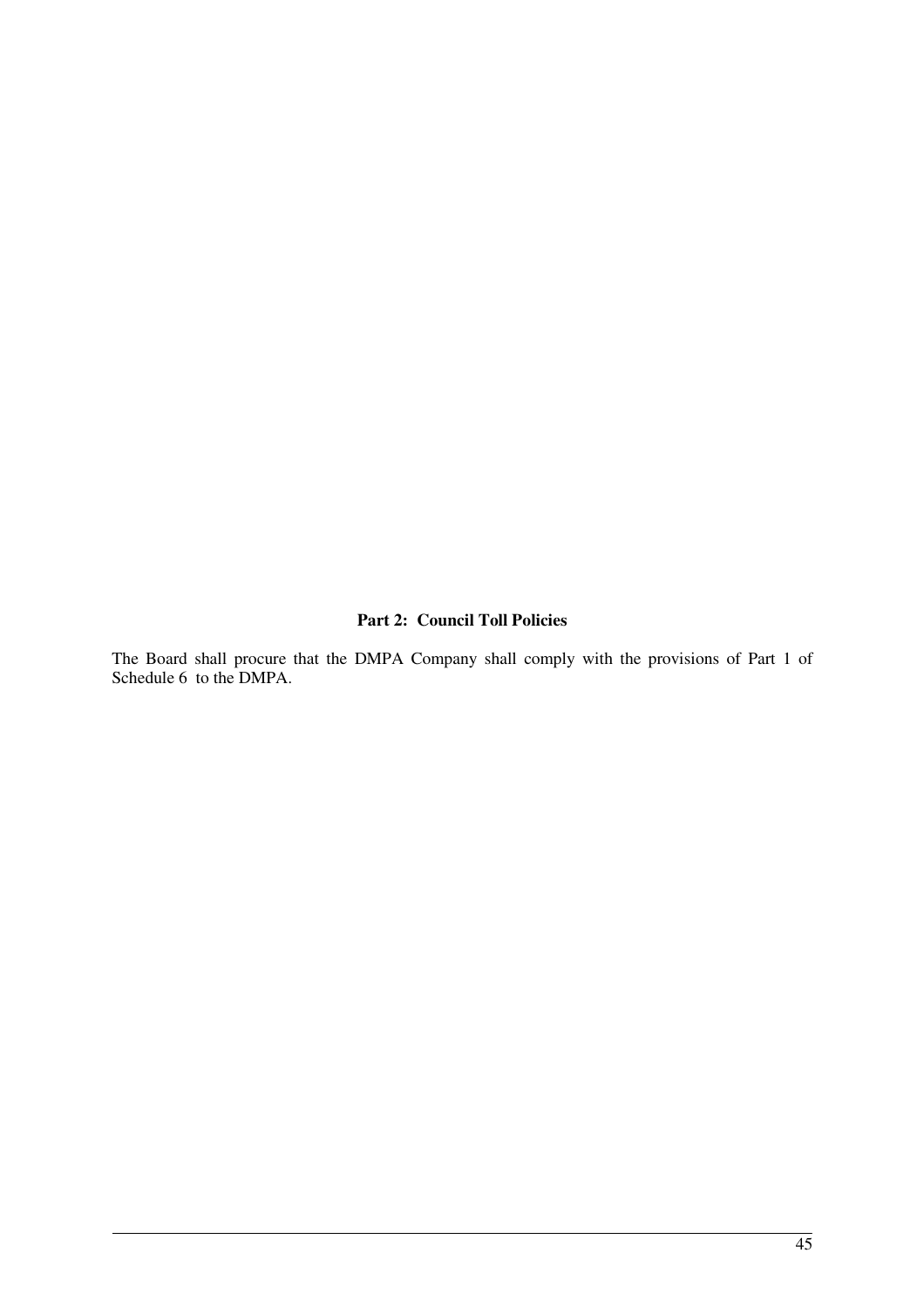**Part 2: Council Toll Policies**

The Board shall procure that the DMPA Company shall comply with the provisions of Part 1 of Schedule 6 to the DMPA.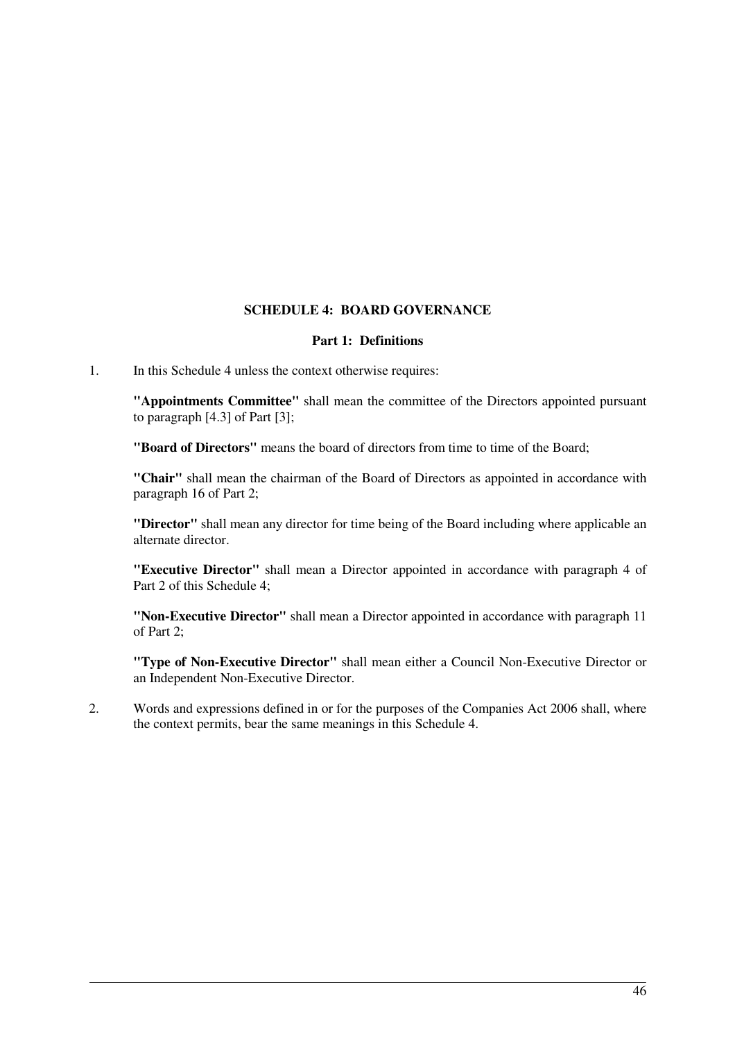## SCHEDULE 4: BOARD GOVERNANCE

### Part 1: Definitions

1. In this Schedule 4 unless the context otherwise requires:

   **"Appointments Committee"** shall mean the committee of the Directors appointed pursuant to paragraph [4.3] of Part [3];

   **"Board of Directors"** means the board of directors from time to time of the Board;

   **"Chair"** shall mean the chairman of the Board of Directors as appointed in accordance with paragraph 16 of Part 2;

   **"Director"** shall mean any director for time being of the Board including where applicable an alternate director.

   **"Executive Director"** shall mean a Director appointed in accordance with paragraph 4 of Part 2 of this Schedule 4;

   **"Non-Executive Director"** shall mean a Director appointed in accordance with paragraph 11 of Part 2;

   **"Type of Non-Executive Director"** shall mean either a Council Non-Executive Director or an Independent Non-Executive Director.

2. Words and expressions defined in or for the purposes of the Companies Act 2006 shall, where the context permits, bear the same meanings in this Schedule 4.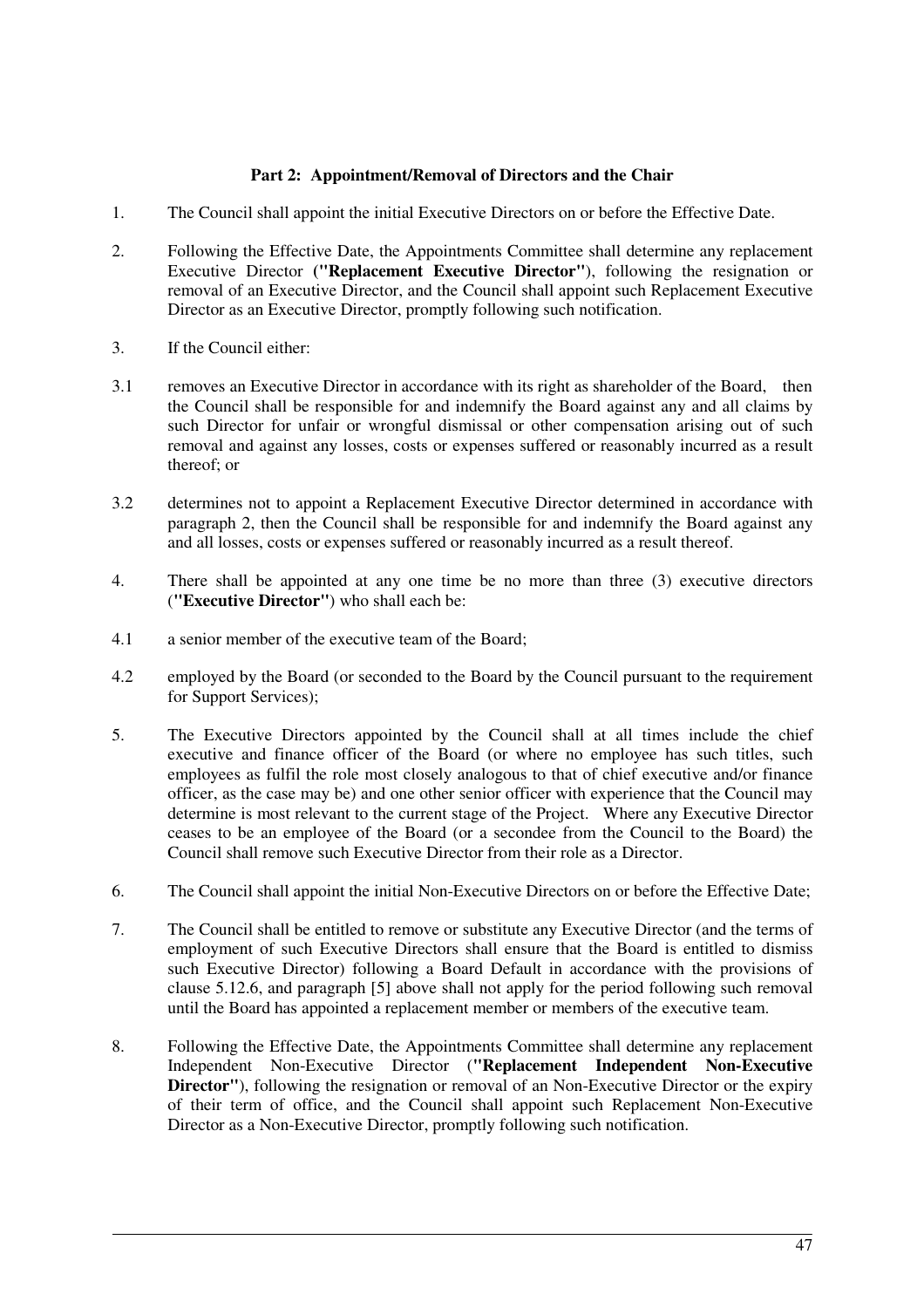**Part 2: Appointment/Removal of Directors and the Chair**

1. The Council shall appoint the initial Executive Directors on or before the Effective Date.

2. Following the Effective Date, the Appointments Committee shall determine any replacement Executive Director (**"Replacement Executive Director"**), following the resignation or removal of an Executive Director, and the Council shall appoint such Replacement Executive Director as an Executive Director, promptly following such notification.

3. If the Council either:

3.1 removes an Executive Director in accordance with its right as shareholder of the Board, then the Council shall be responsible for and indemnify the Board against any and all claims by such Director for unfair or wrongful dismissal or other compensation arising out of such removal and against any losses, costs or expenses suffered or reasonably incurred as a result thereof; or

3.2 determines not to appoint a Replacement Executive Director determined in accordance with paragraph 2, then the Council shall be responsible for and indemnify the Board against any and all losses, costs or expenses suffered or reasonably incurred as a result thereof.

4. There shall be appointed at any one time be no more than three (3) executive directors (**"Executive Director"**) who shall each be:

4.1 a senior member of the executive team of the Board;

4.2 employed by the Board (or seconded to the Board by the Council pursuant to the requirement for Support Services);

5. The Executive Directors appointed by the Council shall at all times include the chief executive and finance officer of the Board (or where no employee has such titles, such employees as fulfil the role most closely analogous to that of chief executive and/or finance officer, as the case may be) and one other senior officer with experience that the Council may determine is most relevant to the current stage of the Project. Where any Executive Director ceases to be an employee of the Board (or a secondee from the Council to the Board) the Council shall remove such Executive Director from their role as a Director.

6. The Council shall appoint the initial Non-Executive Directors on or before the Effective Date;

7. The Council shall be entitled to remove or substitute any Executive Director (and the terms of employment of such Executive Directors shall ensure that the Board is entitled to dismiss such Executive Director) following a Board Default in accordance with the provisions of clause 5.12.6, and paragraph [5] above shall not apply for the period following such removal until the Board has appointed a replacement member or members of the executive team.

8. Following the Effective Date, the Appointments Committee shall determine any replacement Independent Non-Executive Director (**"Replacement Independent Non-Executive Director"**), following the resignation or removal of an Non-Executive Director or the expiry of their term of office, and the Council shall appoint such Replacement Non-Executive Director as a Non-Executive Director, promptly following such notification.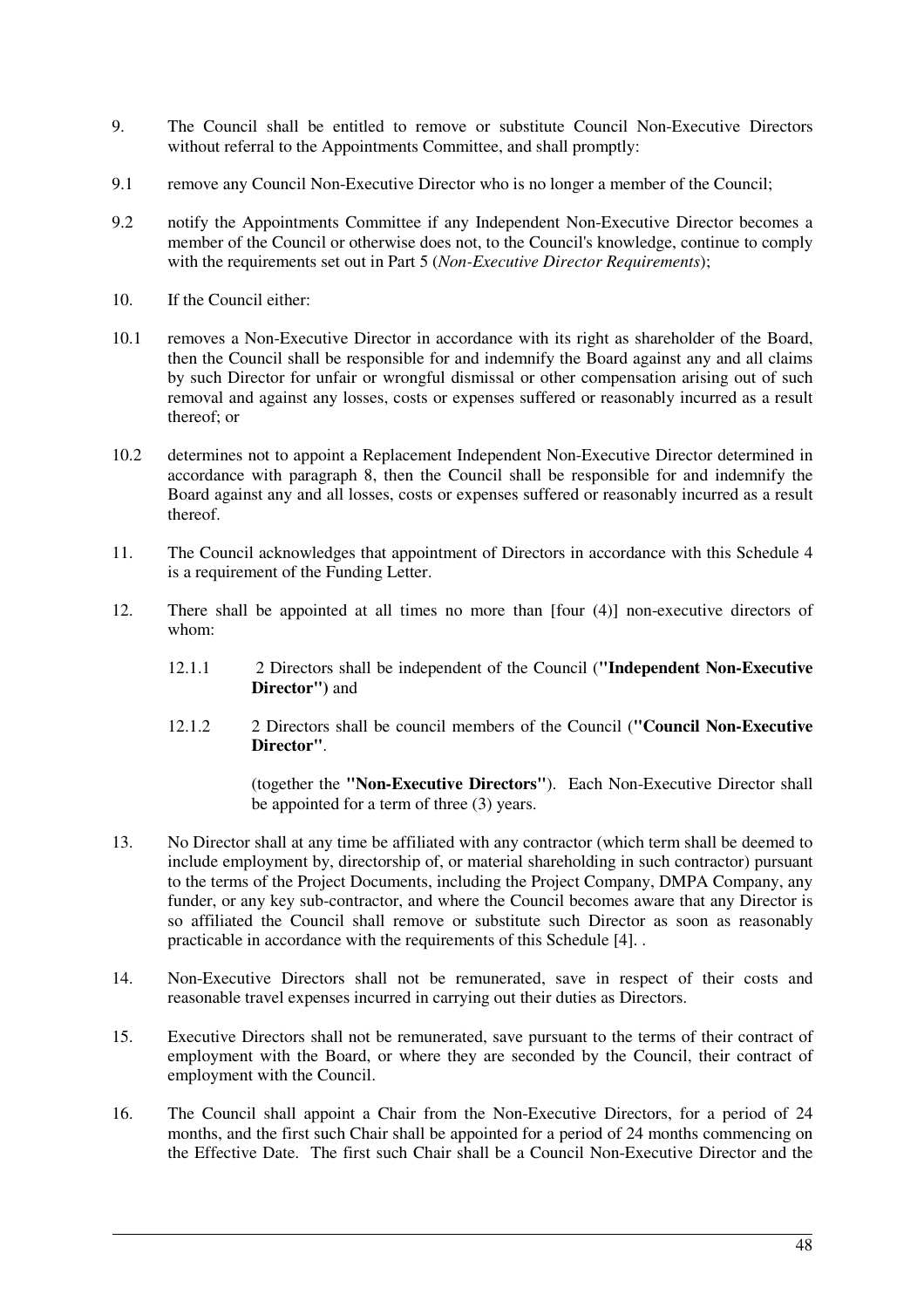9. The Council shall be entitled to remove or substitute Council Non-Executive Directors without referral to the Appointments Committee, and shall promptly:

9.1 remove any Council Non-Executive Director who is no longer a member of the Council;

9.2 notify the Appointments Committee if any Independent Non-Executive Director becomes a member of the Council or otherwise does not, to the Council's knowledge, continue to comply with the requirements set out in Part 5 (*Non-Executive Director Requirements*);

10. If the Council either:

10.1 removes a Non-Executive Director in accordance with its right as shareholder of the Board, then the Council shall be responsible for and indemnify the Board against any and all claims by such Director for unfair or wrongful dismissal or other compensation arising out of such removal and against any losses, costs or expenses suffered or reasonably incurred as a result thereof; or

10.2 determines not to appoint a Replacement Independent Non-Executive Director determined in accordance with paragraph 8, then the Council shall be responsible for and indemnify the Board against any and all losses, costs or expenses suffered or reasonably incurred as a result thereof.

11. The Council acknowledges that appointment of Directors in accordance with this Schedule 4 is a requirement of the Funding Letter.

12. There shall be appointed at all times no more than [four (4)] non-executive directors of whom:

    12.1.1 2 Directors shall be independent of the Council (**"Independent Non-Executive Director")** and

    12.1.2 2 Directors shall be council members of the Council (**"Council Non-Executive Director"**.

    (together the **"Non-Executive Directors"**). Each Non-Executive Director shall be appointed for a term of three (3) years.

13. No Director shall at any time be affiliated with any contractor (which term shall be deemed to include employment by, directorship of, or material shareholding in such contractor) pursuant to the terms of the Project Documents, including the Project Company, DMPA Company, any funder, or any key sub-contractor, and where the Council becomes aware that any Director is so affiliated the Council shall remove or substitute such Director as soon as reasonably practicable in accordance with the requirements of this Schedule [4]. .

14. Non-Executive Directors shall not be remunerated, save in respect of their costs and reasonable travel expenses incurred in carrying out their duties as Directors.

15. Executive Directors shall not be remunerated, save pursuant to the terms of their contract of employment with the Board, or where they are seconded by the Council, their contract of employment with the Council.

16. The Council shall appoint a Chair from the Non-Executive Directors, for a period of 24 months, and the first such Chair shall be appointed for a period of 24 months commencing on the Effective Date. The first such Chair shall be a Council Non-Executive Director and the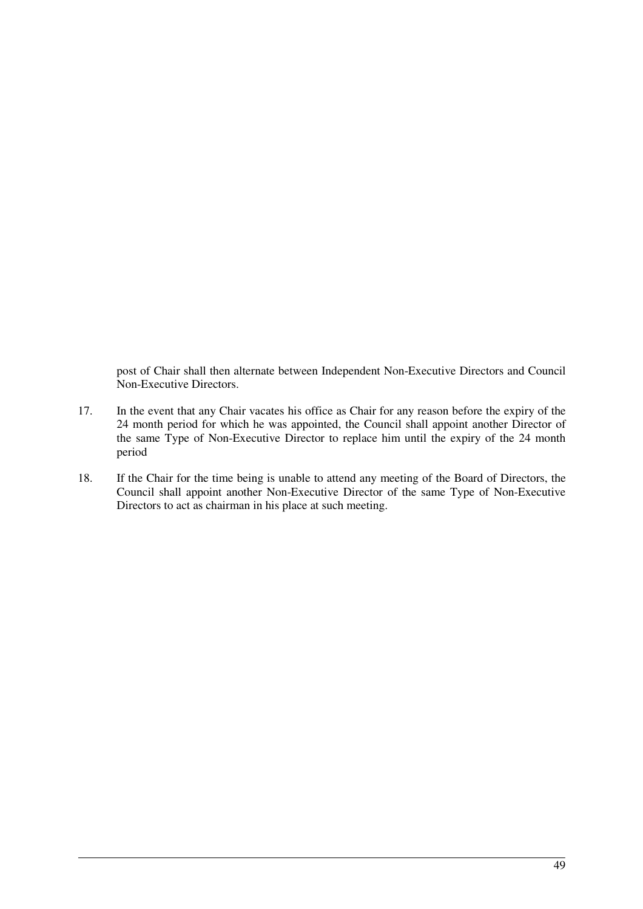post of Chair shall then alternate between Independent Non-Executive Directors and Council Non-Executive Directors.

17. In the event that any Chair vacates his office as Chair for any reason before the expiry of the 24 month period for which he was appointed, the Council shall appoint another Director of the same Type of Non-Executive Director to replace him until the expiry of the 24 month period

18. If the Chair for the time being is unable to attend any meeting of the Board of Directors, the Council shall appoint another Non-Executive Director of the same Type of Non-Executive Directors to act as chairman in his place at such meeting.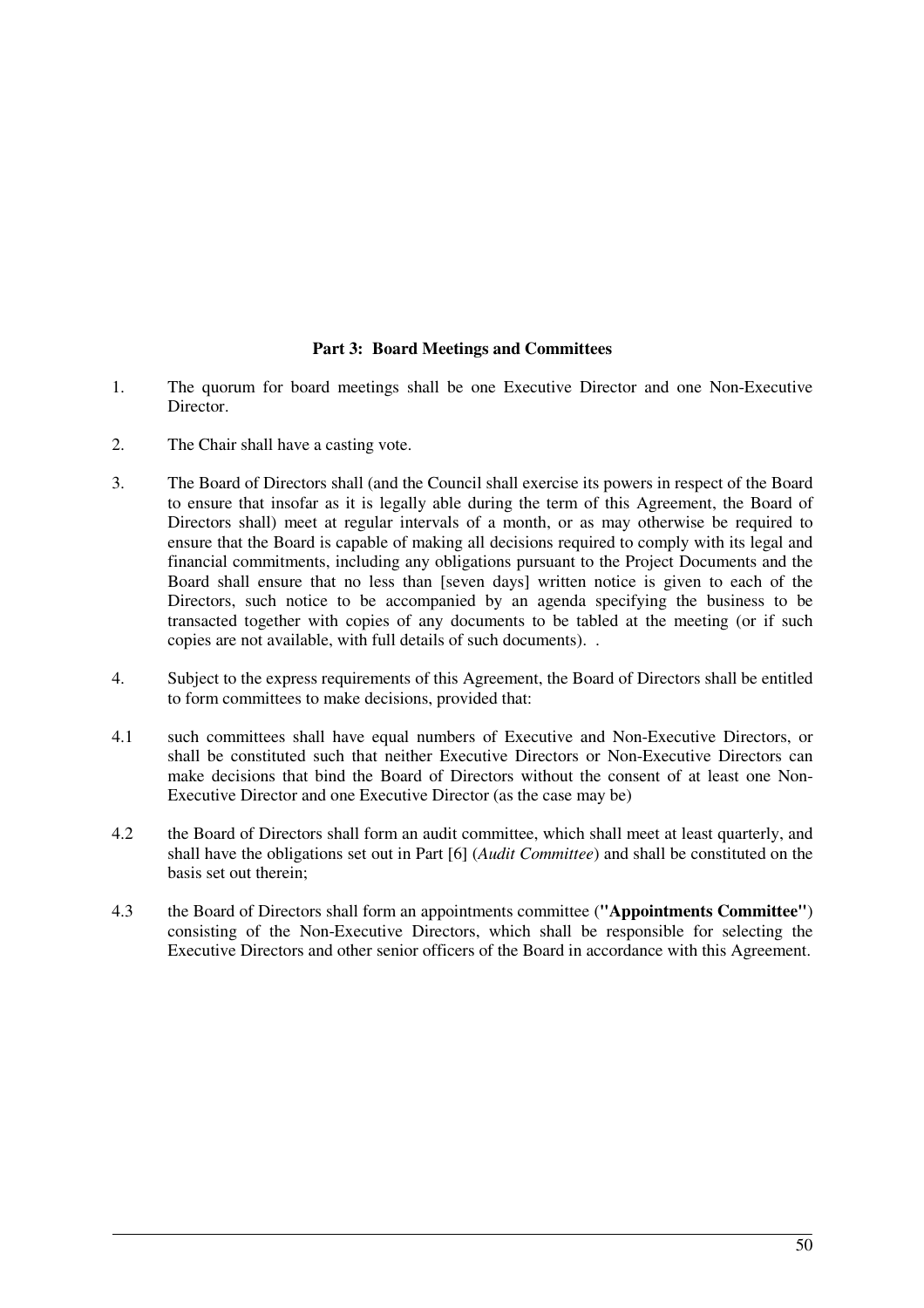**Part 3: Board Meetings and Committees**

1. The quorum for board meetings shall be one Executive Director and one Non-Executive Director.

2. The Chair shall have a casting vote.

3. The Board of Directors shall (and the Council shall exercise its powers in respect of the Board to ensure that insofar as it is legally able during the term of this Agreement, the Board of Directors shall) meet at regular intervals of a month, or as may otherwise be required to ensure that the Board is capable of making all decisions required to comply with its legal and financial commitments, including any obligations pursuant to the Project Documents and the Board shall ensure that no less than [seven days] written notice is given to each of the Directors, such notice to be accompanied by an agenda specifying the business to be transacted together with copies of any documents to be tabled at the meeting (or if such copies are not available, with full details of such documents). .

4. Subject to the express requirements of this Agreement, the Board of Directors shall be entitled to form committees to make decisions, provided that:

4.1 such committees shall have equal numbers of Executive and Non-Executive Directors, or shall be constituted such that neither Executive Directors or Non-Executive Directors can make decisions that bind the Board of Directors without the consent of at least one Non-Executive Director and one Executive Director (as the case may be)

4.2 the Board of Directors shall form an audit committee, which shall meet at least quarterly, and shall have the obligations set out in Part [6] (*Audit Committee*) and shall be constituted on the basis set out therein;

4.3 the Board of Directors shall form an appointments committee (**"Appointments Committee"**) consisting of the Non-Executive Directors, which shall be responsible for selecting the Executive Directors and other senior officers of the Board in accordance with this Agreement.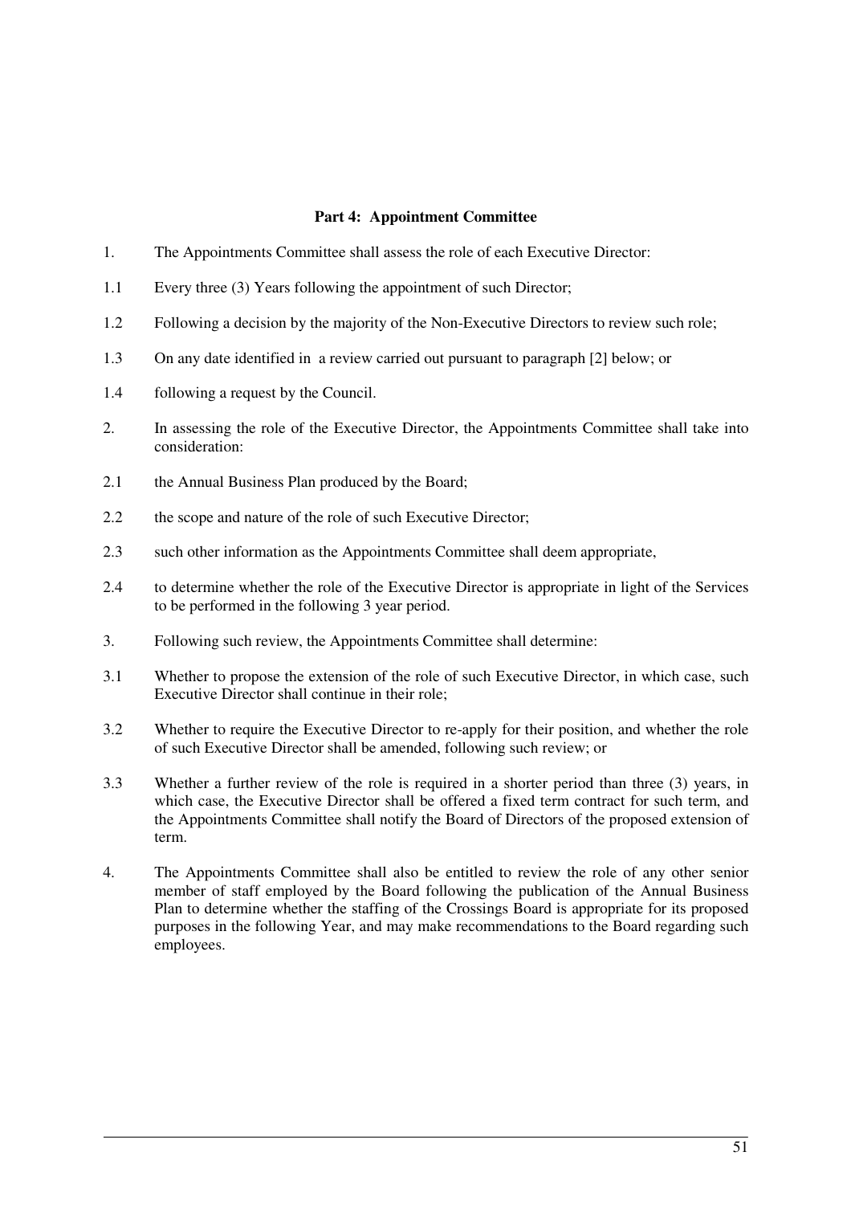**Part 4: Appointment Committee**

1. The Appointments Committee shall assess the role of each Executive Director:

1.1 Every three (3) Years following the appointment of such Director;

1.2 Following a decision by the majority of the Non-Executive Directors to review such role;

1.3 On any date identified in a review carried out pursuant to paragraph [2] below; or

1.4 following a request by the Council.

2. In assessing the role of the Executive Director, the Appointments Committee shall take into consideration:

2.1 the Annual Business Plan produced by the Board;

2.2 the scope and nature of the role of such Executive Director;

2.3 such other information as the Appointments Committee shall deem appropriate,

2.4 to determine whether the role of the Executive Director is appropriate in light of the Services to be performed in the following 3 year period.

3. Following such review, the Appointments Committee shall determine:

3.1 Whether to propose the extension of the role of such Executive Director, in which case, such Executive Director shall continue in their role;

3.2 Whether to require the Executive Director to re-apply for their position, and whether the role of such Executive Director shall be amended, following such review; or

3.3 Whether a further review of the role is required in a shorter period than three (3) years, in which case, the Executive Director shall be offered a fixed term contract for such term, and the Appointments Committee shall notify the Board of Directors of the proposed extension of term.

4. The Appointments Committee shall also be entitled to review the role of any other senior member of staff employed by the Board following the publication of the Annual Business Plan to determine whether the staffing of the Crossings Board is appropriate for its proposed purposes in the following Year, and may make recommendations to the Board regarding such employees.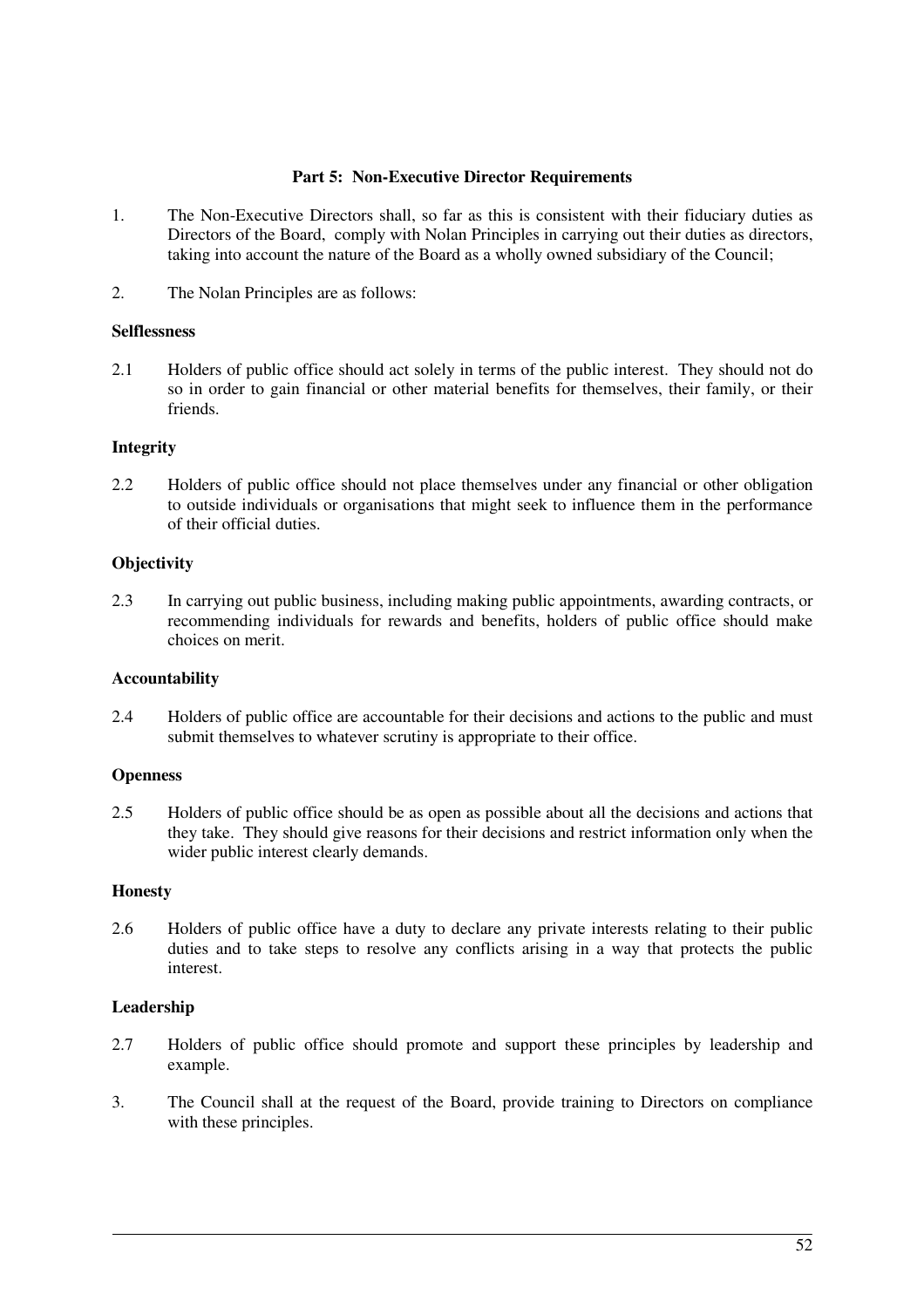**Part 5: Non-Executive Director Requirements**

1. The Non-Executive Directors shall, so far as this is consistent with their fiduciary duties as Directors of the Board, comply with Nolan Principles in carrying out their duties as directors, taking into account the nature of the Board as a wholly owned subsidiary of the Council;

2. The Nolan Principles are as follows:

**Selflessness**

2.1 Holders of public office should act solely in terms of the public interest. They should not do so in order to gain financial or other material benefits for themselves, their family, or their friends.

**Integrity**

2.2 Holders of public office should not place themselves under any financial or other obligation to outside individuals or organisations that might seek to influence them in the performance of their official duties.

**Objectivity**

2.3 In carrying out public business, including making public appointments, awarding contracts, or recommending individuals for rewards and benefits, holders of public office should make choices on merit.

**Accountability**

2.4 Holders of public office are accountable for their decisions and actions to the public and must submit themselves to whatever scrutiny is appropriate to their office.

**Openness**

2.5 Holders of public office should be as open as possible about all the decisions and actions that they take. They should give reasons for their decisions and restrict information only when the wider public interest clearly demands.

**Honesty**

2.6 Holders of public office have a duty to declare any private interests relating to their public duties and to take steps to resolve any conflicts arising in a way that protects the public interest.

**Leadership**

2.7 Holders of public office should promote and support these principles by leadership and example.

3. The Council shall at the request of the Board, provide training to Directors on compliance with these principles.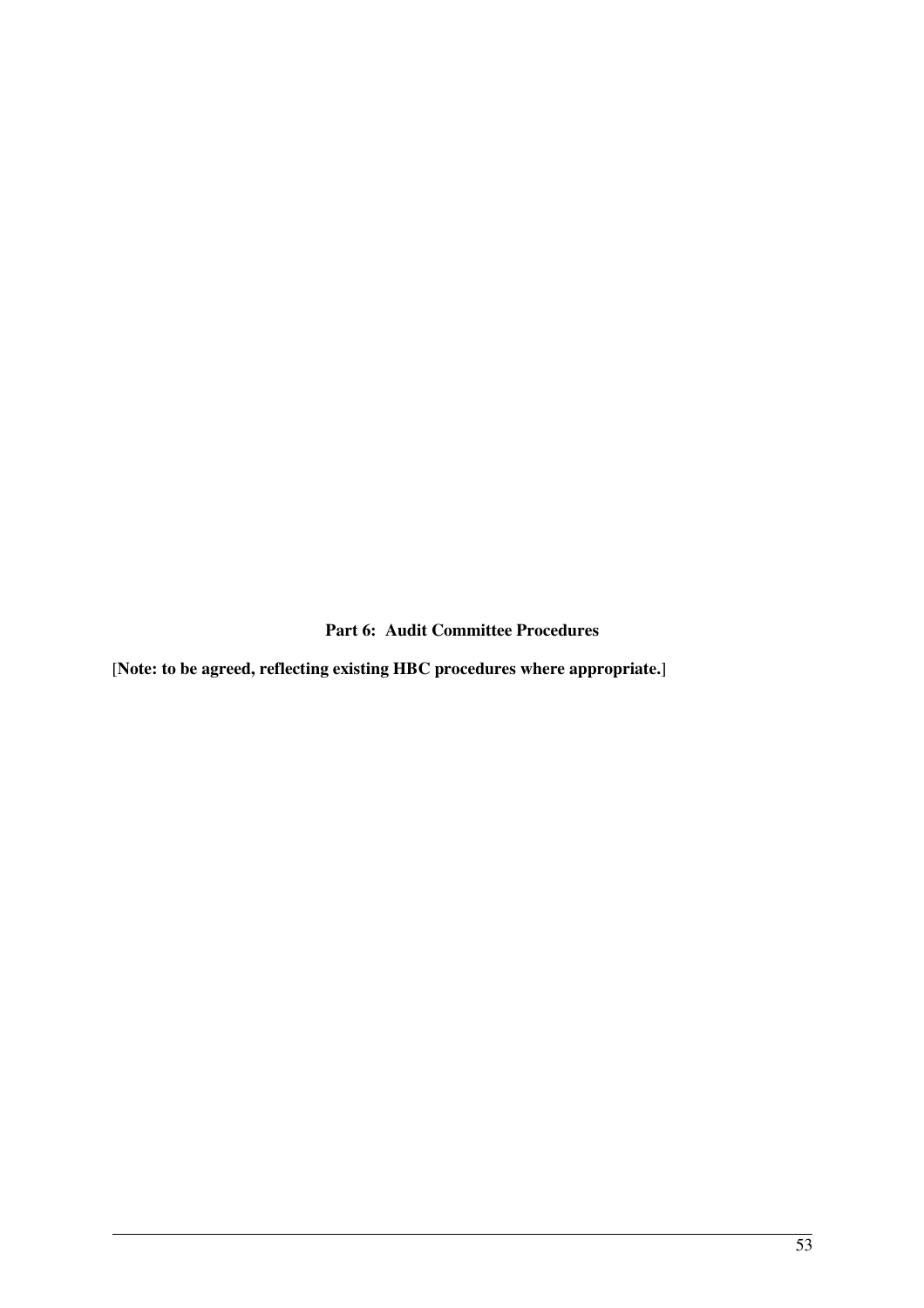## Part 6: Audit Committee Procedures

[**Note: to be agreed, reflecting existing HBC procedures where appropriate.**]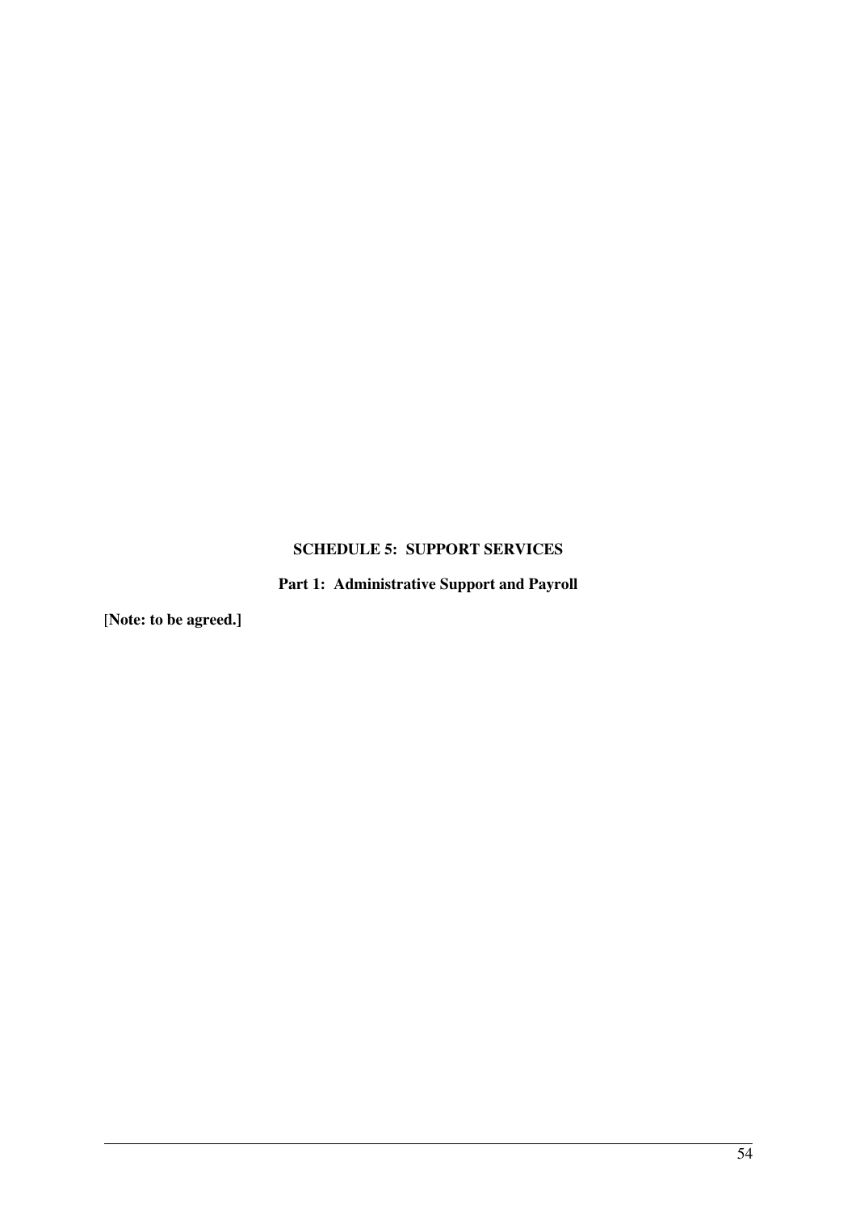## SCHEDULE 5: SUPPORT SERVICES

### Part 1: Administrative Support and Payroll

[**Note: to be agreed.**]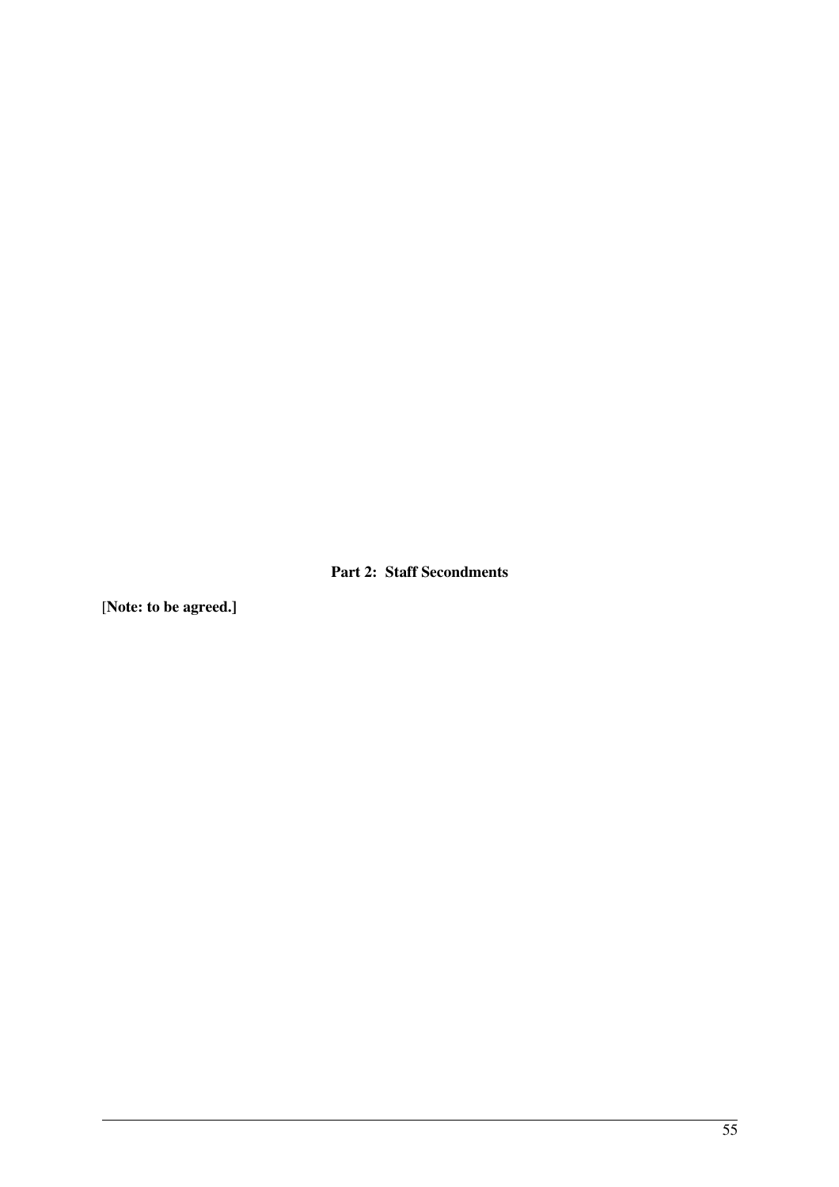**Part 2: Staff Secondments**

[**Note: to be agreed.]**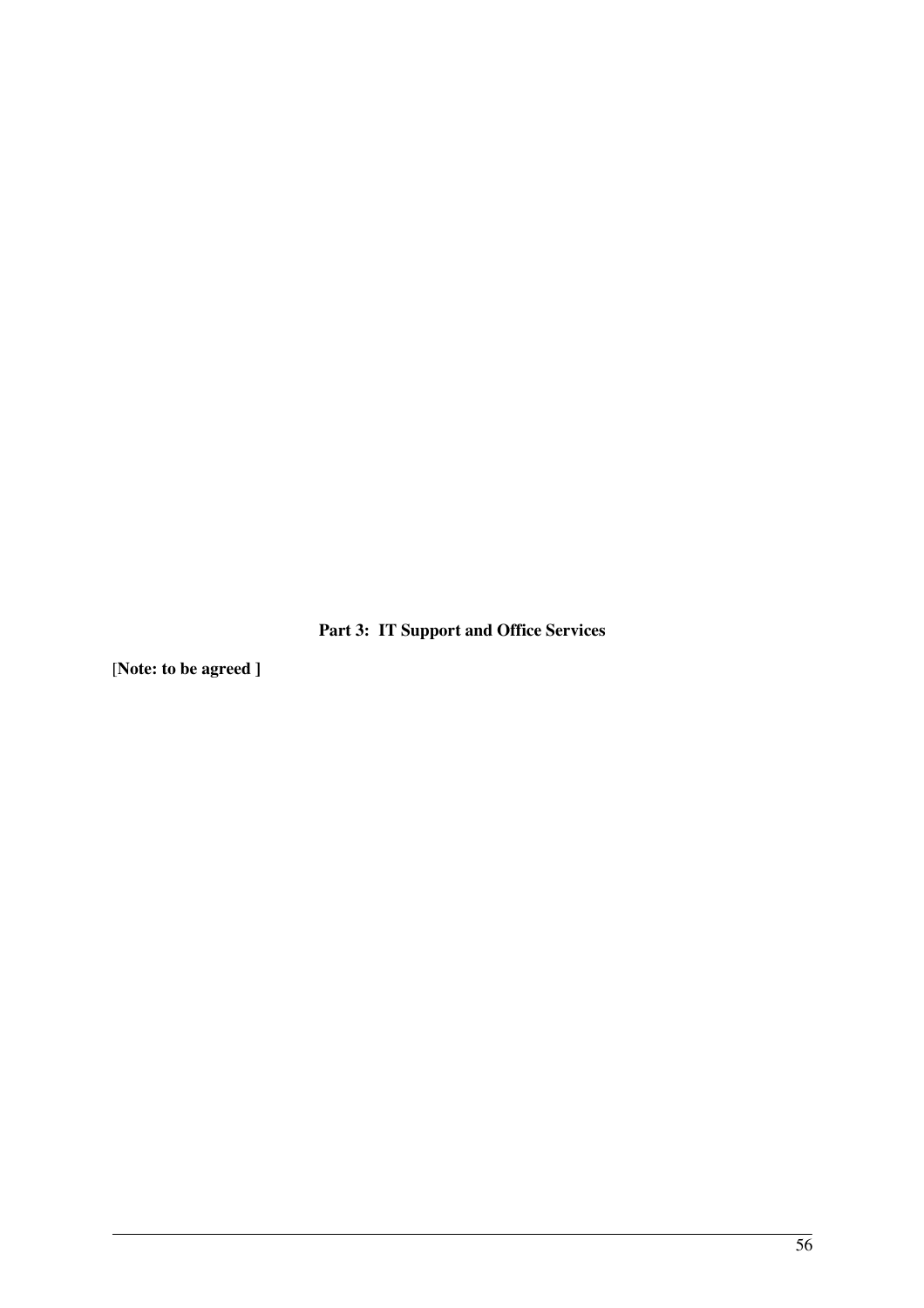**Part 3: IT Support and Office Services**

[**Note: to be agreed** ]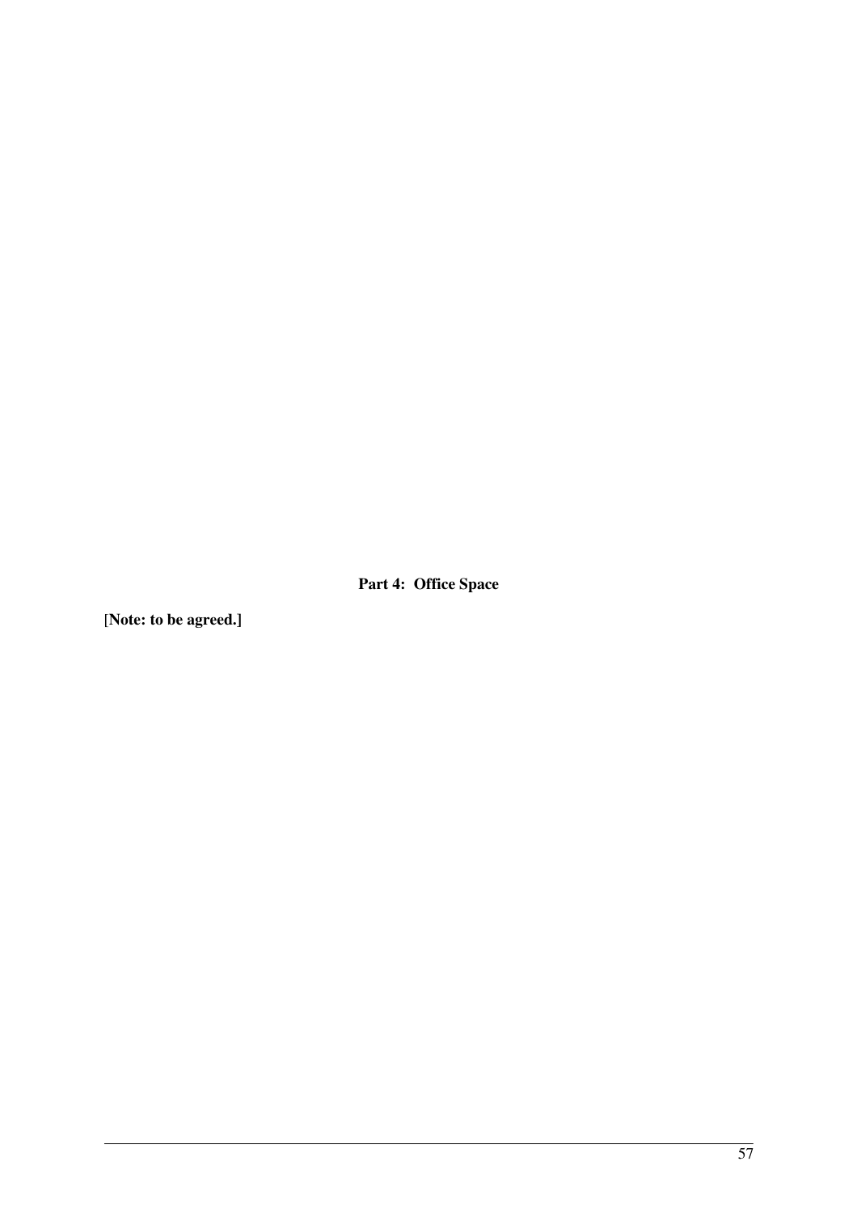## Part 4: Office Space

[**Note: to be agreed.]**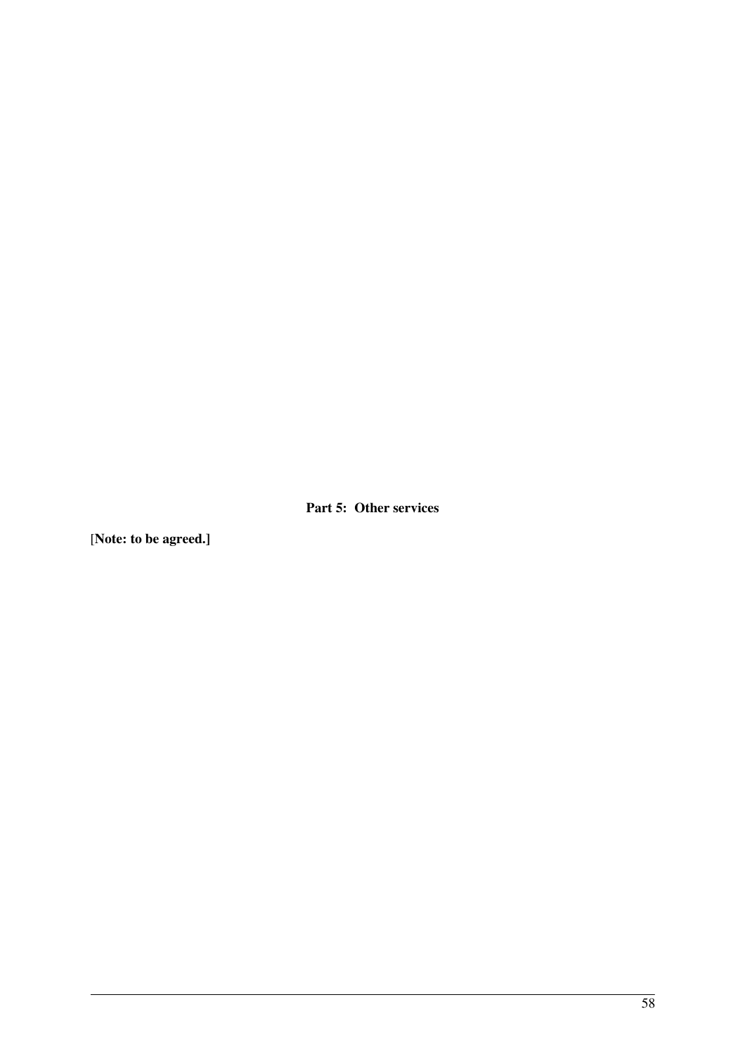**Part 5: Other services**

[**Note: to be agreed.]**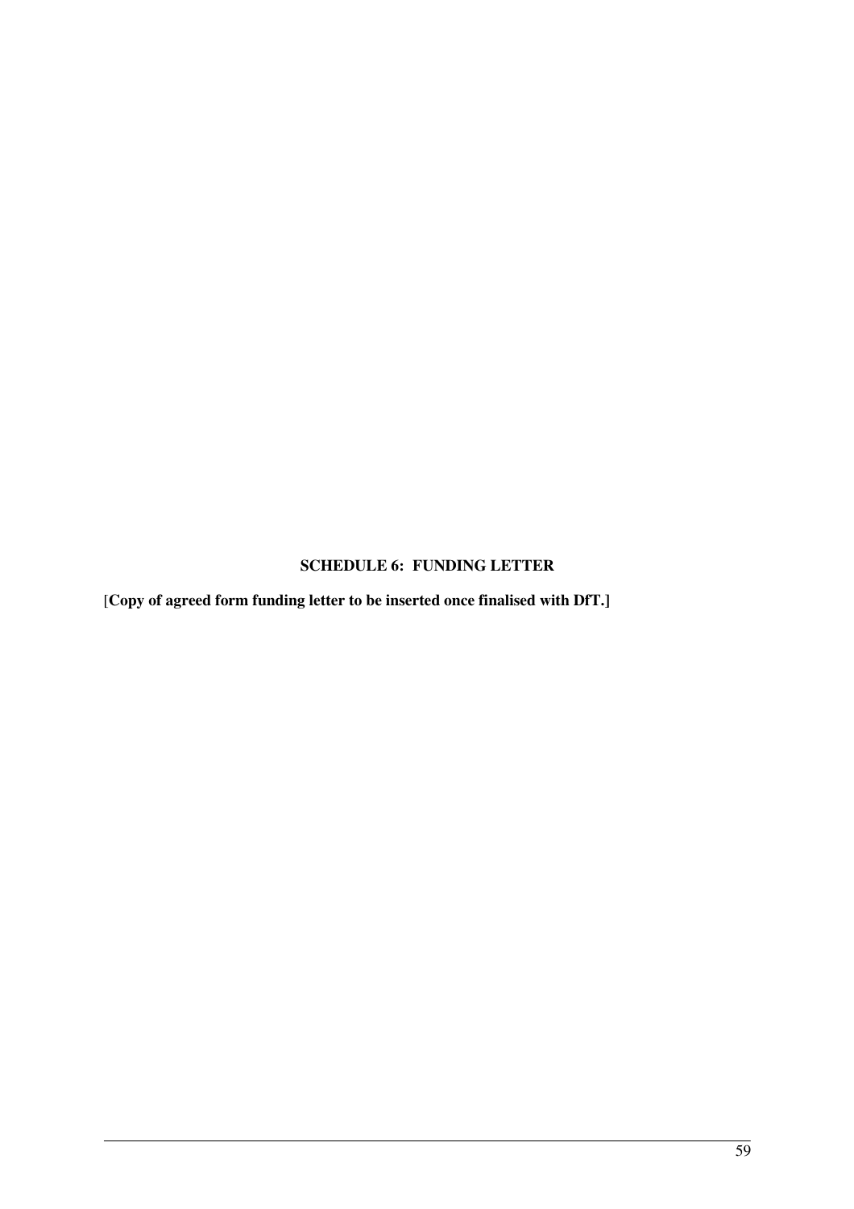## SCHEDULE 6: FUNDING LETTER

[**Copy of agreed form funding letter to be inserted once finalised with DfT.]**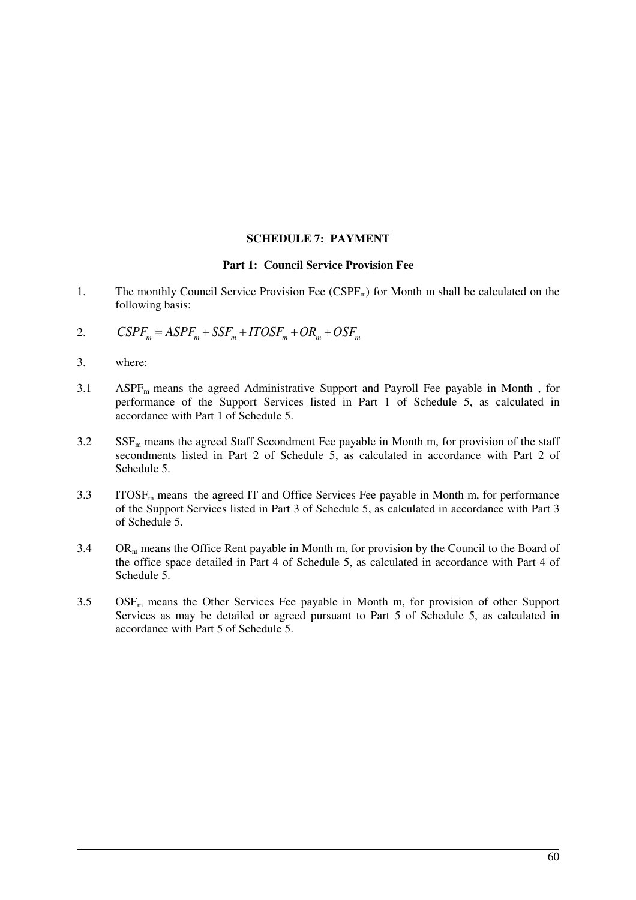## SCHEDULE 7: PAYMENT

### Part 1: Council Service Provision Fee

1. The monthly Council Service Provision Fee ($CSPF_m$) for Month m shall be calculated on the following basis:

2. $$CSPF_m = ASPF_m + SSF_m + ITOSF_m + OR_m + OSF_m$$

3. where:

3.1 $ASPF_m$ means the agreed Administrative Support and Payroll Fee payable in Month , for performance of the Support Services listed in Part 1 of Schedule 5, as calculated in accordance with Part 1 of Schedule 5.

3.2 $SSF_m$ means the agreed Staff Secondment Fee payable in Month m, for provision of the staff secondments listed in Part 2 of Schedule 5, as calculated in accordance with Part 2 of Schedule 5.

3.3 $ITOSF_m$ means the agreed IT and Office Services Fee payable in Month m, for performance of the Support Services listed in Part 3 of Schedule 5, as calculated in accordance with Part 3 of Schedule 5.

3.4 $OR_m$ means the Office Rent payable in Month m, for provision by the Council to the Board of the office space detailed in Part 4 of Schedule 5, as calculated in accordance with Part 4 of Schedule 5.

3.5 $OSF_m$ means the Other Services Fee payable in Month m, for provision of other Support Services as may be detailed or agreed pursuant to Part 5 of Schedule 5, as calculated in accordance with Part 5 of Schedule 5.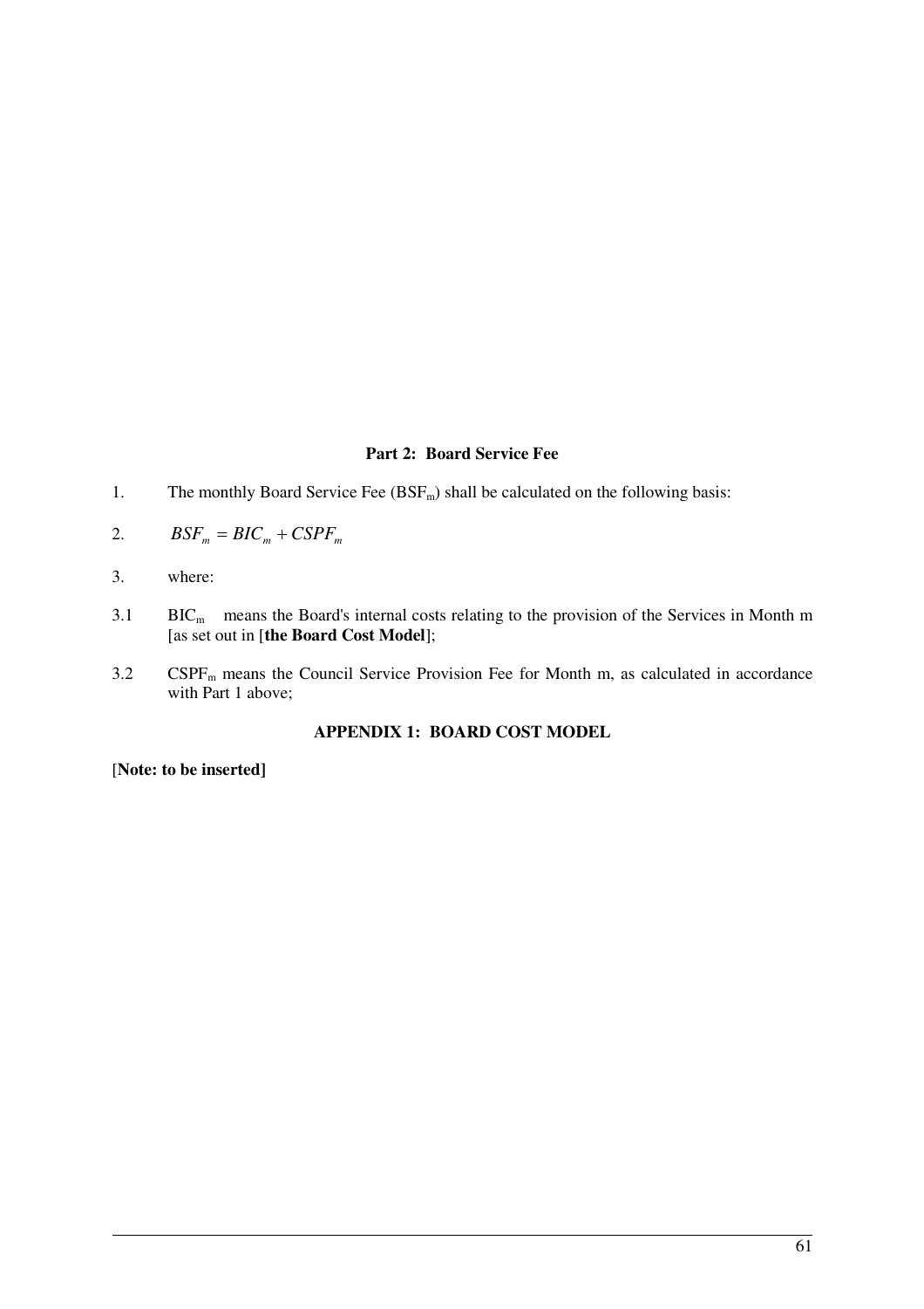### Part 2: Board Service Fee

1. The monthly Board Service Fee ($BSF_m$) shall be calculated on the following basis:

2. $BSF_m = BIC_m + CSPF_m$

3. where:

3.1 $BIC_m$ means the Board's internal costs relating to the provision of the Services in Month m [as set out in [**the Board Cost Model**];

3.2 $CSPF_m$ means the Council Service Provision Fee for Month m, as calculated in accordance with Part 1 above;

### APPENDIX 1: BOARD COST MODEL

[**Note: to be inserted]**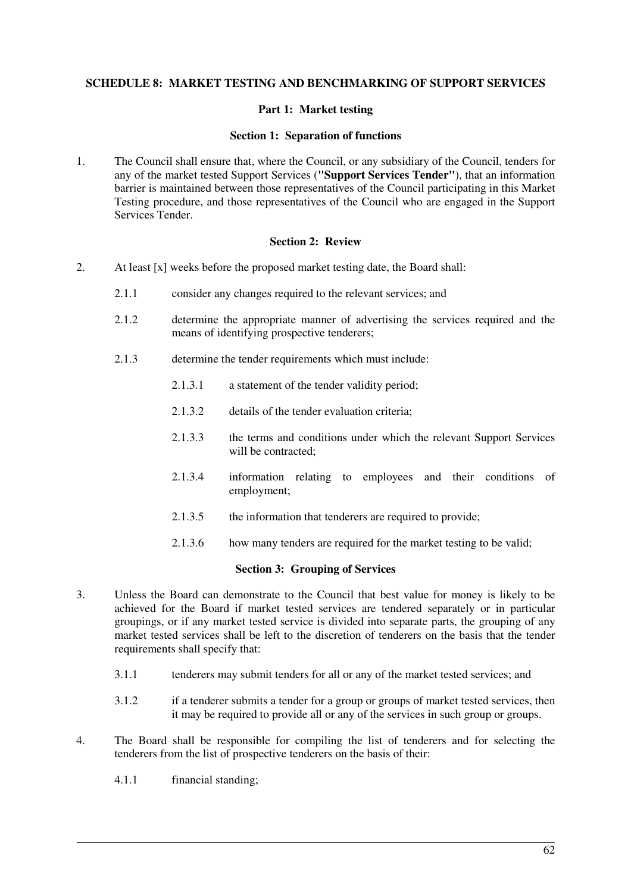## SCHEDULE 8: MARKET TESTING AND BENCHMARKING OF SUPPORT SERVICES

### Part 1: Market testing

#### Section 1: Separation of functions

1. The Council shall ensure that, where the Council, or any subsidiary of the Council, tenders for any of the market tested Support Services (**"Support Services Tender"**), that an information barrier is maintained between those representatives of the Council participating in this Market Testing procedure, and those representatives of the Council who are engaged in the Support Services Tender.

#### Section 2: Review

2. At least [x] weeks before the proposed market testing date, the Board shall:

   2.1.1 consider any changes required to the relevant services; and

   2.1.2 determine the appropriate manner of advertising the services required and the means of identifying prospective tenderers;

   2.1.3 determine the tender requirements which must include:

      2.1.3.1 a statement of the tender validity period;

      2.1.3.2 details of the tender evaluation criteria;

      2.1.3.3 the terms and conditions under which the relevant Support Services will be contracted;

      2.1.3.4 information relating to employees and their conditions of employment;

      2.1.3.5 the information that tenderers are required to provide;

      2.1.3.6 how many tenders are required for the market testing to be valid;

#### Section 3: Grouping of Services

3. Unless the Board can demonstrate to the Council that best value for money is likely to be achieved for the Board if market tested services are tendered separately or in particular groupings, or if any market tested service is divided into separate parts, the grouping of any market tested services shall be left to the discretion of tenderers on the basis that the tender requirements shall specify that:

   3.1.1 tenderers may submit tenders for all or any of the market tested services; and

   3.1.2 if a tenderer submits a tender for a group or groups of market tested services, then it may be required to provide all or any of the services in such group or groups.

4. The Board shall be responsible for compiling the list of tenderers and for selecting the tenderers from the list of prospective tenderers on the basis of their:

   4.1.1 financial standing;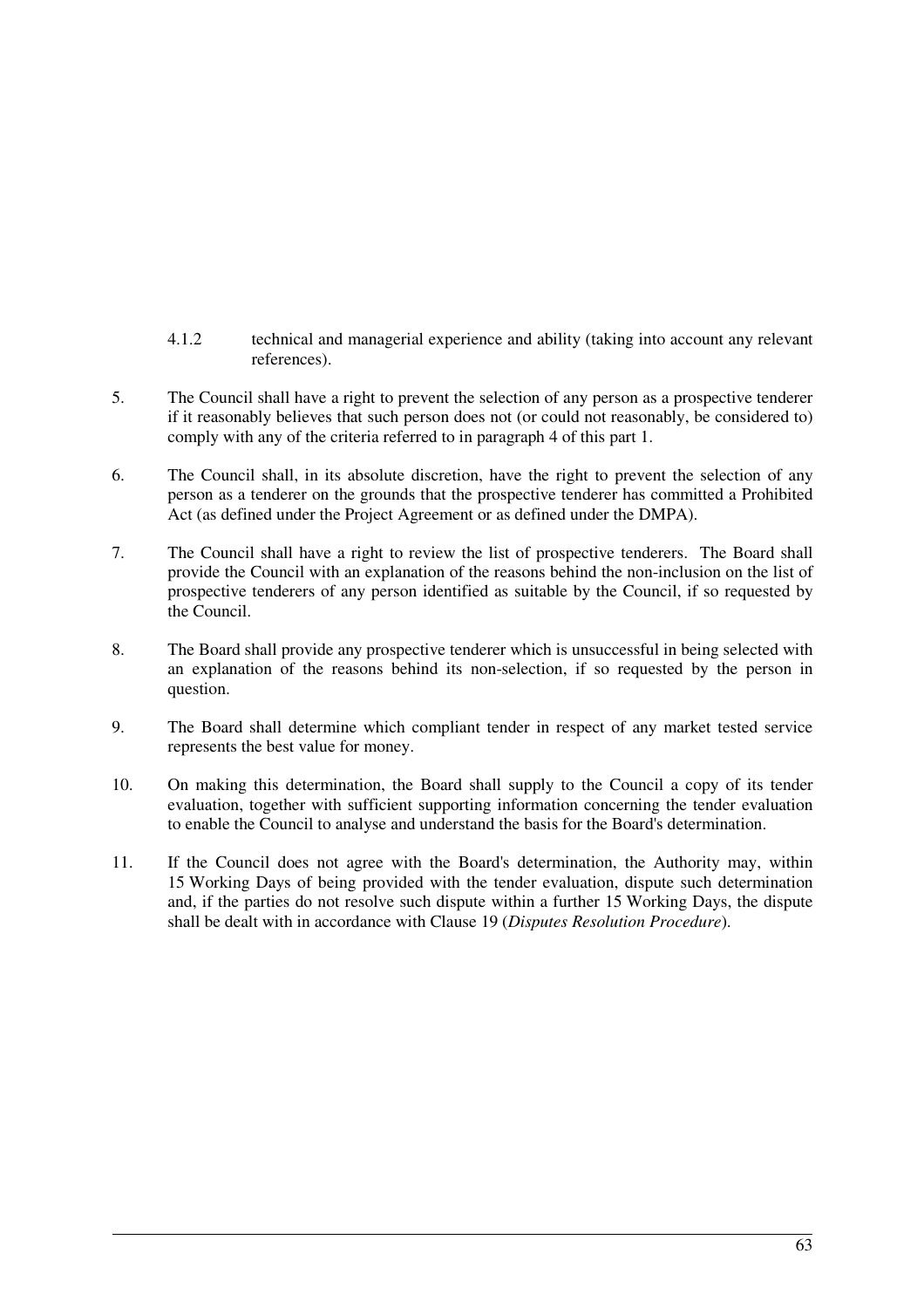4.1.2 technical and managerial experience and ability (taking into account any relevant references).

5. The Council shall have a right to prevent the selection of any person as a prospective tenderer if it reasonably believes that such person does not (or could not reasonably, be considered to) comply with any of the criteria referred to in paragraph 4 of this part 1.

6. The Council shall, in its absolute discretion, have the right to prevent the selection of any person as a tenderer on the grounds that the prospective tenderer has committed a Prohibited Act (as defined under the Project Agreement or as defined under the DMPA).

7. The Council shall have a right to review the list of prospective tenderers. The Board shall provide the Council with an explanation of the reasons behind the non-inclusion on the list of prospective tenderers of any person identified as suitable by the Council, if so requested by the Council.

8. The Board shall provide any prospective tenderer which is unsuccessful in being selected with an explanation of the reasons behind its non-selection, if so requested by the person in question.

9. The Board shall determine which compliant tender in respect of any market tested service represents the best value for money.

10. On making this determination, the Board shall supply to the Council a copy of its tender evaluation, together with sufficient supporting information concerning the tender evaluation to enable the Council to analyse and understand the basis for the Board's determination.

11. If the Council does not agree with the Board's determination, the Authority may, within 15 Working Days of being provided with the tender evaluation, dispute such determination and, if the parties do not resolve such dispute within a further 15 Working Days, the dispute shall be dealt with in accordance with Clause 19 (*Disputes Resolution Procedure*).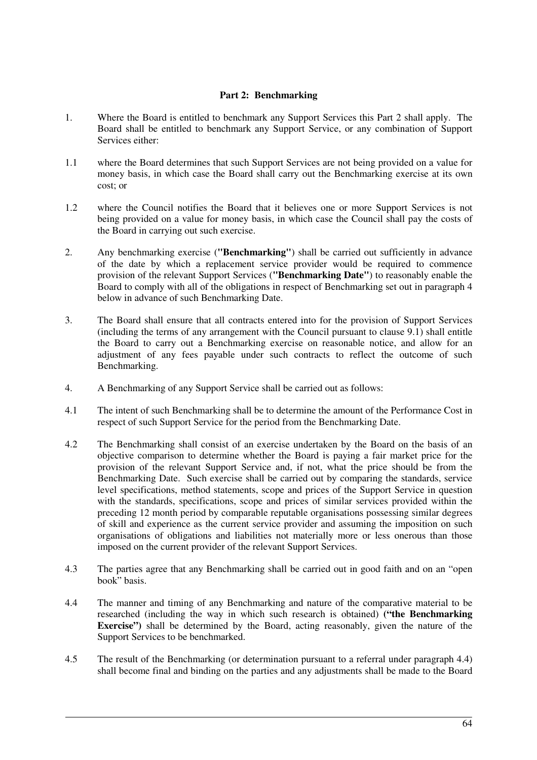## Part 2: Benchmarking

1. Where the Board is entitled to benchmark any Support Services this Part 2 shall apply. The Board shall be entitled to benchmark any Support Service, or any combination of Support Services either:

1.1 where the Board determines that such Support Services are not being provided on a value for money basis, in which case the Board shall carry out the Benchmarking exercise at its own cost; or

1.2 where the Council notifies the Board that it believes one or more Support Services is not being provided on a value for money basis, in which case the Council shall pay the costs of the Board in carrying out such exercise.

2. Any benchmarking exercise (**"Benchmarking"**) shall be carried out sufficiently in advance of the date by which a replacement service provider would be required to commence provision of the relevant Support Services (**"Benchmarking Date"**) to reasonably enable the Board to comply with all of the obligations in respect of Benchmarking set out in paragraph 4 below in advance of such Benchmarking Date.

3. The Board shall ensure that all contracts entered into for the provision of Support Services (including the terms of any arrangement with the Council pursuant to clause 9.1) shall entitle the Board to carry out a Benchmarking exercise on reasonable notice, and allow for an adjustment of any fees payable under such contracts to reflect the outcome of such Benchmarking.

4. A Benchmarking of any Support Service shall be carried out as follows:

4.1 The intent of such Benchmarking shall be to determine the amount of the Performance Cost in respect of such Support Service for the period from the Benchmarking Date.

4.2 The Benchmarking shall consist of an exercise undertaken by the Board on the basis of an objective comparison to determine whether the Board is paying a fair market price for the provision of the relevant Support Service and, if not, what the price should be from the Benchmarking Date. Such exercise shall be carried out by comparing the standards, service level specifications, method statements, scope and prices of the Support Service in question with the standards, specifications, scope and prices of similar services provided within the preceding 12 month period by comparable reputable organisations possessing similar degrees of skill and experience as the current service provider and assuming the imposition on such organisations of obligations and liabilities not materially more or less onerous than those imposed on the current provider of the relevant Support Services.

4.3 The parties agree that any Benchmarking shall be carried out in good faith and on an "open book" basis.

4.4 The manner and timing of any Benchmarking and nature of the comparative material to be researched (including the way in which such research is obtained) **("the Benchmarking Exercise")** shall be determined by the Board, acting reasonably, given the nature of the Support Services to be benchmarked.

4.5 The result of the Benchmarking (or determination pursuant to a referral under paragraph 4.4) shall become final and binding on the parties and any adjustments shall be made to the Board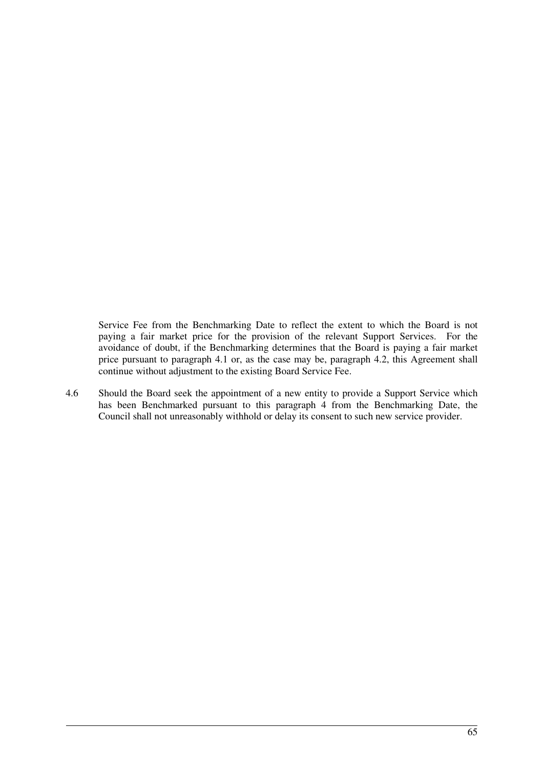Service Fee from the Benchmarking Date to reflect the extent to which the Board is not paying a fair market price for the provision of the relevant Support Services. For the avoidance of doubt, if the Benchmarking determines that the Board is paying a fair market price pursuant to paragraph 4.1 or, as the case may be, paragraph 4.2, this Agreement shall continue without adjustment to the existing Board Service Fee.

4.6 Should the Board seek the appointment of a new entity to provide a Support Service which has been Benchmarked pursuant to this paragraph 4 from the Benchmarking Date, the Council shall not unreasonably withhold or delay its consent to such new service provider.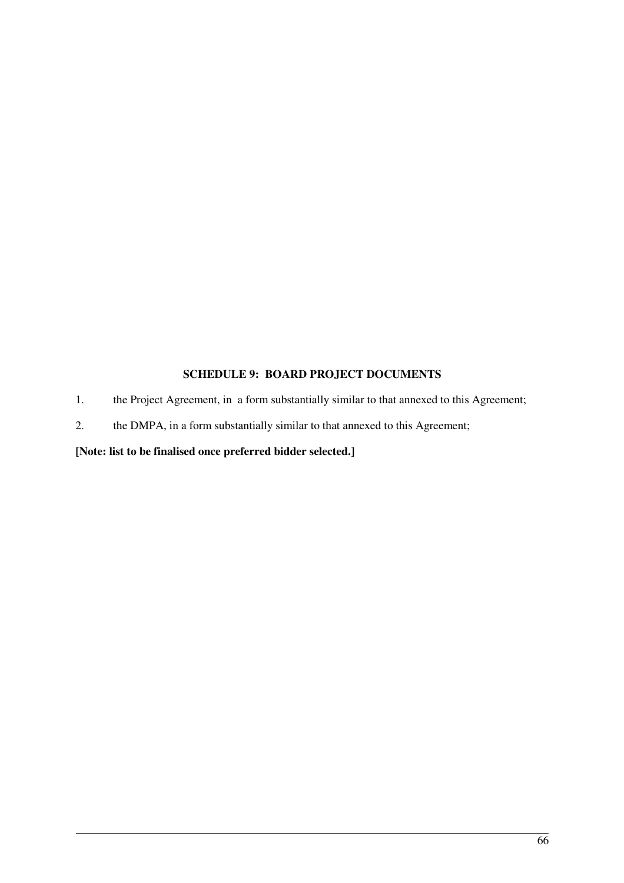## SCHEDULE 9: BOARD PROJECT DOCUMENTS

1. the Project Agreement, in a form substantially similar to that annexed to this Agreement;
2. the DMPA, in a form substantially similar to that annexed to this Agreement;

**[Note: list to be finalised once preferred bidder selected.]**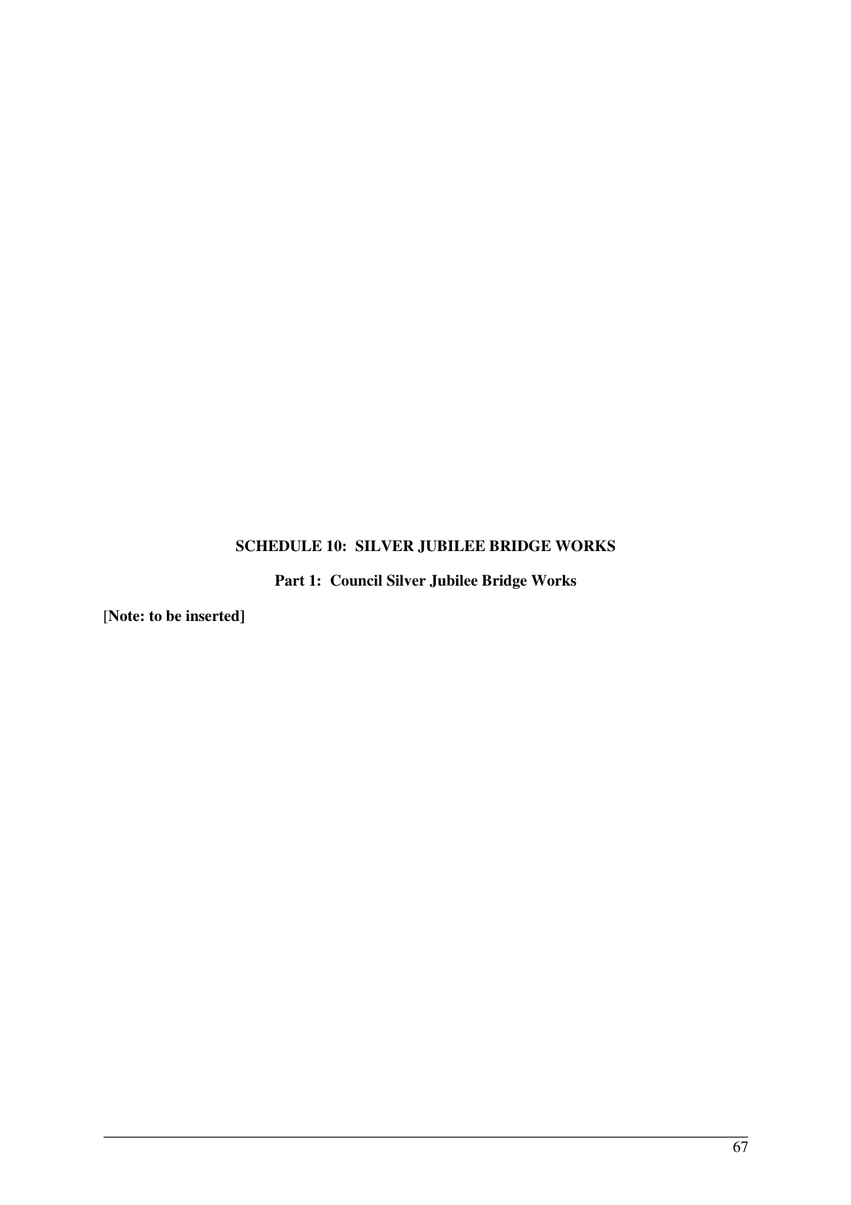## SCHEDULE 10: SILVER JUBILEE BRIDGE WORKS

### Part 1: Council Silver Jubilee Bridge Works

**[Note: to be inserted]**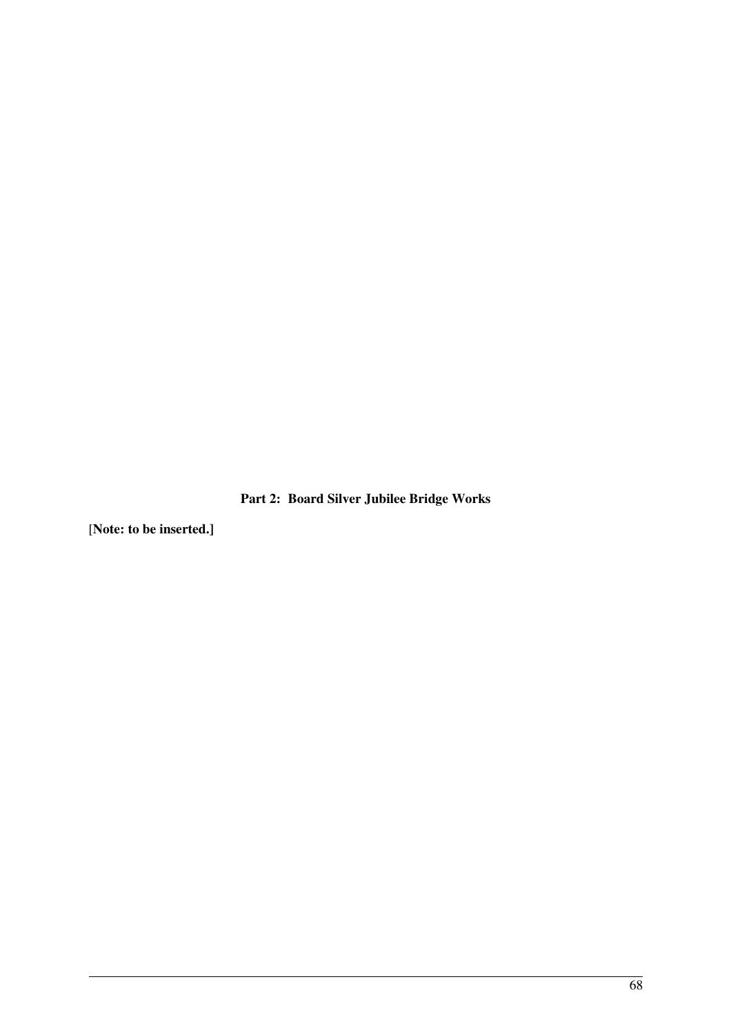**Part 2: Board Silver Jubilee Bridge Works**

[**Note: to be inserted.]**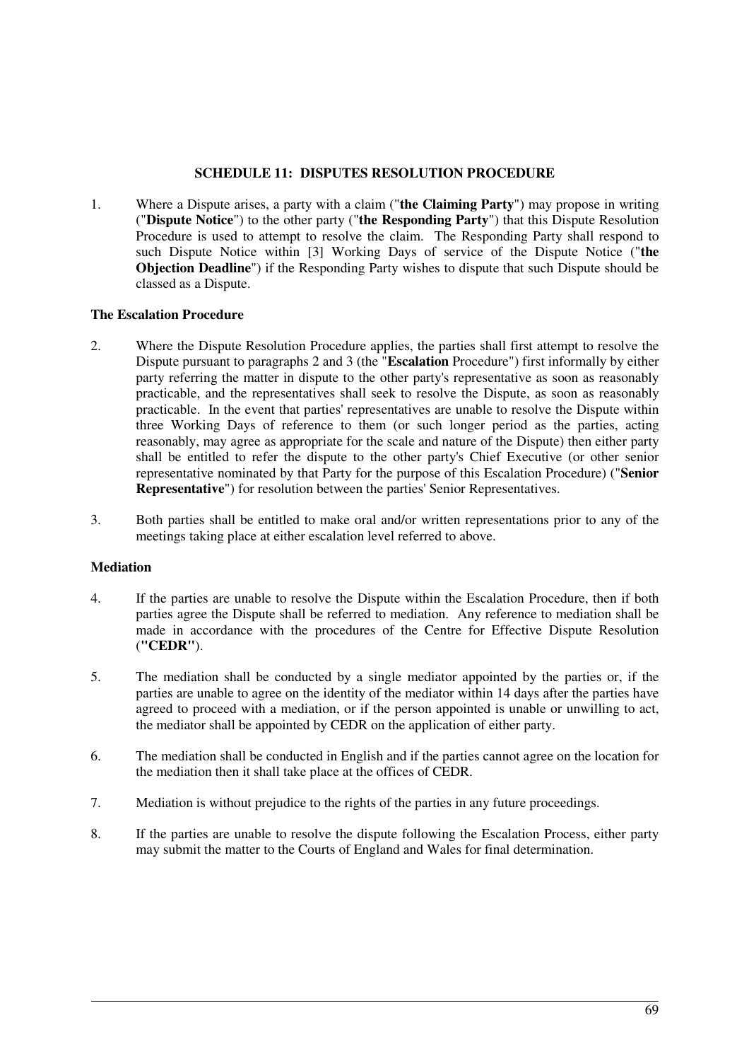## SCHEDULE 11: DISPUTES RESOLUTION PROCEDURE

1. Where a Dispute arises, a party with a claim ("**the Claiming Party**") may propose in writing ("**Dispute Notice**") to the other party ("**the Responding Party**") that this Dispute Resolution Procedure is used to attempt to resolve the claim. The Responding Party shall respond to such Dispute Notice within [3] Working Days of service of the Dispute Notice ("**the Objection Deadline**") if the Responding Party wishes to dispute that such Dispute should be classed as a Dispute.

### The Escalation Procedure

2. Where the Dispute Resolution Procedure applies, the parties shall first attempt to resolve the Dispute pursuant to paragraphs 2 and 3 (the "**Escalation** Procedure") first informally by either party referring the matter in dispute to the other party's representative as soon as reasonably practicable, and the representatives shall seek to resolve the Dispute, as soon as reasonably practicable. In the event that parties' representatives are unable to resolve the Dispute within three Working Days of reference to them (or such longer period as the parties, acting reasonably, may agree as appropriate for the scale and nature of the Dispute) then either party shall be entitled to refer the dispute to the other party's Chief Executive (or other senior representative nominated by that Party for the purpose of this Escalation Procedure) ("**Senior Representative**") for resolution between the parties' Senior Representatives.

3. Both parties shall be entitled to make oral and/or written representations prior to any of the meetings taking place at either escalation level referred to above.

### Mediation

4. If the parties are unable to resolve the Dispute within the Escalation Procedure, then if both parties agree the Dispute shall be referred to mediation. Any reference to mediation shall be made in accordance with the procedures of the Centre for Effective Dispute Resolution (**"CEDR"**).

5. The mediation shall be conducted by a single mediator appointed by the parties or, if the parties are unable to agree on the identity of the mediator within 14 days after the parties have agreed to proceed with a mediation, or if the person appointed is unable or unwilling to act, the mediator shall be appointed by CEDR on the application of either party.

6. The mediation shall be conducted in English and if the parties cannot agree on the location for the mediation then it shall take place at the offices of CEDR.

7. Mediation is without prejudice to the rights of the parties in any future proceedings.

8. If the parties are unable to resolve the dispute following the Escalation Process, either party may submit the matter to the Courts of England and Wales for final determination.